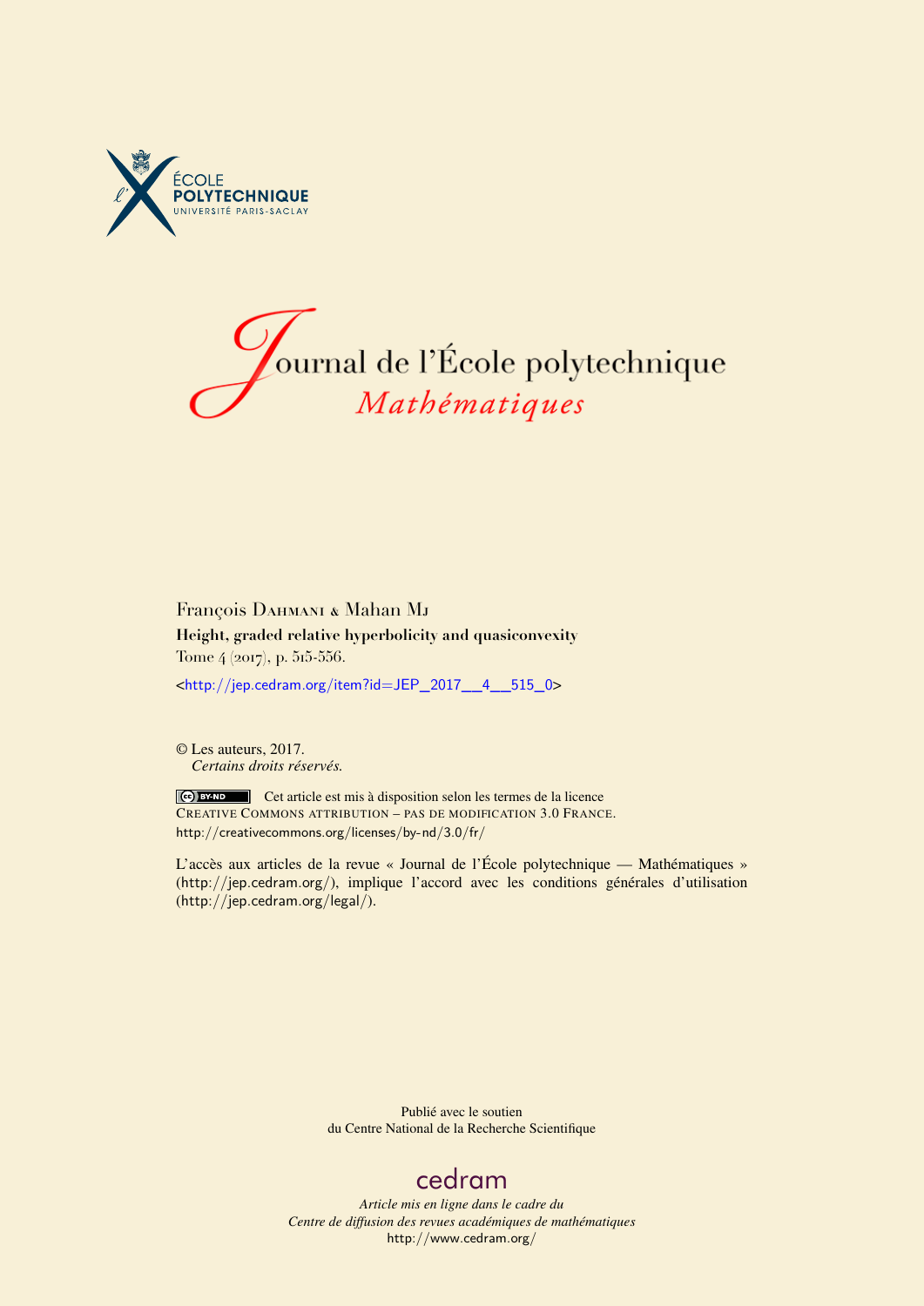ÉCOLE POLYTECHNIQUE
UNIVERSITÉ PARIS-SACLAY

# Journal de l'École polytechnique
## *Mathématiques*

François Dahmani & Mahan Mj

**Height, graded relative hyperbolicity and quasiconvexity**

Tome 4 (2017), p. 515-556.

<http://jep.cedram.org/item?id=JEP_2017__4__515_0>

© Les auteurs, 2017.
*Certains droits réservés.*

Cet article est mis à disposition selon les termes de la licence
Creative Commons attribution – pas de modification 3.0 France.
http://creativecommons.org/licenses/by-nd/3.0/fr/

L'accès aux articles de la revue « Journal de l'École polytechnique — Mathématiques » (http://jep.cedram.org/), implique l'accord avec les conditions générales d'utilisation (http://jep.cedram.org/legal/).

Publié avec le soutien
du Centre National de la Recherche Scientifique

cedram

*Article mis en ligne dans le cadre du*
*Centre de diffusion des revues académiques de mathématiques*
http://www.cedram.org/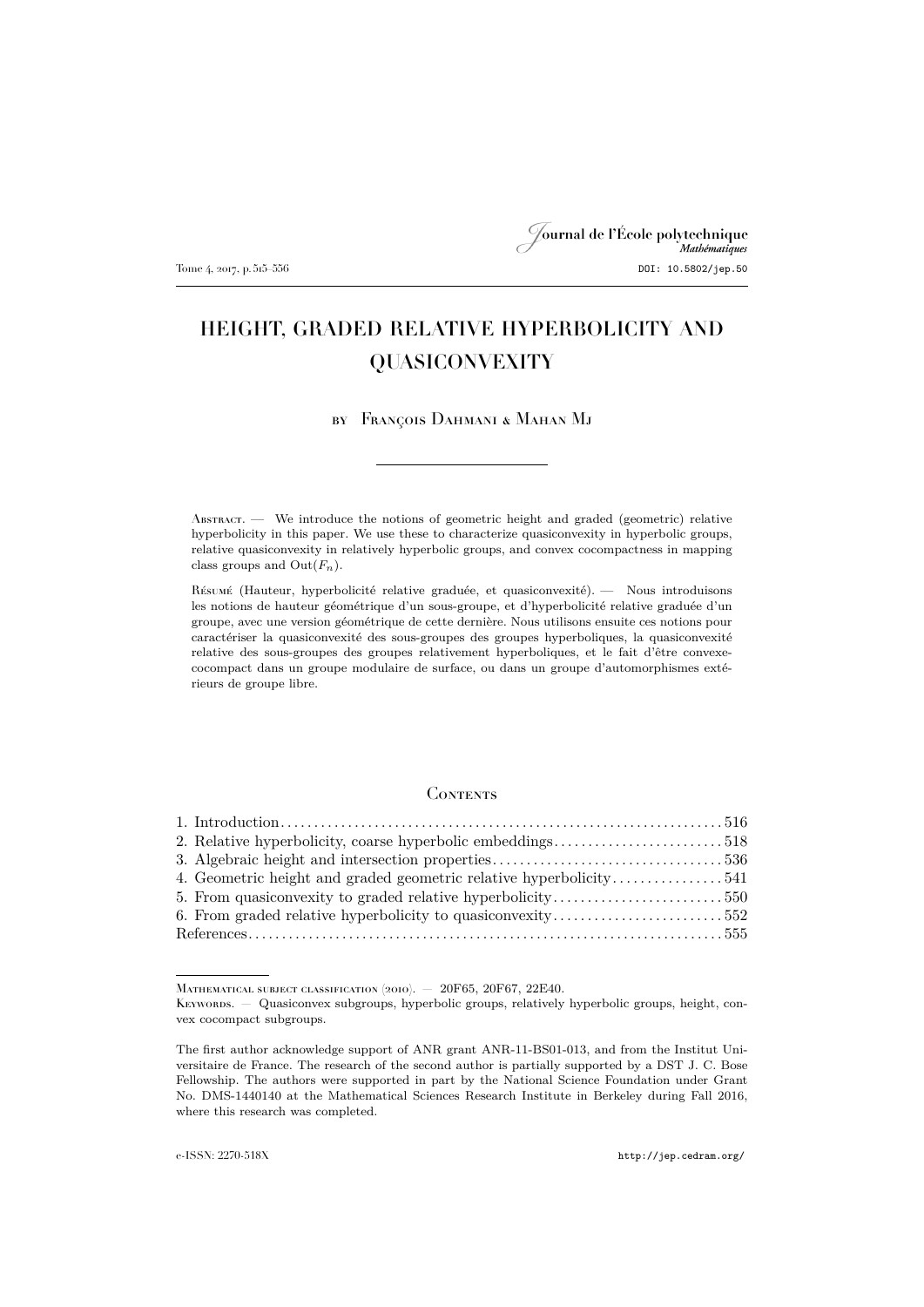# HEIGHT, GRADED RELATIVE HYPERBOLICITY AND QUASICONVEXITY

by François Dahmani & Mahan Mj

Abstract. — We introduce the notions of geometric height and graded (geometric) relative hyperbolicity in this paper. We use these to characterize quasiconvexity in hyperbolic groups, relative quasiconvexity in relatively hyperbolic groups, and convex cocompactness in mapping class groups and $\mathrm{Out}(F_n)$.

Résumé (Hauteur, hyperbolicité relative graduée, et quasiconvexité). — Nous introduisons les notions de hauteur géométrique d'un sous-groupe, et d'hyperbolicité relative graduée d'un groupe, avec une version géométrique de cette dernière. Nous utilisons ensuite ces notions pour caractériser la quasiconvexité des sous-groupes des groupes hyperboliques, la quasiconvexité relative des sous-groupes des groupes relativement hyperboliques, et le fait d'être convexe-cocompact dans un groupe modulaire de surface, ou dans un groupe d'automorphismes extérieurs de groupe libre.

## Contents

1. Introduction ... 516
2. Relative hyperbolicity, coarse hyperbolic embeddings ... 518
3. Algebraic height and intersection properties ... 536
4. Geometric height and graded geometric relative hyperbolicity ... 541
5. From quasiconvexity to graded relative hyperbolicity ... 550
6. From graded relative hyperbolicity to quasiconvexity ... 552

References ... 555

---

Mathematical subject classification (2010). — 20F65, 20F67, 22E40.

Keywords. — Quasiconvex subgroups, hyperbolic groups, relatively hyperbolic groups, height, convex cocompact subgroups.

The first author acknowledge support of ANR grant ANR-11-BS01-013, and from the Institut Universitaire de France. The research of the second author is partially supported by a DST J. C. Bose Fellowship. The authors were supported in part by the National Science Foundation under Grant No. DMS-1440140 at the Mathematical Sciences Research Institute in Berkeley during Fall 2016, where this research was completed.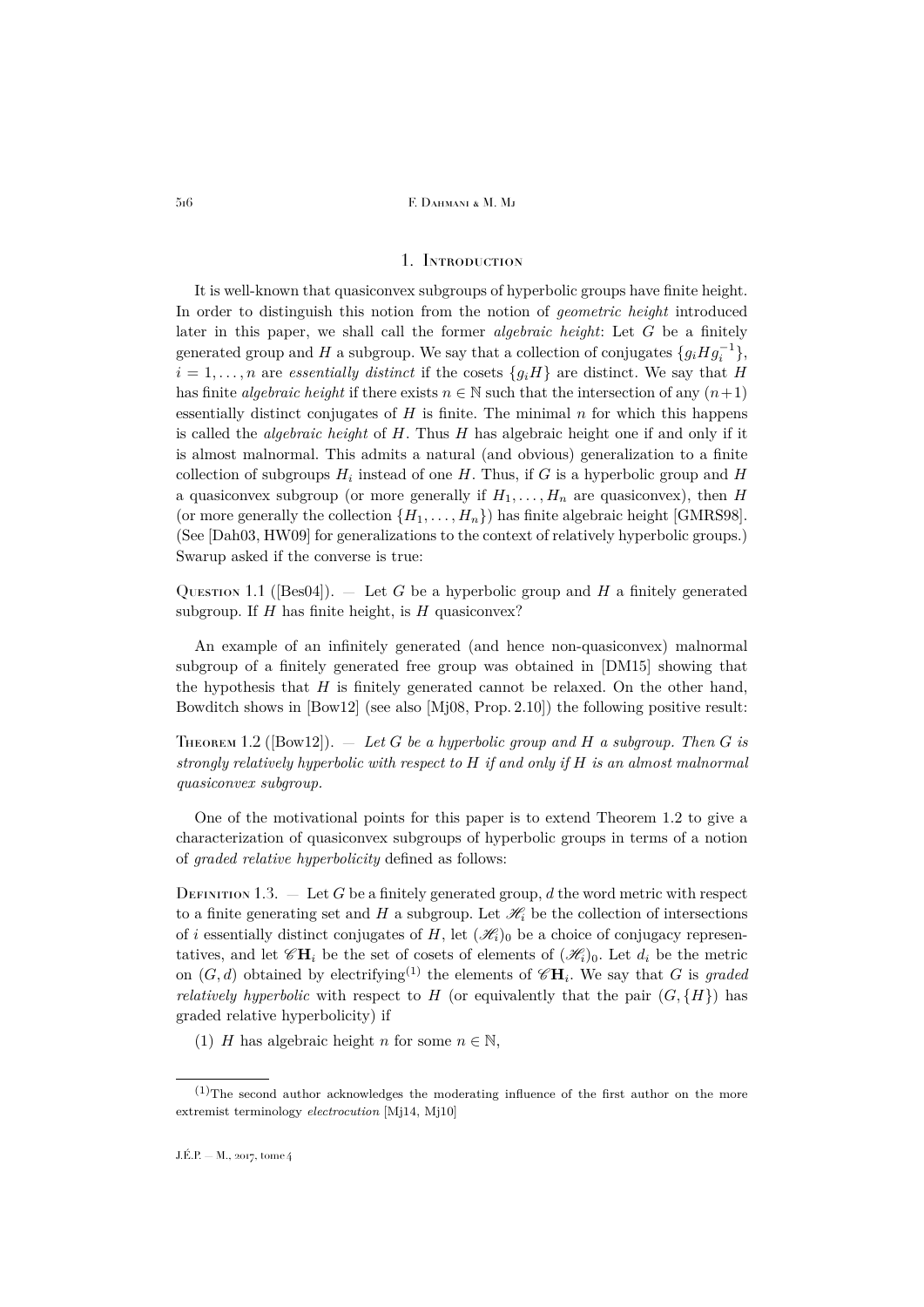## 1. Introduction

It is well-known that quasiconvex subgroups of hyperbolic groups have finite height. In order to distinguish this notion from the notion of *geometric height* introduced later in this paper, we shall call the former *algebraic height*: Let $G$ be a finitely generated group and $H$ a subgroup. We say that a collection of conjugates $\{g_i H g_i^{-1}\}$, $i = 1, \ldots, n$ are *essentially distinct* if the cosets $\{g_i H\}$ are distinct. We say that $H$ has finite *algebraic height* if there exists $n \in \mathbb{N}$ such that the intersection of any $(n+1)$ essentially distinct conjugates of $H$ is finite. The minimal $n$ for which this happens is called the *algebraic height* of $H$. Thus $H$ has algebraic height one if and only if it is almost malnormal. This admits a natural (and obvious) generalization to a finite collection of subgroups $H_i$ instead of one $H$. Thus, if $G$ is a hyperbolic group and $H$ a quasiconvex subgroup (or more generally if $H_1, \ldots, H_n$ are quasiconvex), then $H$ (or more generally the collection $\{H_1, \ldots, H_n\}$) has finite algebraic height [GMRS98]. (See [Dah03, HW09] for generalizations to the context of relatively hyperbolic groups.) Swarup asked if the converse is true:

Question 1.1 ([Bes04]). — Let $G$ be a hyperbolic group and $H$ a finitely generated subgroup. If $H$ has finite height, is $H$ quasiconvex?

An example of an infinitely generated (and hence non-quasiconvex) malnormal subgroup of a finitely generated free group was obtained in [DM15] showing that the hypothesis that $H$ is finitely generated cannot be relaxed. On the other hand, Bowditch shows in [Bow12] (see also [Mj08, Prop. 2.10]) the following positive result:

Theorem 1.2 ([Bow12]). — *Let $G$ be a hyperbolic group and $H$ a subgroup. Then $G$ is strongly relatively hyperbolic with respect to $H$ if and only if $H$ is an almost malnormal quasiconvex subgroup.*

One of the motivational points for this paper is to extend Theorem 1.2 to give a characterization of quasiconvex subgroups of hyperbolic groups in terms of a notion of *graded relative hyperbolicity* defined as follows:

Definition 1.3. — Let $G$ be a finitely generated group, $d$ the word metric with respect to a finite generating set and $H$ a subgroup. Let $\mathscr{H}_i$ be the collection of intersections of $i$ essentially distinct conjugates of $H$, let $(\mathscr{H}_i)_0$ be a choice of conjugacy representatives, and let $\mathscr{C}\mathbf{H}_i$ be the set of cosets of elements of $(\mathscr{H}_i)_0$. Let $d_i$ be the metric on $(G, d)$ obtained by electrifying[(1)] the elements of $\mathscr{C}\mathbf{H}_i$. We say that $G$ is *graded relatively hyperbolic* with respect to $H$ (or equivalently that the pair $(G, \{H\})$ has graded relative hyperbolicity) if

(1) $H$ has algebraic height $n$ for some $n \in \mathbb{N}$,

---

(1) The second author acknowledges the moderating influence of the first author on the more extremist terminology *electrocution* [Mj14, Mj10]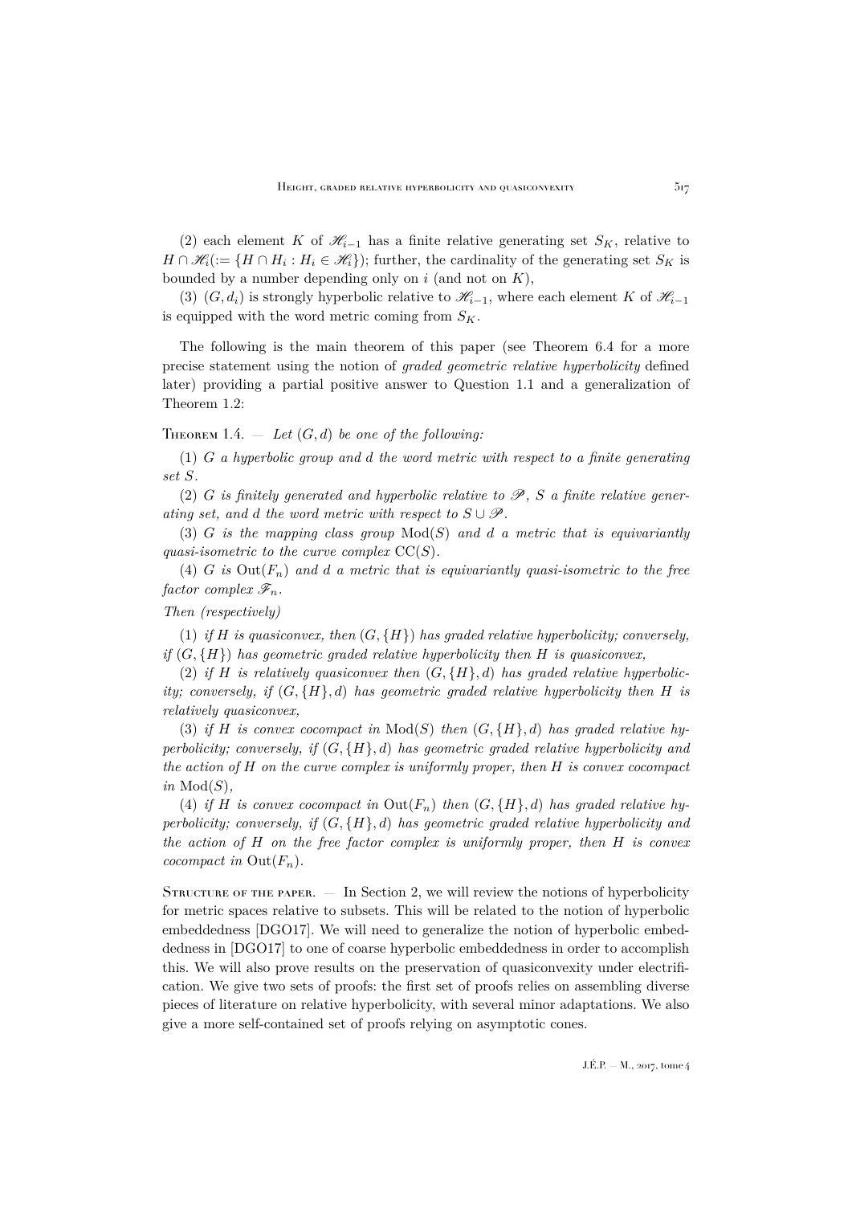(2) each element $K$ of $\mathscr{H}_{i-1}$ has a finite relative generating set $S_K$, relative to $H \cap \mathscr{H}_i (:= \{H \cap H_i : H_i \in \mathscr{H}_i\})$; further, the cardinality of the generating set $S_K$ is bounded by a number depending only on $i$ (and not on $K$),

(3) $(G, d_i)$ is strongly hyperbolic relative to $\mathscr{H}_{i-1}$, where each element $K$ of $\mathscr{H}_{i-1}$ is equipped with the word metric coming from $S_K$.

The following is the main theorem of this paper (see Theorem 6.4 for a more precise statement using the notion of *graded geometric relative hyperbolicity* defined later) providing a partial positive answer to Question 1.1 and a generalization of Theorem 1.2:

Theorem 1.4. — *Let $(G, d)$ be one of the following:*

(1) *$G$ a hyperbolic group and $d$ the word metric with respect to a finite generating set $S$.*

(2) *$G$ is finitely generated and hyperbolic relative to $\mathscr{P}$, $S$ a finite relative generating set, and $d$ the word metric with respect to $S \cup \mathscr{P}$.*

(3) *$G$ is the mapping class group $\operatorname{Mod}(S)$ and $d$ a metric that is equivariantly quasi-isometric to the curve complex $\operatorname{CC}(S)$.*

(4) *$G$ is $\operatorname{Out}(F_n)$ and $d$ a metric that is equivariantly quasi-isometric to the free factor complex $\mathscr{F}_n$.*

*Then (respectively)*

(1) *if $H$ is quasiconvex, then $(G, \{H\})$ has graded relative hyperbolicity; conversely, if $(G, \{H\})$ has geometric graded relative hyperbolicity then $H$ is quasiconvex,*

(2) *if $H$ is relatively quasiconvex then $(G, \{H\}, d)$ has graded relative hyperbolicity; conversely, if $(G, \{H\}, d)$ has geometric graded relative hyperbolicity then $H$ is relatively quasiconvex,*

(3) *if $H$ is convex cocompact in $\operatorname{Mod}(S)$ then $(G, \{H\}, d)$ has graded relative hyperbolicity; conversely, if $(G, \{H\}, d)$ has geometric graded relative hyperbolicity and the action of $H$ on the curve complex is uniformly proper, then $H$ is convex cocompact in $\operatorname{Mod}(S)$,*

(4) *if $H$ is convex cocompact in $\operatorname{Out}(F_n)$ then $(G, \{H\}, d)$ has graded relative hyperbolicity; conversely, if $(G, \{H\}, d)$ has geometric graded relative hyperbolicity and the action of $H$ on the free factor complex is uniformly proper, then $H$ is convex cocompact in $\operatorname{Out}(F_n)$.*

Structure of the paper. — In Section 2, we will review the notions of hyperbolicity for metric spaces relative to subsets. This will be related to the notion of hyperbolic embeddedness [DGO17]. We will need to generalize the notion of hyperbolic embeddedness in [DGO17] to one of coarse hyperbolic embeddedness in order to accomplish this. We will also prove results on the preservation of quasiconvexity under electrification. We give two sets of proofs: the first set of proofs relies on assembling diverse pieces of literature on relative hyperbolicity, with several minor adaptations. We also give a more self-contained set of proofs relying on asymptotic cones.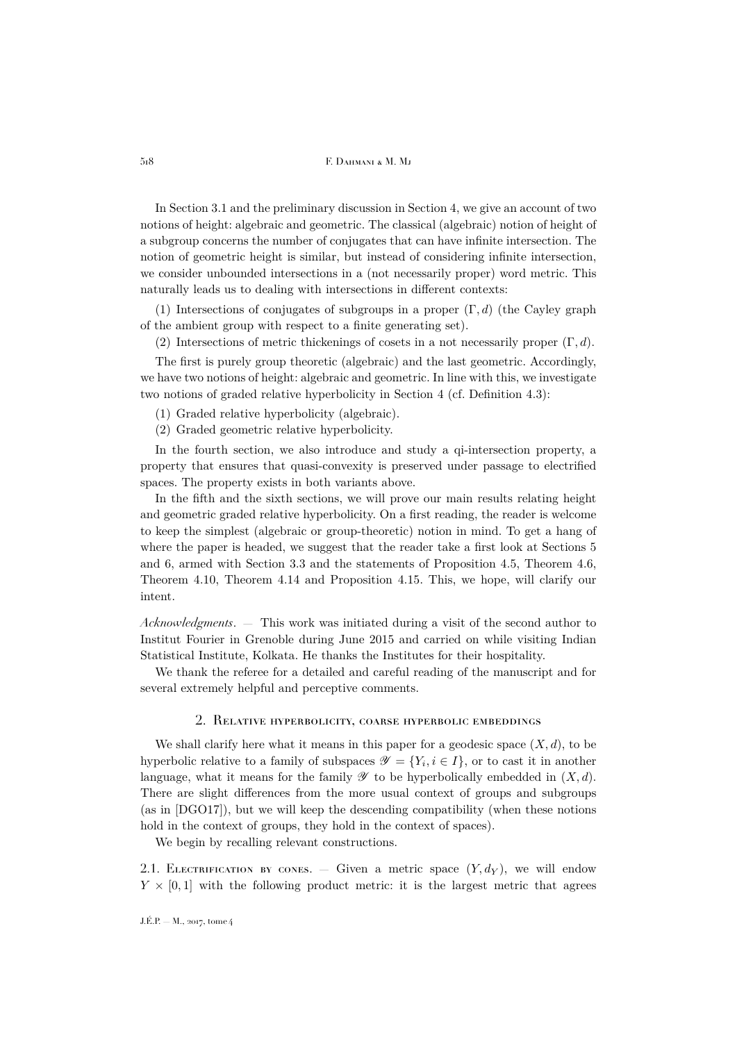In Section 3.1 and the preliminary discussion in Section 4, we give an account of two notions of height: algebraic and geometric. The classical (algebraic) notion of height of a subgroup concerns the number of conjugates that can have infinite intersection. The notion of geometric height is similar, but instead of considering infinite intersection, we consider unbounded intersections in a (not necessarily proper) word metric. This naturally leads us to dealing with intersections in different contexts:

(1) Intersections of conjugates of subgroups in a proper $(\Gamma, d)$ (the Cayley graph of the ambient group with respect to a finite generating set).

(2) Intersections of metric thickenings of cosets in a not necessarily proper $(\Gamma, d)$.

The first is purely group theoretic (algebraic) and the last geometric. Accordingly, we have two notions of height: algebraic and geometric. In line with this, we investigate two notions of graded relative hyperbolicity in Section 4 (cf. Definition 4.3):

(1) Graded relative hyperbolicity (algebraic).

(2) Graded geometric relative hyperbolicity.

In the fourth section, we also introduce and study a qi-intersection property, a property that ensures that quasi-convexity is preserved under passage to electrified spaces. The property exists in both variants above.

In the fifth and the sixth sections, we will prove our main results relating height and geometric graded relative hyperbolicity. On a first reading, the reader is welcome to keep the simplest (algebraic or group-theoretic) notion in mind. To get a hang of where the paper is headed, we suggest that the reader take a first look at Sections 5 and 6, armed with Section 3.3 and the statements of Proposition 4.5, Theorem 4.6, Theorem 4.10, Theorem 4.14 and Proposition 4.15. This, we hope, will clarify our intent.

*Acknowledgments*. — This work was initiated during a visit of the second author to Institut Fourier in Grenoble during June 2015 and carried on while visiting Indian Statistical Institute, Kolkata. He thanks the Institutes for their hospitality.

We thank the referee for a detailed and careful reading of the manuscript and for several extremely helpful and perceptive comments.

## 2. Relative hyperbolicity, coarse hyperbolic embeddings

We shall clarify here what it means in this paper for a geodesic space $(X, d)$, to be hyperbolic relative to a family of subspaces $\mathscr{Y} = \{Y_i, i \in I\}$, or to cast it in another language, what it means for the family $\mathscr{Y}$ to be hyperbolically embedded in $(X, d)$. There are slight differences from the more usual context of groups and subgroups (as in [DGO17]), but we will keep the descending compatibility (when these notions hold in the context of groups, they hold in the context of spaces).

We begin by recalling relevant constructions.

2.1. Electrification by cones. — Given a metric space $(Y, d_Y)$, we will endow $Y \times [0, 1]$ with the following product metric: it is the largest metric that agrees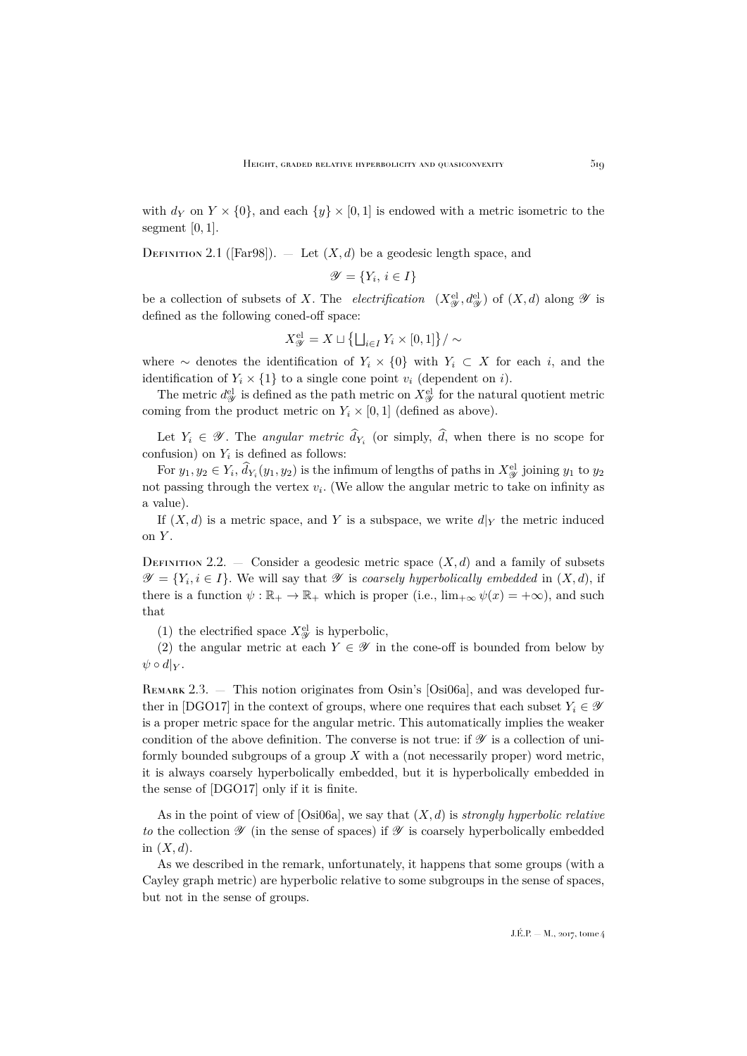with $d_Y$ on $Y \times \{0\}$, and each $\{y\} \times [0,1]$ is endowed with a metric isometric to the segment $[0,1]$.

Definition 2.1 ([Far98]). — Let $(X,d)$ be a geodesic length space, and

$$\mathscr{Y} = \{Y_i,\, i \in I\}$$

be a collection of subsets of $X$. The *electrification* $(X^{\mathrm{el}}_{\mathscr{Y}}, d^{\mathrm{el}}_{\mathscr{Y}})$ of $(X,d)$ along $\mathscr{Y}$ is defined as the following coned-off space:

$$X^{\mathrm{el}}_{\mathscr{Y}} = X \sqcup \bigl\{\textstyle\bigsqcup_{i\in I} Y_i \times [0,1]\bigr\} / \sim$$

where $\sim$ denotes the identification of $Y_i \times \{0\}$ with $Y_i \subset X$ for each $i$, and the identification of $Y_i \times \{1\}$ to a single cone point $v_i$ (dependent on $i$).

The metric $d^{\mathrm{el}}_{\mathscr{Y}}$ is defined as the path metric on $X^{\mathrm{el}}_{\mathscr{Y}}$ for the natural quotient metric coming from the product metric on $Y_i \times [0,1]$ (defined as above).

Let $Y_i \in \mathscr{Y}$. The *angular metric* $\widehat{d}_{Y_i}$ (or simply, $\widehat{d}$, when there is no scope for confusion) on $Y_i$ is defined as follows:

For $y_1, y_2 \in Y_i$, $\widehat{d}_{Y_i}(y_1, y_2)$ is the infimum of lengths of paths in $X^{\mathrm{el}}_{\mathscr{Y}}$ joining $y_1$ to $y_2$ not passing through the vertex $v_i$. (We allow the angular metric to take on infinity as a value).

If $(X,d)$ is a metric space, and $Y$ is a subspace, we write $d|_Y$ the metric induced on $Y$.

Definition 2.2. — Consider a geodesic metric space $(X,d)$ and a family of subsets $\mathscr{Y} = \{Y_i, i \in I\}$. We will say that $\mathscr{Y}$ is *coarsely hyperbolically embedded* in $(X,d)$, if there is a function $\psi : \mathbb{R}_+ \to \mathbb{R}_+$ which is proper (i.e., $\lim_{+\infty} \psi(x) = +\infty$), and such that

(1) the electrified space $X^{\mathrm{el}}_{\mathscr{Y}}$ is hyperbolic,

(2) the angular metric at each $Y \in \mathscr{Y}$ in the cone-off is bounded from below by $\psi \circ d|_Y$.

Remark 2.3. — This notion originates from Osin's [Osi06a], and was developed further in [DGO17] in the context of groups, where one requires that each subset $Y_i \in \mathscr{Y}$ is a proper metric space for the angular metric. This automatically implies the weaker condition of the above definition. The converse is not true: if $\mathscr{Y}$ is a collection of uniformly bounded subgroups of a group $X$ with a (not necessarily proper) word metric, it is always coarsely hyperbolically embedded, but it is hyperbolically embedded in the sense of [DGO17] only if it is finite.

As in the point of view of [Osi06a], we say that $(X,d)$ is *strongly hyperbolic relative to* the collection $\mathscr{Y}$ (in the sense of spaces) if $\mathscr{Y}$ is coarsely hyperbolically embedded in $(X,d)$.

As we described in the remark, unfortunately, it happens that some groups (with a Cayley graph metric) are hyperbolic relative to some subgroups in the sense of spaces, but not in the sense of groups.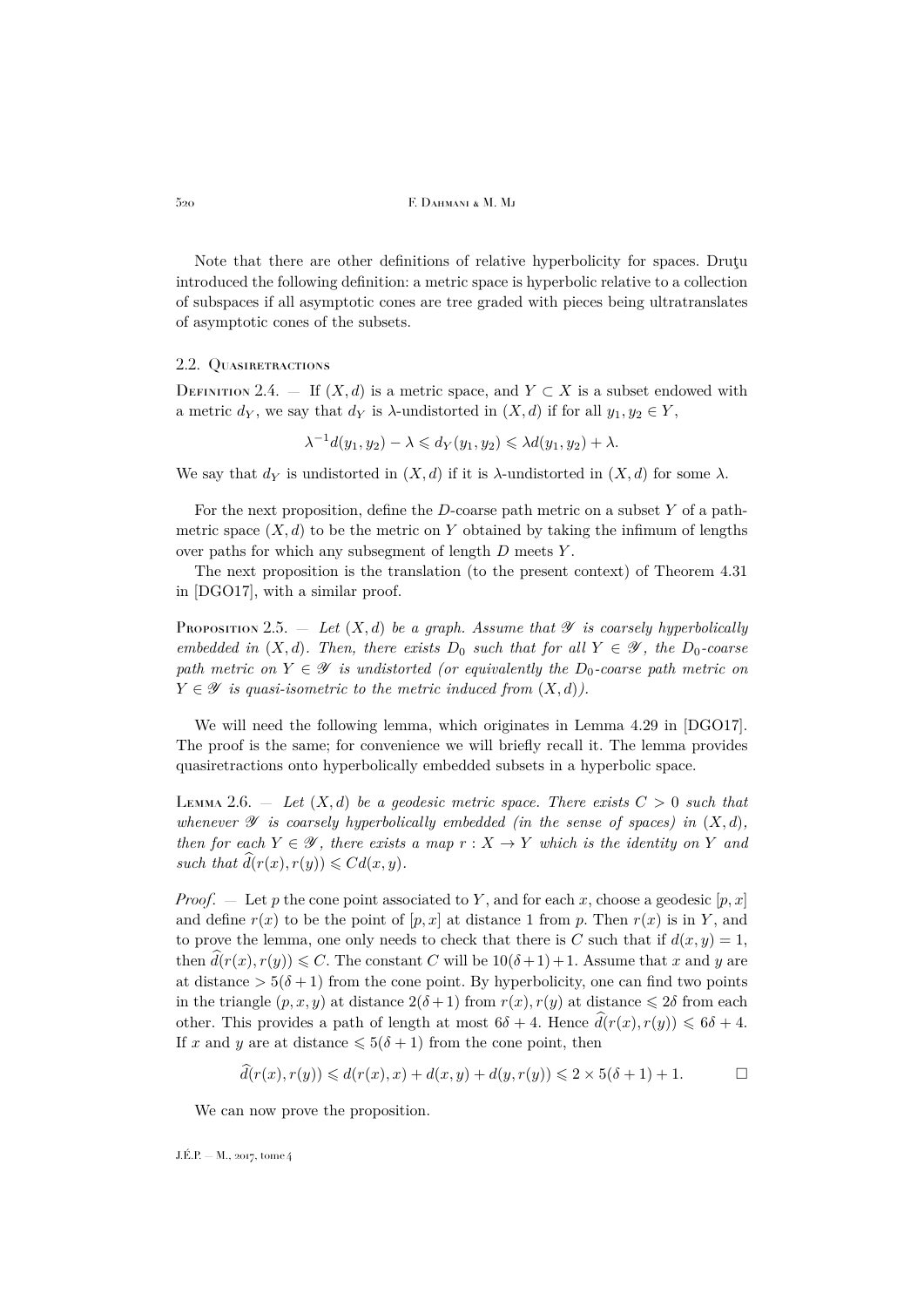Note that there are other definitions of relative hyperbolicity for spaces. Druţu introduced the following definition: a metric space is hyperbolic relative to a collection of subspaces if all asymptotic cones are tree graded with pieces being ultratranslates of asymptotic cones of the subsets.

## 2.2. Quasiretractions

Definition 2.4. — If $(X, d)$ is a metric space, and $Y \subset X$ is a subset endowed with a metric $d_Y$, we say that $d_Y$ is $\lambda$-undistorted in $(X, d)$ if for all $y_1, y_2 \in Y$,

$$\lambda^{-1} d(y_1, y_2) - \lambda \leqslant d_Y(y_1, y_2) \leqslant \lambda d(y_1, y_2) + \lambda.$$

We say that $d_Y$ is undistorted in $(X, d)$ if it is $\lambda$-undistorted in $(X, d)$ for some $\lambda$.

For the next proposition, define the $D$-coarse path metric on a subset $Y$ of a path-metric space $(X, d)$ to be the metric on $Y$ obtained by taking the infimum of lengths over paths for which any subsegment of length $D$ meets $Y$.

The next proposition is the translation (to the present context) of Theorem 4.31 in [DGO17], with a similar proof.

Proposition 2.5. — *Let $(X, d)$ be a graph. Assume that $\mathscr{Y}$ is coarsely hyperbolically embedded in $(X, d)$. Then, there exists $D_0$ such that for all $Y \in \mathscr{Y}$, the $D_0$-coarse path metric on $Y \in \mathscr{Y}$ is undistorted (or equivalently the $D_0$-coarse path metric on $Y \in \mathscr{Y}$ is quasi-isometric to the metric induced from $(X, d)$).*

We will need the following lemma, which originates in Lemma 4.29 in [DGO17]. The proof is the same; for convenience we will briefly recall it. The lemma provides quasiretractions onto hyperbolically embedded subsets in a hyperbolic space.

Lemma 2.6. — *Let $(X, d)$ be a geodesic metric space. There exists $C > 0$ such that whenever $\mathscr{Y}$ is coarsely hyperbolically embedded (in the sense of spaces) in $(X, d)$, then for each $Y \in \mathscr{Y}$, there exists a map $r : X \to Y$ which is the identity on $Y$ and such that $\widehat{d}(r(x), r(y)) \leqslant C d(x, y)$.*

*Proof*. — Let $p$ the cone point associated to $Y$, and for each $x$, choose a geodesic $[p, x]$ and define $r(x)$ to be the point of $[p, x]$ at distance 1 from $p$. Then $r(x)$ is in $Y$, and to prove the lemma, one only needs to check that there is $C$ such that if $d(x, y) = 1$, then $\widehat{d}(r(x), r(y)) \leqslant C$. The constant $C$ will be $10(\delta+1)+1$. Assume that $x$ and $y$ are at distance $> 5(\delta + 1)$ from the cone point. By hyperbolicity, one can find two points in the triangle $(p, x, y)$ at distance $2(\delta + 1)$ from $r(x), r(y)$ at distance $\leqslant 2\delta$ from each other. This provides a path of length at most $6\delta + 4$. Hence $\widehat{d}(r(x), r(y)) \leqslant 6\delta + 4$. If $x$ and $y$ are at distance $\leqslant 5(\delta + 1)$ from the cone point, then

$$\widehat{d}(r(x), r(y)) \leqslant d(r(x), x) + d(x, y) + d(y, r(y)) \leqslant 2 \times 5(\delta + 1) + 1. \qquad \square$$

We can now prove the proposition.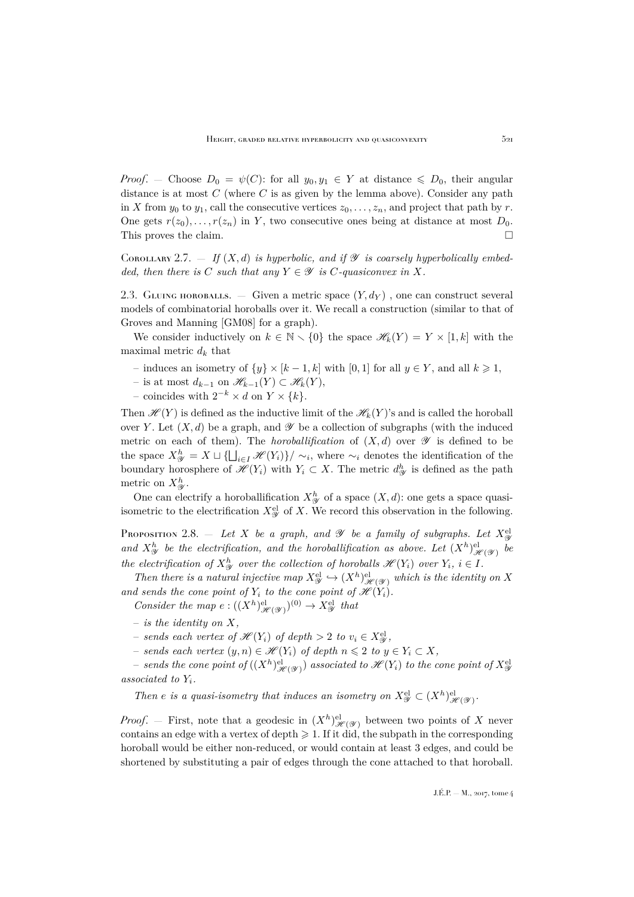*Proof*. — Choose $D_0 = \psi(C)$: for all $y_0, y_1 \in Y$ at distance $\leqslant D_0$, their angular distance is at most $C$ (where $C$ is as given by the lemma above). Consider any path in $X$ from $y_0$ to $y_1$, call the consecutive vertices $z_0, \ldots, z_n$, and project that path by $r$. One gets $r(z_0), \ldots, r(z_n)$ in $Y$, two consecutive ones being at distance at most $D_0$. This proves the claim. □

Corollary 2.7. — *If $(X,d)$ is hyperbolic, and if $\mathscr{Y}$ is coarsely hyperbolically embedded, then there is $C$ such that any $Y \in \mathscr{Y}$ is $C$-quasiconvex in $X$.*

### 2.3. Gluing horoballs.

Given a metric space $(Y, d_Y)$ , one can construct several models of combinatorial horoballs over it. We recall a construction (similar to that of Groves and Manning [GM08] for a graph).

We consider inductively on $k \in \mathbb{N} \smallsetminus \{0\}$ the space $\mathscr{H}_k(Y) = Y \times [1,k]$ with the maximal metric $d_k$ that

– induces an isometry of $\{y\} \times [k-1,k]$ with $[0,1]$ for all $y \in Y$, and all $k \geqslant 1$,

– is at most $d_{k-1}$ on $\mathscr{H}_{k-1}(Y) \subset \mathscr{H}_k(Y)$,

– coincides with $2^{-k} \times d$ on $Y \times \{k\}$.

Then $\mathscr{H}(Y)$ is defined as the inductive limit of the $\mathscr{H}_k(Y)$'s and is called the horoball over $Y$. Let $(X,d)$ be a graph, and $\mathscr{Y}$ be a collection of subgraphs (with the induced metric on each of them). The *horoballification* of $(X,d)$ over $\mathscr{Y}$ is defined to be the space $X^h_{\mathscr{Y}} = X \sqcup \{\bigsqcup_{i\in I} \mathscr{H}(Y_i)\}/\sim_i$, where $\sim_i$ denotes the identification of the boundary horosphere of $\mathscr{H}(Y_i)$ with $Y_i \subset X$. The metric $d^h_{\mathscr{Y}}$ is defined as the path metric on $X^h_{\mathscr{Y}}$.

One can electrify a horoballification $X^h_{\mathscr{Y}}$ of a space $(X,d)$: one gets a space quasi-isometric to the electrification $X^{\mathrm{el}}_{\mathscr{Y}}$ of $X$. We record this observation in the following.

Proposition 2.8. — *Let $X$ be a graph, and $\mathscr{Y}$ be a family of subgraphs. Let $X^{\mathrm{el}}_{\mathscr{Y}}$ and $X^h_{\mathscr{Y}}$ be the electrification, and the horoballification as above. Let $(X^h)^{\mathrm{el}}_{\mathscr{H}(\mathscr{Y})}$ be the electrification of $X^h_{\mathscr{Y}}$ over the collection of horoballs $\mathscr{H}(Y_i)$ over $Y_i$, $i \in I$.*

*Then there is a natural injective map $X^{\mathrm{el}}_{\mathscr{Y}} \hookrightarrow (X^h)^{\mathrm{el}}_{\mathscr{H}(\mathscr{Y})}$ which is the identity on $X$ and sends the cone point of $Y_i$ to the cone point of $\mathscr{H}(Y_i)$.*

*Consider the map $e : ((X^h)^{\mathrm{el}}_{\mathscr{H}(\mathscr{Y})})^{(0)} \to X^{\mathrm{el}}_{\mathscr{Y}}$ that*

*– is the identity on $X$,*

*– sends each vertex of $\mathscr{H}(Y_i)$ of depth $> 2$ to $v_i \in X^{\mathrm{el}}_{\mathscr{Y}}$,*

*– sends each vertex $(y,n) \in \mathscr{H}(Y_i)$ of depth $n \leqslant 2$ to $y \in Y_i \subset X$,*

*– sends the cone point of $((X^h)^{\mathrm{el}}_{\mathscr{H}(\mathscr{Y})})$ associated to $\mathscr{H}(Y_i)$ to the cone point of $X^{\mathrm{el}}_{\mathscr{Y}}$ associated to $Y_i$.*

*Then $e$ is a quasi-isometry that induces an isometry on $X^{\mathrm{el}}_{\mathscr{Y}} \subset (X^h)^{\mathrm{el}}_{\mathscr{H}(\mathscr{Y})}$.*

*Proof*. — First, note that a geodesic in $(X^h)^{\mathrm{el}}_{\mathscr{H}(\mathscr{Y})}$ between two points of $X$ never contains an edge with a vertex of depth $\geqslant 1$. If it did, the subpath in the corresponding horoball would be either non-reduced, or would contain at least 3 edges, and could be shortened by substituting a pair of edges through the cone attached to that horoball.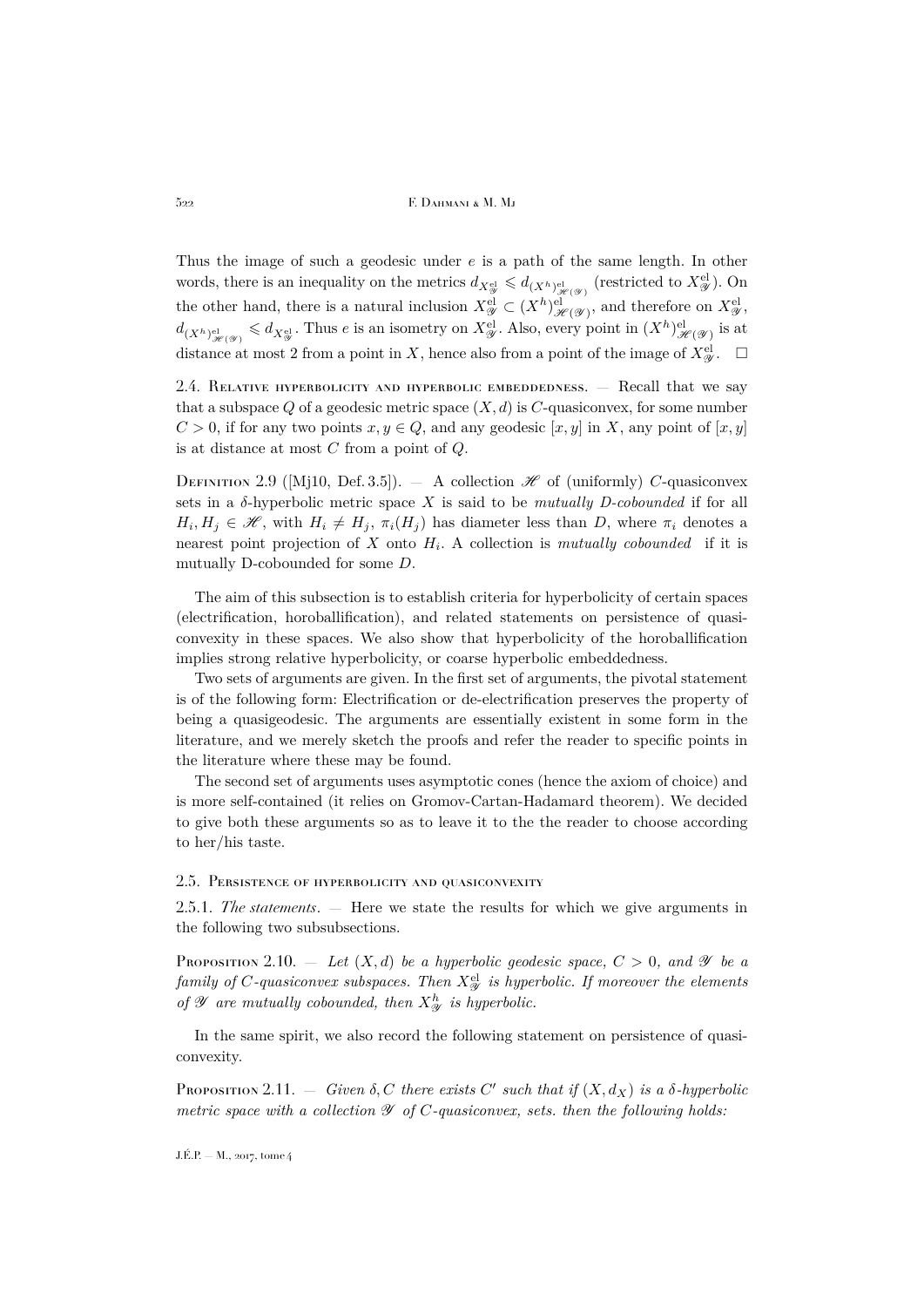Thus the image of such a geodesic under $e$ is a path of the same length. In other words, there is an inequality on the metrics $d_{X^{\mathrm{el}}_{\mathscr{Y}}} \leqslant d_{(X^h)^{\mathrm{el}}_{\mathscr{H}(\mathscr{Y})}}$ (restricted to $X^{\mathrm{el}}_{\mathscr{Y}}$). On the other hand, there is a natural inclusion $X^{\mathrm{el}}_{\mathscr{Y}} \subset (X^h)^{\mathrm{el}}_{\mathscr{H}(\mathscr{Y})}$, and therefore on $X^{\mathrm{el}}_{\mathscr{Y}}$, $d_{(X^h)^{\mathrm{el}}_{\mathscr{H}(\mathscr{Y})}} \leqslant d_{X^{\mathrm{el}}_{\mathscr{Y}}}$. Thus $e$ is an isometry on $X^{\mathrm{el}}_{\mathscr{Y}}$. Also, every point in $(X^h)^{\mathrm{el}}_{\mathscr{H}(\mathscr{Y})}$ is at distance at most 2 from a point in $X$, hence also from a point of the image of $X^{\mathrm{el}}_{\mathscr{Y}}$. $\square$

### 2.4. Relative hyperbolicity and hyperbolic embeddedness.

— Recall that we say that a subspace $Q$ of a geodesic metric space $(X,d)$ is $C$-quasiconvex, for some number $C>0$, if for any two points $x,y\in Q$, and any geodesic $[x,y]$ in $X$, any point of $[x,y]$ is at distance at most $C$ from a point of $Q$.

Definition 2.9 ([Mj10, Def. 3.5]). — A collection $\mathscr{H}$ of (uniformly) $C$-quasiconvex sets in a $\delta$-hyperbolic metric space $X$ is said to be *mutually D-cobounded* if for all $H_i, H_j \in \mathscr{H}$, with $H_i \neq H_j$, $\pi_i(H_j)$ has diameter less than $D$, where $\pi_i$ denotes a nearest point projection of $X$ onto $H_i$. A collection is *mutually cobounded* if it is mutually D-cobounded for some $D$.

The aim of this subsection is to establish criteria for hyperbolicity of certain spaces (electrification, horoballification), and related statements on persistence of quasiconvexity in these spaces. We also show that hyperbolicity of the horoballification implies strong relative hyperbolicity, or coarse hyperbolic embeddedness.

Two sets of arguments are given. In the first set of arguments, the pivotal statement is of the following form: Electrification or de-electrification preserves the property of being a quasigeodesic. The arguments are essentially existent in some form in the literature, and we merely sketch the proofs and refer the reader to specific points in the literature where these may be found.

The second set of arguments uses asymptotic cones (hence the axiom of choice) and is more self-contained (it relies on Gromov-Cartan-Hadamard theorem). We decided to give both these arguments so as to leave it to the the reader to choose according to her/his taste.

### 2.5. Persistence of hyperbolicity and quasiconvexity

2.5.1. *The statements*. — Here we state the results for which we give arguments in the following two subsubsections.

Proposition 2.10. — *Let $(X,d)$ be a hyperbolic geodesic space, $C>0$, and $\mathscr{Y}$ be a family of $C$-quasiconvex subspaces. Then $X^{\mathrm{el}}_{\mathscr{Y}}$ is hyperbolic. If moreover the elements of $\mathscr{Y}$ are mutually cobounded, then $X^h_{\mathscr{Y}}$ is hyperbolic.*

In the same spirit, we also record the following statement on persistence of quasiconvexity.

Proposition 2.11. — *Given $\delta, C$ there exists $C'$ such that if $(X, d_X)$ is a $\delta$-hyperbolic metric space with a collection $\mathscr{Y}$ of $C$-quasiconvex, sets. then the following holds:*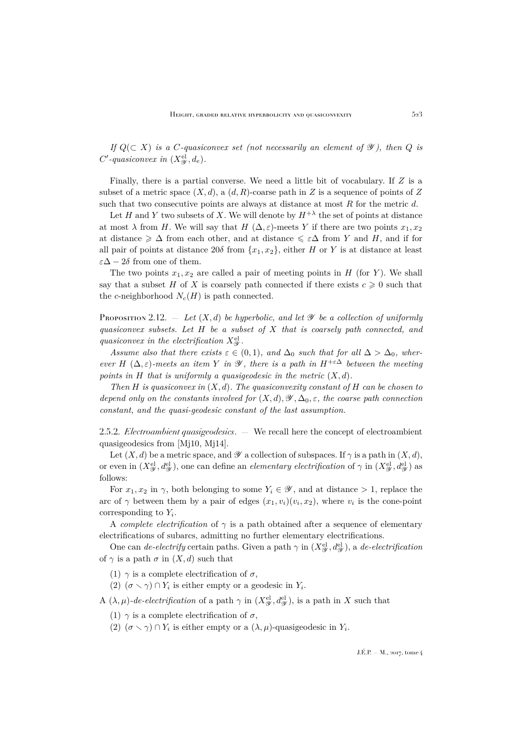*If $Q(\subset X)$ is a $C$-quasiconvex set (not necessarily an element of $\mathscr{Y}$), then $Q$ is $C'$-quasiconvex in $(X^{\mathrm{el}}_{\mathscr{Y}}, d_e)$.*

Finally, there is a partial converse. We need a little bit of vocabulary. If $Z$ is a subset of a metric space $(X, d)$, a $(d, R)$-coarse path in $Z$ is a sequence of points of $Z$ such that two consecutive points are always at distance at most $R$ for the metric $d$.

Let $H$ and $Y$ two subsets of $X$. We will denote by $H^{+\lambda}$ the set of points at distance at most $\lambda$ from $H$. We will say that $H$ $(\Delta, \varepsilon)$-meets $Y$ if there are two points $x_1, x_2$ at distance $\geqslant \Delta$ from each other, and at distance $\leqslant \varepsilon\Delta$ from $Y$ and $H$, and if for all pair of points at distance $20\delta$ from $\{x_1, x_2\}$, either $H$ or $Y$ is at distance at least $\varepsilon\Delta - 2\delta$ from one of them.

The two points $x_1, x_2$ are called a pair of meeting points in $H$ (for $Y$). We shall say that a subset $H$ of $X$ is coarsely path connected if there exists $c \geqslant 0$ such that the $c$-neighborhood $N_c(H)$ is path connected.

Proposition 2.12. — *Let $(X, d)$ be hyperbolic, and let $\mathscr{Y}$ be a collection of uniformly quasiconvex subsets. Let $H$ be a subset of $X$ that is coarsely path connected, and quasiconvex in the electrification $X^{\mathrm{el}}_{\mathscr{Y}}$.*

*Assume also that there exists $\varepsilon \in (0,1)$, and $\Delta_0$ such that for all $\Delta > \Delta_0$, wherever $H$ $(\Delta, \varepsilon)$-meets an item $Y$ in $\mathscr{Y}$, there is a path in $H^{+\varepsilon\Delta}$ between the meeting points in $H$ that is uniformly a quasigeodesic in the metric $(X, d)$.*

*Then $H$ is quasiconvex in $(X, d)$. The quasiconvexity constant of $H$ can be chosen to depend only on the constants involved for $(X, d), \mathscr{Y}, \Delta_0, \varepsilon$, the coarse path connection constant, and the quasi-geodesic constant of the last assumption.*

2.5.2. *Electroambient quasigeodesics*. — We recall here the concept of electroambient quasigeodesics from [Mj10, Mj14].

Let $(X, d)$ be a metric space, and $\mathscr{Y}$ a collection of subspaces. If $\gamma$ is a path in $(X, d)$, or even in $(X^{\mathrm{el}}_{\mathscr{Y}}, d^{\mathrm{el}}_{\mathscr{Y}})$, one can define an *elementary electrification* of $\gamma$ in $(X^{\mathrm{el}}_{\mathscr{Y}}, d^{\mathrm{el}}_{\mathscr{Y}})$ as follows:

For $x_1, x_2$ in $\gamma$, both belonging to some $Y_i \in \mathscr{Y}$, and at distance $> 1$, replace the arc of $\gamma$ between them by a pair of edges $(x_1, v_i)(v_i, x_2)$, where $v_i$ is the cone-point corresponding to $Y_i$.

A *complete electrification* of $\gamma$ is a path obtained after a sequence of elementary electrifications of subarcs, admitting no further elementary electrifications.

One can *de-electrify* certain paths. Given a path $\gamma$ in $(X^{\mathrm{el}}_{\mathscr{Y}}, d^{\mathrm{el}}_{\mathscr{Y}})$, a *de-electrification* of $\gamma$ is a path $\sigma$ in $(X, d)$ such that

(1) $\gamma$ is a complete electrification of $\sigma$,

(2) $(\sigma \smallsetminus \gamma) \cap Y_i$ is either empty or a geodesic in $Y_i$.

A $(\lambda, \mu)$-*de-electrification* of a path $\gamma$ in $(X^{\mathrm{el}}_{\mathscr{Y}}, d^{\mathrm{el}}_{\mathscr{Y}})$, is a path in $X$ such that

(1) $\gamma$ is a complete electrification of $\sigma$,

(2) $(\sigma \smallsetminus \gamma) \cap Y_i$ is either empty or a $(\lambda, \mu)$-quasigeodesic in $Y_i$.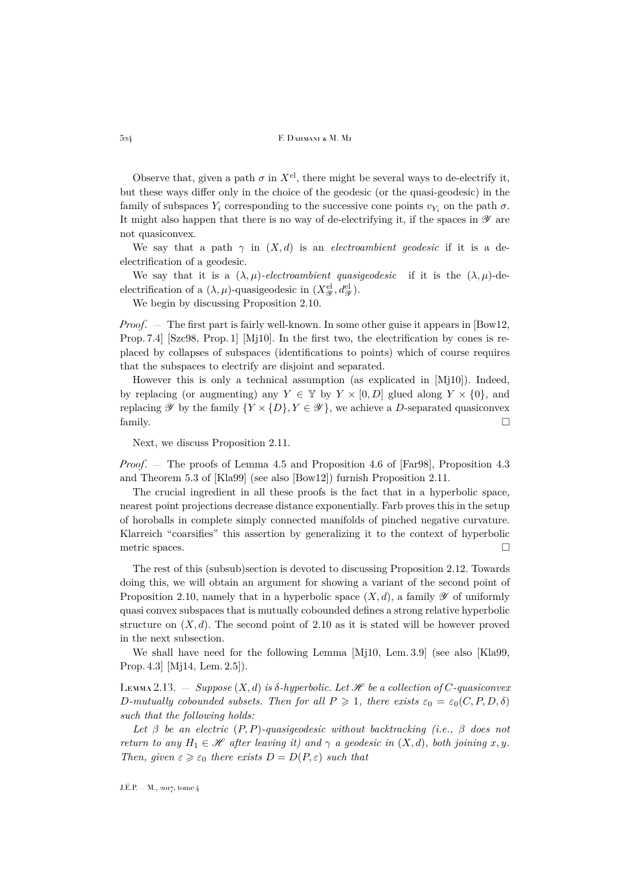Observe that, given a path $\sigma$ in $X^{\mathrm{el}}$, there might be several ways to de-electrify it, but these ways differ only in the choice of the geodesic (or the quasi-geodesic) in the family of subspaces $Y_i$ corresponding to the successive cone points $v_{Y_i}$ on the path $\sigma$. It might also happen that there is no way of de-electrifying it, if the spaces in $\mathscr{Y}$ are not quasiconvex.

We say that a path $\gamma$ in $(X,d)$ is an *electroambient geodesic* if it is a de-electrification of a geodesic.

We say that it is a $(\lambda,\mu)$*-electroambient quasigeodesic* if it is the $(\lambda,\mu)$-de-electrification of a $(\lambda,\mu)$-quasigeodesic in $(X^{\mathrm{el}}_{\mathscr{Y}}, d^{\mathrm{el}}_{\mathscr{Y}})$.

We begin by discussing Proposition 2.10.

*Proof*. — The first part is fairly well-known. In some other guise it appears in [Bow12, Prop. 7.4] [Szc98, Prop. 1] [Mj10]. In the first two, the electrification by cones is replaced by collapses of subspaces (identifications to points) which of course requires that the subspaces to electrify are disjoint and separated.

However this is only a technical assumption (as explicated in [Mj10]). Indeed, by replacing (or augmenting) any $Y \in \mathbb{Y}$ by $Y \times [0,D]$ glued along $Y \times \{0\}$, and replacing $\mathscr{Y}$ by the family $\{Y \times \{D\}, Y \in \mathscr{Y}\}$, we achieve a $D$-separated quasiconvex family. □

Next, we discuss Proposition 2.11.

*Proof*. — The proofs of Lemma 4.5 and Proposition 4.6 of [Far98], Proposition 4.3 and Theorem 5.3 of [Kla99] (see also [Bow12]) furnish Proposition 2.11.

The crucial ingredient in all these proofs is the fact that in a hyperbolic space, nearest point projections decrease distance exponentially. Farb proves this in the setup of horoballs in complete simply connected manifolds of pinched negative curvature. Klarreich "coarsifies" this assertion by generalizing it to the context of hyperbolic metric spaces. □

The rest of this (subsub)section is devoted to discussing Proposition 2.12. Towards doing this, we will obtain an argument for showing a variant of the second point of Proposition 2.10, namely that in a hyperbolic space $(X,d)$, a family $\mathscr{Y}$ of uniformly quasi convex subspaces that is mutually cobounded defines a strong relative hyperbolic structure on $(X,d)$. The second point of 2.10 as it is stated will be however proved in the next subsection.

We shall have need for the following Lemma [Mj10, Lem. 3.9] (see also [Kla99, Prop. 4.3] [Mj14, Lem. 2.5]).

Lemma 2.13. — *Suppose $(X,d)$ is $\delta$-hyperbolic. Let $\mathscr{H}$ be a collection of $C$-quasiconvex $D$-mutually cobounded subsets. Then for all $P \geqslant 1$, there exists $\varepsilon_0 = \varepsilon_0(C,P,D,\delta)$ such that the following holds:*

*Let $\beta$ be an electric $(P,P)$-quasigeodesic without backtracking (i.e., $\beta$ does not return to any $H_1 \in \mathscr{H}$ after leaving it) and $\gamma$ a geodesic in $(X,d)$, both joining $x,y$. Then, given $\varepsilon \geqslant \varepsilon_0$ there exists $D = D(P,\varepsilon)$ such that*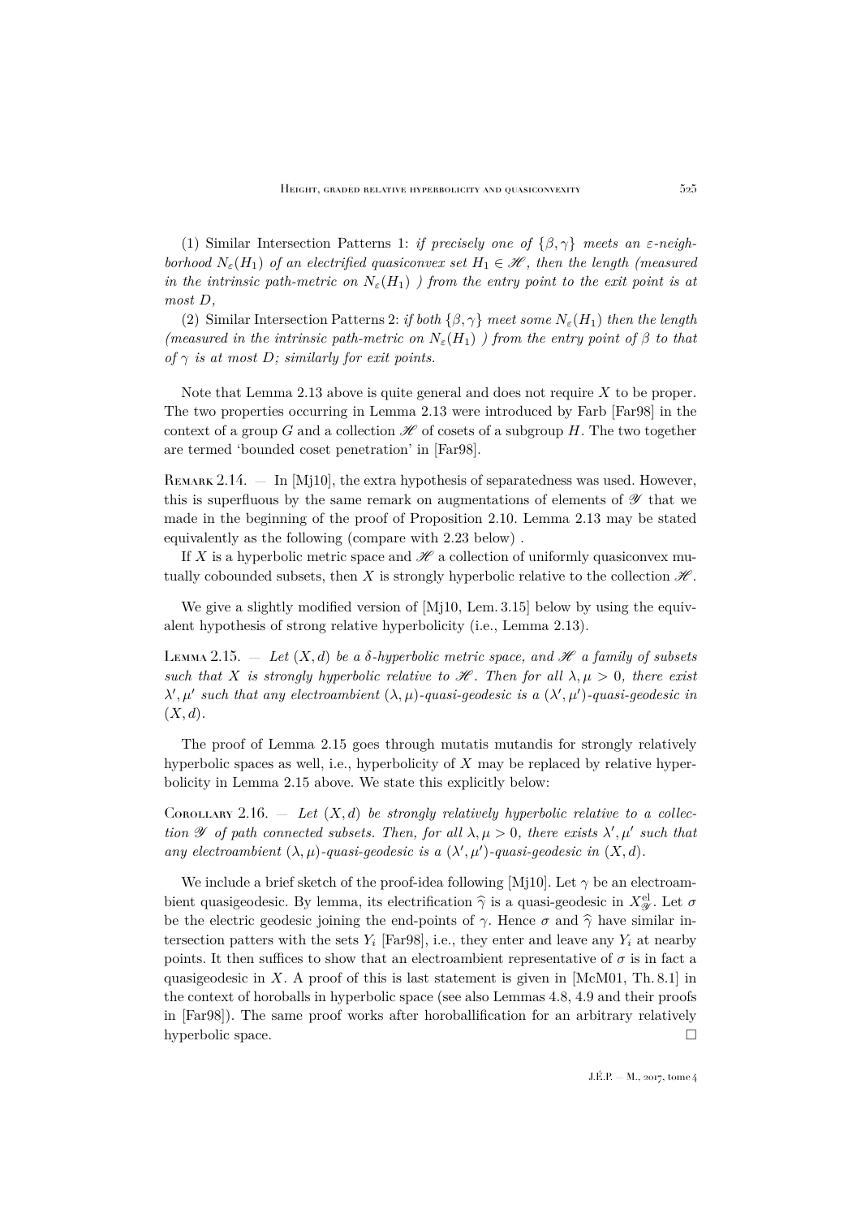(1) Similar Intersection Patterns 1: *if precisely one of $\{\beta, \gamma\}$ meets an $\varepsilon$-neighborhood $N_\varepsilon(H_1)$ of an electrified quasiconvex set $H_1 \in \mathscr{H}$, then the length (measured in the intrinsic path-metric on $N_\varepsilon(H_1)$ ) from the entry point to the exit point is at most $D$,*

(2) Similar Intersection Patterns 2: *if both $\{\beta, \gamma\}$ meet some $N_\varepsilon(H_1)$ then the length (measured in the intrinsic path-metric on $N_\varepsilon(H_1)$ ) from the entry point of $\beta$ to that of $\gamma$ is at most $D$; similarly for exit points.*

Note that Lemma 2.13 above is quite general and does not require $X$ to be proper. The two properties occurring in Lemma 2.13 were introduced by Farb [Far98] in the context of a group $G$ and a collection $\mathscr{H}$ of cosets of a subgroup $H$. The two together are termed 'bounded coset penetration' in [Far98].

Remark 2.14. — In [Mj10], the extra hypothesis of separatedness was used. However, this is superfluous by the same remark on augmentations of elements of $\mathscr{Y}$ that we made in the beginning of the proof of Proposition 2.10. Lemma 2.13 may be stated equivalently as the following (compare with 2.23 below) .

If $X$ is a hyperbolic metric space and $\mathscr{H}$ a collection of uniformly quasiconvex mutually cobounded subsets, then $X$ is strongly hyperbolic relative to the collection $\mathscr{H}$.

We give a slightly modified version of [Mj10, Lem. 3.15] below by using the equivalent hypothesis of strong relative hyperbolicity (i.e., Lemma 2.13).

Lemma 2.15. — *Let $(X, d)$ be a $\delta$-hyperbolic metric space, and $\mathscr{H}$ a family of subsets such that $X$ is strongly hyperbolic relative to $\mathscr{H}$. Then for all $\lambda, \mu > 0$, there exist $\lambda', \mu'$ such that any electroambient $(\lambda, \mu)$-quasi-geodesic is a $(\lambda', \mu')$-quasi-geodesic in $(X, d)$.*

The proof of Lemma 2.15 goes through mutatis mutandis for strongly relatively hyperbolic spaces as well, i.e., hyperbolicity of $X$ may be replaced by relative hyperbolicity in Lemma 2.15 above. We state this explicitly below:

Corollary 2.16. — *Let $(X, d)$ be strongly relatively hyperbolic relative to a collection $\mathscr{Y}$ of path connected subsets. Then, for all $\lambda, \mu > 0$, there exists $\lambda', \mu'$ such that any electroambient $(\lambda, \mu)$-quasi-geodesic is a $(\lambda', \mu')$-quasi-geodesic in $(X, d)$.*

We include a brief sketch of the proof-idea following [Mj10]. Let $\gamma$ be an electroambient quasigeodesic. By lemma, its electrification $\widehat{\gamma}$ is a quasi-geodesic in $X^{\mathrm{el}}_{\mathscr{Y}}$. Let $\sigma$ be the electric geodesic joining the end-points of $\gamma$. Hence $\sigma$ and $\widehat{\gamma}$ have similar intersection patters with the sets $Y_i$ [Far98], i.e., they enter and leave any $Y_i$ at nearby points. It then suffices to show that an electroambient representative of $\sigma$ is in fact a quasigeodesic in $X$. A proof of this is last statement is given in [McM01, Th. 8.1] in the context of horoballs in hyperbolic space (see also Lemmas 4.8, 4.9 and their proofs in [Far98]). The same proof works after horoballification for an arbitrary relatively hyperbolic space. □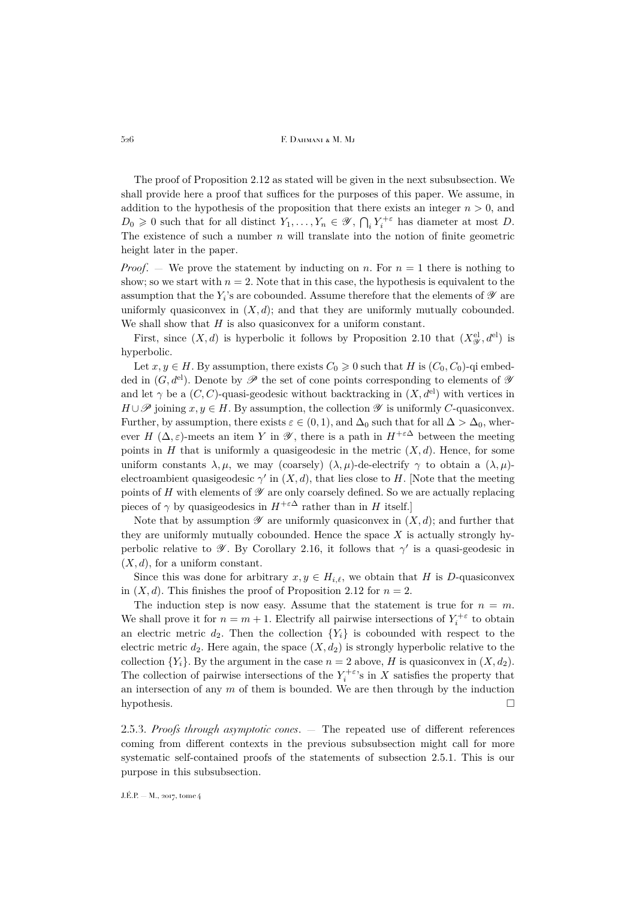The proof of Proposition 2.12 as stated will be given in the next subsubsection. We shall provide here a proof that suffices for the purposes of this paper. We assume, in addition to the hypothesis of the proposition that there exists an integer $n > 0$, and $D_0 \geqslant 0$ such that for all distinct $Y_1, \dots, Y_n \in \mathscr{Y}$, $\bigcap_i Y_i^{+\varepsilon}$ has diameter at most $D$. The existence of such a number $n$ will translate into the notion of finite geometric height later in the paper.

*Proof*. — We prove the statement by inducting on $n$. For $n = 1$ there is nothing to show; so we start with $n = 2$. Note that in this case, the hypothesis is equivalent to the assumption that the $Y_i$'s are cobounded. Assume therefore that the elements of $\mathscr{Y}$ are uniformly quasiconvex in $(X, d)$; and that they are uniformly mutually cobounded. We shall show that $H$ is also quasiconvex for a uniform constant.

First, since $(X, d)$ is hyperbolic it follows by Proposition 2.10 that $(X^{\mathrm{el}}_{\mathscr{Y}}, d^{\mathrm{el}})$ is hyperbolic.

Let $x, y \in H$. By assumption, there exists $C_0 \geqslant 0$ such that $H$ is $(C_0, C_0)$-qi embedded in $(G, d^{\mathrm{el}})$. Denote by $\mathscr{P}$ the set of cone points corresponding to elements of $\mathscr{Y}$ and let $\gamma$ be a $(C, C)$-quasi-geodesic without backtracking in $(X, d^{\mathrm{el}})$ with vertices in $H \cup \mathscr{P}$ joining $x, y \in H$. By assumption, the collection $\mathscr{Y}$ is uniformly $C$-quasiconvex. Further, by assumption, there exists $\varepsilon \in (0, 1)$, and $\Delta_0$ such that for all $\Delta > \Delta_0$, wherever $H$ $(\Delta, \varepsilon)$-meets an item $Y$ in $\mathscr{Y}$, there is a path in $H^{+\varepsilon\Delta}$ between the meeting points in $H$ that is uniformly a quasigeodesic in the metric $(X, d)$. Hence, for some uniform constants $\lambda, \mu$, we may (coarsely) $(\lambda, \mu)$-de-electrify $\gamma$ to obtain a $(\lambda, \mu)$-electroambient quasigeodesic $\gamma'$ in $(X, d)$, that lies close to $H$. [Note that the meeting points of $H$ with elements of $\mathscr{Y}$ are only coarsely defined. So we are actually replacing pieces of $\gamma$ by quasigeodesics in $H^{+\varepsilon\Delta}$ rather than in $H$ itself.]

Note that by assumption $\mathscr{Y}$ are uniformly quasiconvex in $(X, d)$; and further that they are uniformly mutually cobounded. Hence the space $X$ is actually strongly hyperbolic relative to $\mathscr{Y}$. By Corollary 2.16, it follows that $\gamma'$ is a quasi-geodesic in $(X, d)$, for a uniform constant.

Since this was done for arbitrary $x, y \in H_{i,\ell}$, we obtain that $H$ is $D$-quasiconvex in $(X, d)$. This finishes the proof of Proposition 2.12 for $n = 2$.

The induction step is now easy. Assume that the statement is true for $n = m$. We shall prove it for $n = m + 1$. Electrify all pairwise intersections of $Y_i^{+\varepsilon}$ to obtain an electric metric $d_2$. Then the collection $\{Y_i\}$ is cobounded with respect to the electric metric $d_2$. Here again, the space $(X, d_2)$ is strongly hyperbolic relative to the collection $\{Y_i\}$. By the argument in the case $n = 2$ above, $H$ is quasiconvex in $(X, d_2)$. The collection of pairwise intersections of the $Y_i^{+\varepsilon}$'s in $X$ satisfies the property that an intersection of any $m$ of them is bounded. We are then through by the induction hypothesis. $\square$

2.5.3. *Proofs through asymptotic cones*. — The repeated use of different references coming from different contexts in the previous subsubsection might call for more systematic self-contained proofs of the statements of subsection 2.5.1. This is our purpose in this subsubsection.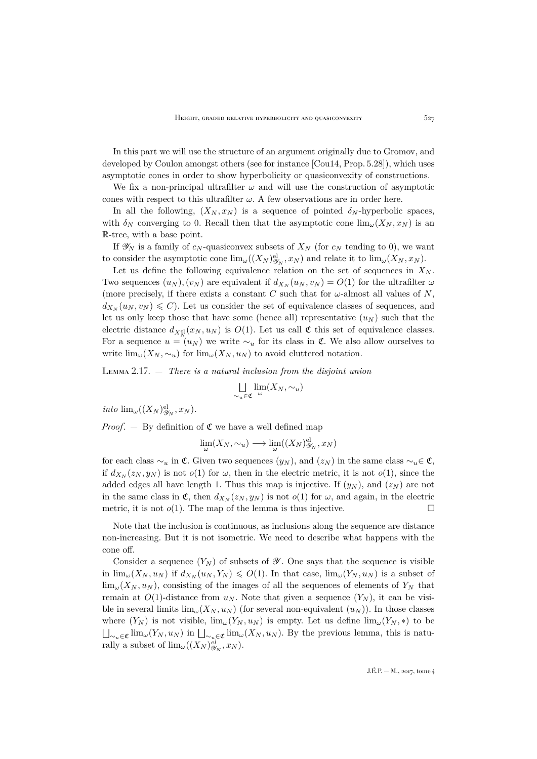In this part we will use the structure of an argument originally due to Gromov, and developed by Coulon amongst others (see for instance [Cou14, Prop. 5.28]), which uses asymptotic cones in order to show hyperbolicity or quasiconvexity of constructions.

We fix a non-principal ultrafilter $\omega$ and will use the construction of asymptotic cones with respect to this ultrafilter $\omega$. A few observations are in order here.

In all the following, $(X_N, x_N)$ is a sequence of pointed $\delta_N$-hyperbolic spaces, with $\delta_N$ converging to 0. Recall then that the asymptotic cone $\lim_\omega(X_N, x_N)$ is an $\mathbb{R}$-tree, with a base point.

If $\mathscr{Y}_N$ is a family of $c_N$-quasiconvex subsets of $X_N$ (for $c_N$ tending to 0), we want to consider the asymptotic cone $\lim_\omega((X_N)^{\mathrm{el}}_{\mathscr{Y}_N}, x_N)$ and relate it to $\lim_\omega(X_N, x_N)$.

Let us define the following equivalence relation on the set of sequences in $X_N$. Two sequences $(u_N), (v_N)$ are equivalent if $d_{X_N}(u_N, v_N) = O(1)$ for the ultrafilter $\omega$ (more precisely, if there exists a constant $C$ such that for $\omega$-almost all values of $N$, $d_{X_N}(u_N, v_N) \leqslant C$). Let us consider the set of equivalence classes of sequences, and let us only keep those that have some (hence all) representative $(u_N)$ such that the electric distance $d_{X^{\mathrm{el}}_N}(x_N, u_N)$ is $O(1)$. Let us call $\mathfrak{C}$ this set of equivalence classes. For a sequence $u = (u_N)$ we write $\sim_u$ for its class in $\mathfrak{C}$. We also allow ourselves to write $\lim_\omega(X_N, \sim_u)$ for $\lim_\omega(X_N, u_N)$ to avoid cluttered notation.

Lemma 2.17. — *There is a natural inclusion from the disjoint union*

$$\bigsqcup_{\sim_u \in \mathfrak{C}} \lim_\omega(X_N, \sim_u)$$

*into* $\lim_\omega((X_N)^{\mathrm{el}}_{\mathscr{Y}_N}, x_N)$.

*Proof*. — By definition of $\mathfrak{C}$ we have a well defined map

$$\lim_\omega(X_N, \sim_u) \longrightarrow \lim_\omega((X_N)^{\mathrm{el}}_{\mathscr{Y}_N}, x_N)$$

for each class $\sim_u$ in $\mathfrak{C}$. Given two sequences $(y_N)$, and $(z_N)$ in the same class $\sim_u \in \mathfrak{C}$, if $d_{X_N}(z_N, y_N)$ is not $o(1)$ for $\omega$, then in the electric metric, it is not $o(1)$, since the added edges all have length 1. Thus this map is injective. If $(y_N)$, and $(z_N)$ are not in the same class in $\mathfrak{C}$, then $d_{X_N}(z_N, y_N)$ is not $o(1)$ for $\omega$, and again, in the electric metric, it is not $o(1)$. The map of the lemma is thus injective. $\square$

Note that the inclusion is continuous, as inclusions along the sequence are distance non-increasing. But it is not isometric. We need to describe what happens with the cone off.

Consider a sequence $(Y_N)$ of subsets of $\mathscr{Y}$. One says that the sequence is visible in $\lim_\omega(X_N, u_N)$ if $d_{X_N}(u_N, Y_N) \leqslant O(1)$. In that case, $\lim_\omega(Y_N, u_N)$ is a subset of $\lim_\omega(X_N, u_N)$, consisting of the images of all the sequences of elements of $Y_N$ that remain at $O(1)$-distance from $u_N$. Note that given a sequence $(Y_N)$, it can be visible in several limits $\lim_\omega(X_N, u_N)$ (for several non-equivalent $(u_N)$). In those classes where $(Y_N)$ is not visible, $\lim_\omega(Y_N, u_N)$ is empty. Let us define $\lim_\omega(Y_N, *)$ to be $\bigsqcup_{\sim_u \in \mathfrak{C}} \lim_\omega(Y_N, u_N)$ in $\bigsqcup_{\sim_u \in \mathfrak{C}} \lim_\omega(X_N, u_N)$. By the previous lemma, this is naturally a subset of $\lim_\omega((X_N)^{el}_{\mathscr{Y}_N}, x_N)$.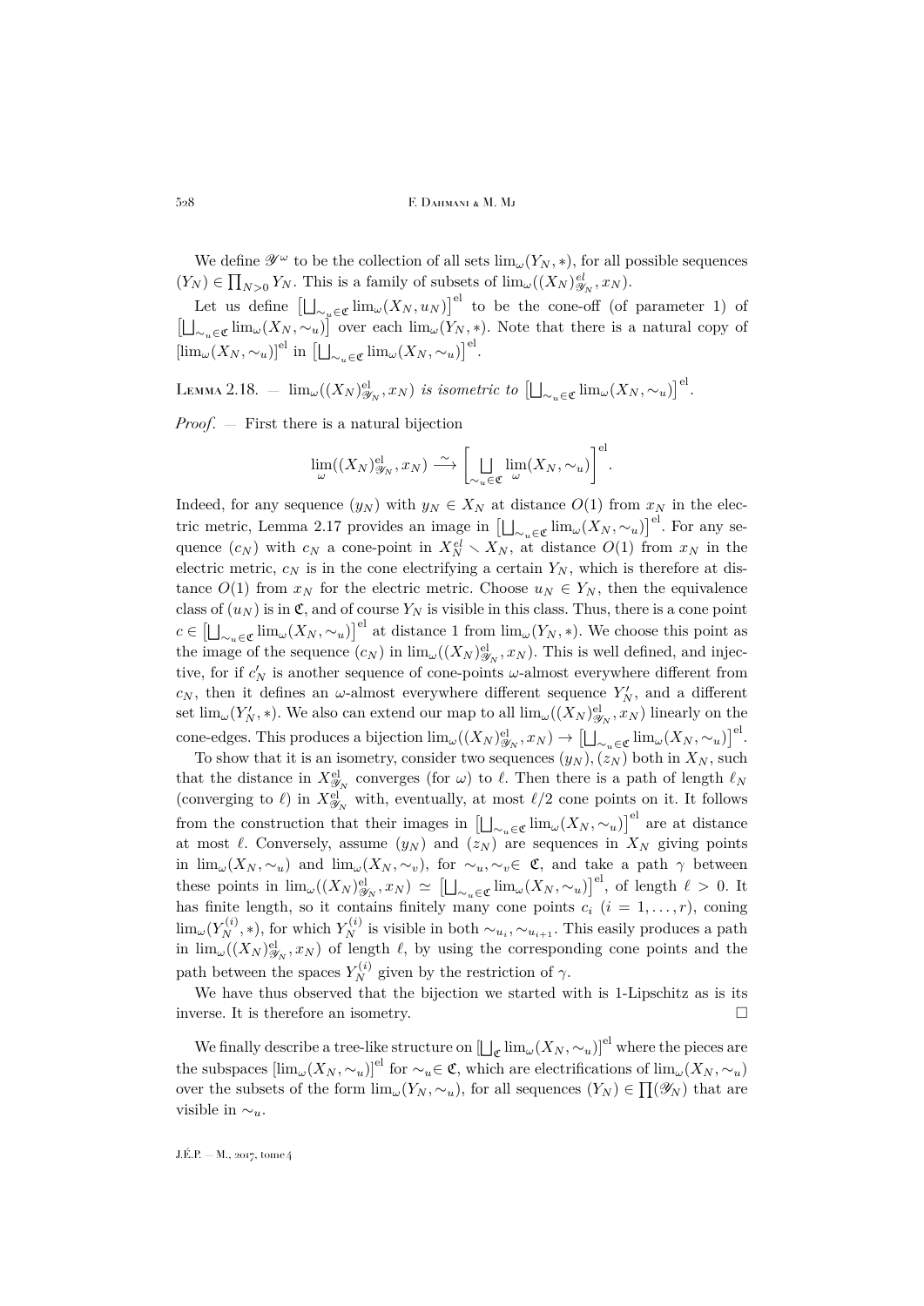We define $\mathscr{Y}^\omega$ to be the collection of all sets $\lim_\omega(Y_N,*)$, for all possible sequences $(Y_N)\in\prod_{N>0} Y_N$. This is a family of subsets of $\lim_\omega((X_N)^{el}_{\mathscr{Y}_N},x_N)$.

Let us define $\left[\bigsqcup_{\sim_u\in\mathfrak{C}}\lim_\omega(X_N,u_N)\right]^{\mathrm{el}}$ to be the cone-off (of parameter 1) of $\left[\bigsqcup_{\sim_u\in\mathfrak{C}}\lim_\omega(X_N,\sim_u)\right]$ over each $\lim_\omega(Y_N,*)$. Note that there is a natural copy of $[\lim_\omega(X_N,\sim_u)]^{\mathrm{el}}$ in $\left[\bigsqcup_{\sim_u\in\mathfrak{C}}\lim_\omega(X_N,\sim_u)\right]^{\mathrm{el}}$.

Lemma 2.18. — *$\lim_\omega((X_N)^{\mathrm{el}}_{\mathscr{Y}_N},x_N)$ is isometric to $\left[\bigsqcup_{\sim_u\in\mathfrak{C}}\lim_\omega(X_N,\sim_u)\right]^{\mathrm{el}}$.*

*Proof*. — First there is a natural bijection

$$\lim_\omega((X_N)^{\mathrm{el}}_{\mathscr{Y}_N},x_N)\xrightarrow{\ \sim\ }\left[\bigsqcup_{\sim_u\in\mathfrak{C}}\lim_\omega(X_N,\sim_u)\right]^{\mathrm{el}}.$$

Indeed, for any sequence $(y_N)$ with $y_N\in X_N$ at distance $O(1)$ from $x_N$ in the electric metric, Lemma 2.17 provides an image in $\left[\bigsqcup_{\sim_u\in\mathfrak{C}}\lim_\omega(X_N,\sim_u)\right]^{\mathrm{el}}$. For any sequence $(c_N)$ with $c_N$ a cone-point in $X_N^{el}\smallsetminus X_N$, at distance $O(1)$ from $x_N$ in the electric metric, $c_N$ is in the cone electrifying a certain $Y_N$, which is therefore at distance $O(1)$ from $x_N$ for the electric metric. Choose $u_N\in Y_N$, then the equivalence class of $(u_N)$ is in $\mathfrak{C}$, and of course $Y_N$ is visible in this class. Thus, there is a cone point $c\in\left[\bigsqcup_{\sim_u\in\mathfrak{C}}\lim_\omega(X_N,\sim_u)\right]^{\mathrm{el}}$ at distance 1 from $\lim_\omega(Y_N,*)$. We choose this point as the image of the sequence $(c_N)$ in $\lim_\omega((X_N)^{\mathrm{el}}_{\mathscr{Y}_N},x_N)$. This is well defined, and injective, for if $c'_N$ is another sequence of cone-points $\omega$-almost everywhere different from $c_N$, then it defines an $\omega$-almost everywhere different sequence $Y'_N$, and a different set $\lim_\omega(Y'_N,*)$. We also can extend our map to all $\lim_\omega((X_N)^{\mathrm{el}}_{\mathscr{Y}_N},x_N)$ linearly on the cone-edges. This produces a bijection $\lim_\omega((X_N)^{\mathrm{el}}_{\mathscr{Y}_N},x_N)\to\left[\bigsqcup_{\sim_u\in\mathfrak{C}}\lim_\omega(X_N,\sim_u)\right]^{\mathrm{el}}$.

To show that it is an isometry, consider two sequences $(y_N),(z_N)$ both in $X_N$, such that the distance in $X^{\mathrm{el}}_{\mathscr{Y}_N}$ converges (for $\omega$) to $\ell$. Then there is a path of length $\ell_N$ (converging to $\ell$) in $X^{\mathrm{el}}_{\mathscr{Y}_N}$ with, eventually, at most $\ell/2$ cone points on it. It follows from the construction that their images in $\left[\bigsqcup_{\sim_u\in\mathfrak{C}}\lim_\omega(X_N,\sim_u)\right]^{\mathrm{el}}$ are at distance at most $\ell$. Conversely, assume $(y_N)$ and $(z_N)$ are sequences in $X_N$ giving points in $\lim_\omega(X_N,\sim_u)$ and $\lim_\omega(X_N,\sim_v)$, for $\sim_u,\sim_v\in\mathfrak{C}$, and take a path $\gamma$ between these points in $\lim_\omega((X_N)^{\mathrm{el}}_{\mathscr{Y}_N},x_N)\simeq\left[\bigsqcup_{\sim_u\in\mathfrak{C}}\lim_\omega(X_N,\sim_u)\right]^{\mathrm{el}}$, of length $\ell>0$. It has finite length, so it contains finitely many cone points $c_i$ $(i=1,\dots,r)$, coning $\lim_\omega(Y_N^{(i)},*)$, for which $Y_N^{(i)}$ is visible in both $\sim_{u_i},\sim_{u_{i+1}}$. This easily produces a path in $\lim_\omega((X_N)^{\mathrm{el}}_{\mathscr{Y}_N},x_N)$ of length $\ell$, by using the corresponding cone points and the path between the spaces $Y_N^{(i)}$ given by the restriction of $\gamma$.

We have thus observed that the bijection we started with is 1-Lipschitz as is its inverse. It is therefore an isometry. □

We finally describe a tree-like structure on $[\bigsqcup_{\mathfrak{C}}\lim_\omega(X_N,\sim_u)]^{\mathrm{el}}$ where the pieces are the subspaces $[\lim_\omega(X_N,\sim_u)]^{\mathrm{el}}$ for $\sim_u\in\mathfrak{C}$, which are electrifications of $\lim_\omega(X_N,\sim_u)$ over the subsets of the form $\lim_\omega(Y_N,\sim_u)$, for all sequences $(Y_N)\in\prod(\mathscr{Y}_N)$ that are visible in $\sim_u$.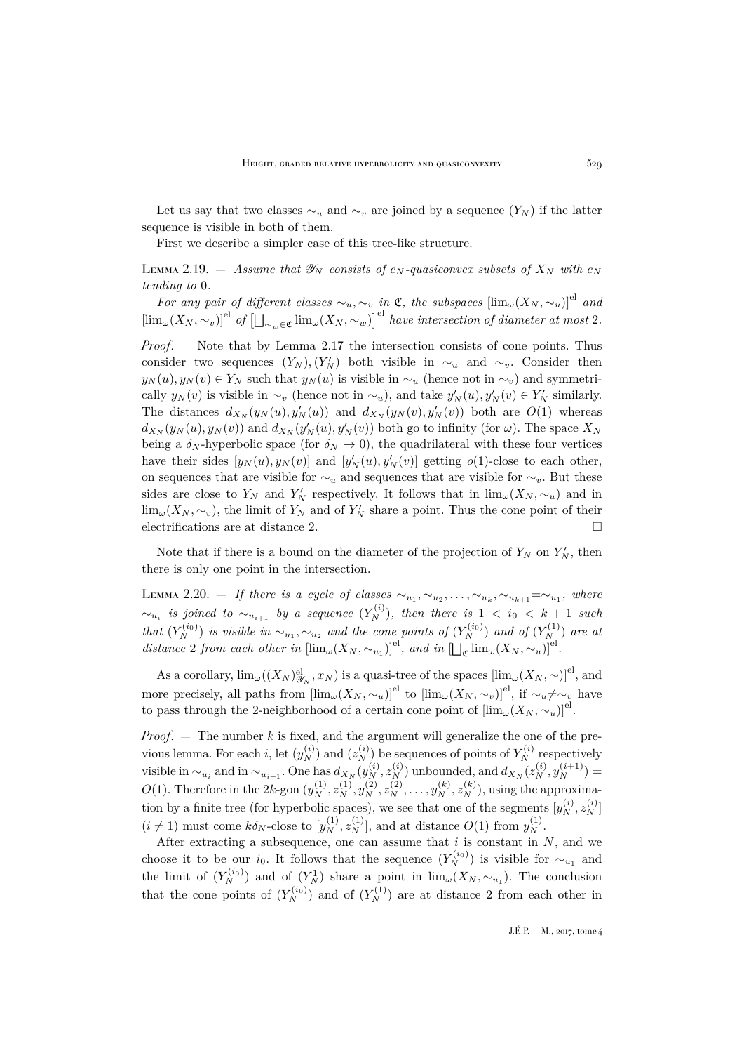Let us say that two classes $\sim_u$ and $\sim_v$ are joined by a sequence $(Y_N)$ if the latter sequence is visible in both of them.

First we describe a simpler case of this tree-like structure.

Lemma 2.19. — *Assume that $\mathscr{Y}_N$ consists of $c_N$-quasiconvex subsets of $X_N$ with $c_N$ tending to $0$.*

*For any pair of different classes $\sim_u, \sim_v$ in $\mathfrak{C}$, the subspaces $[\lim_\omega(X_N, \sim_u)]^{\mathrm{el}}$ and $[\lim_\omega(X_N, \sim_v)]^{\mathrm{el}}$ of $\left[\bigsqcup_{\sim_w \in \mathfrak{C}} \lim_\omega(X_N, \sim_w)\right]^{\mathrm{el}}$ have intersection of diameter at most $2$.*

*Proof*. — Note that by Lemma 2.17 the intersection consists of cone points. Thus consider two sequences $(Y_N), (Y'_N)$ both visible in $\sim_u$ and $\sim_v$. Consider then $y_N(u), y_N(v) \in Y_N$ such that $y_N(u)$ is visible in $\sim_u$ (hence not in $\sim_v$) and symmetrically $y_N(v)$ is visible in $\sim_v$ (hence not in $\sim_u$), and take $y'_N(u), y'_N(v) \in Y'_N$ similarly. The distances $d_{X_N}(y_N(u), y'_N(u))$ and $d_{X_N}(y_N(v), y'_N(v))$ both are $O(1)$ whereas $d_{X_N}(y_N(u), y_N(v))$ and $d_{X_N}(y'_N(u), y'_N(v))$ both go to infinity (for $\omega$). The space $X_N$ being a $\delta_N$-hyperbolic space (for $\delta_N \to 0$), the quadrilateral with these four vertices have their sides $[y_N(u), y_N(v)]$ and $[y'_N(u), y'_N(v)]$ getting $o(1)$-close to each other, on sequences that are visible for $\sim_u$ and sequences that are visible for $\sim_v$. But these sides are close to $Y_N$ and $Y'_N$ respectively. It follows that in $\lim_\omega(X_N, \sim_u)$ and in $\lim_\omega(X_N, \sim_v)$, the limit of $Y_N$ and of $Y'_N$ share a point. Thus the cone point of their electrifications are at distance $2$. □

Note that if there is a bound on the diameter of the projection of $Y_N$ on $Y'_N$, then there is only one point in the intersection.

Lemma 2.20. — *If there is a cycle of classes $\sim_{u_1}, \sim_{u_2}, \ldots, \sim_{u_k}, \sim_{u_{k+1}} = \sim_{u_1}$, where $\sim_{u_i}$ is joined to $\sim_{u_{i+1}}$ by a sequence $(Y_N^{(i)})$, then there is $1 < i_0 < k+1$ such that $(Y_N^{(i_0)})$ is visible in $\sim_{u_1}, \sim_{u_2}$ and the cone points of $(Y_N^{(i_0)})$ and of $(Y_N^{(1)})$ are at distance $2$ from each other in $[\lim_\omega(X_N, \sim_{u_1})]^{\mathrm{el}}$, and in $[\bigsqcup_{\mathfrak{C}} \lim_\omega(X_N, \sim_u)]^{\mathrm{el}}$.*

As a corollary, $\lim_\omega((X_N)^{\mathrm{el}}_{\mathscr{Y}_N}, x_N)$ is a quasi-tree of the spaces $[\lim_\omega(X_N, \sim)]^{\mathrm{el}}$, and more precisely, all paths from $[\lim_\omega(X_N, \sim_u)]^{\mathrm{el}}$ to $[\lim_\omega(X_N, \sim_v)]^{\mathrm{el}}$, if $\sim_u \neq \sim_v$ have to pass through the 2-neighborhood of a certain cone point of $[\lim_\omega(X_N, \sim_u)]^{\mathrm{el}}$.

*Proof*. — The number $k$ is fixed, and the argument will generalize the one of the previous lemma. For each $i$, let $(y_N^{(i)})$ and $(z_N^{(i)})$ be sequences of points of $Y_N^{(i)}$ respectively visible in $\sim_{u_i}$ and in $\sim_{u_{i+1}}$. One has $d_{X_N}(y_N^{(i)}, z_N^{(i)})$ unbounded, and $d_{X_N}(z_N^{(i)}, y_N^{(i+1)}) = O(1)$. Therefore in the $2k$-gon $(y_N^{(1)}, z_N^{(1)}, y_N^{(2)}, z_N^{(2)}, \ldots, y_N^{(k)}, z_N^{(k)})$, using the approximation by a finite tree (for hyperbolic spaces), we see that one of the segments $[y_N^{(i)}, z_N^{(i)}]$ $(i \neq 1)$ must come $k\delta_N$-close to $[y_N^{(1)}, z_N^{(1)}]$, and at distance $O(1)$ from $y_N^{(1)}$.

After extracting a subsequence, one can assume that $i$ is constant in $N$, and we choose it to be our $i_0$. It follows that the sequence $(Y_N^{(i_0)})$ is visible for $\sim_{u_1}$ and the limit of $(Y_N^{(i_0)})$ and of $(Y_N^1)$ share a point in $\lim_\omega(X_N, \sim_{u_1})$. The conclusion that the cone points of $(Y_N^{(i_0)})$ and of $(Y_N^{(1)})$ are at distance 2 from each other in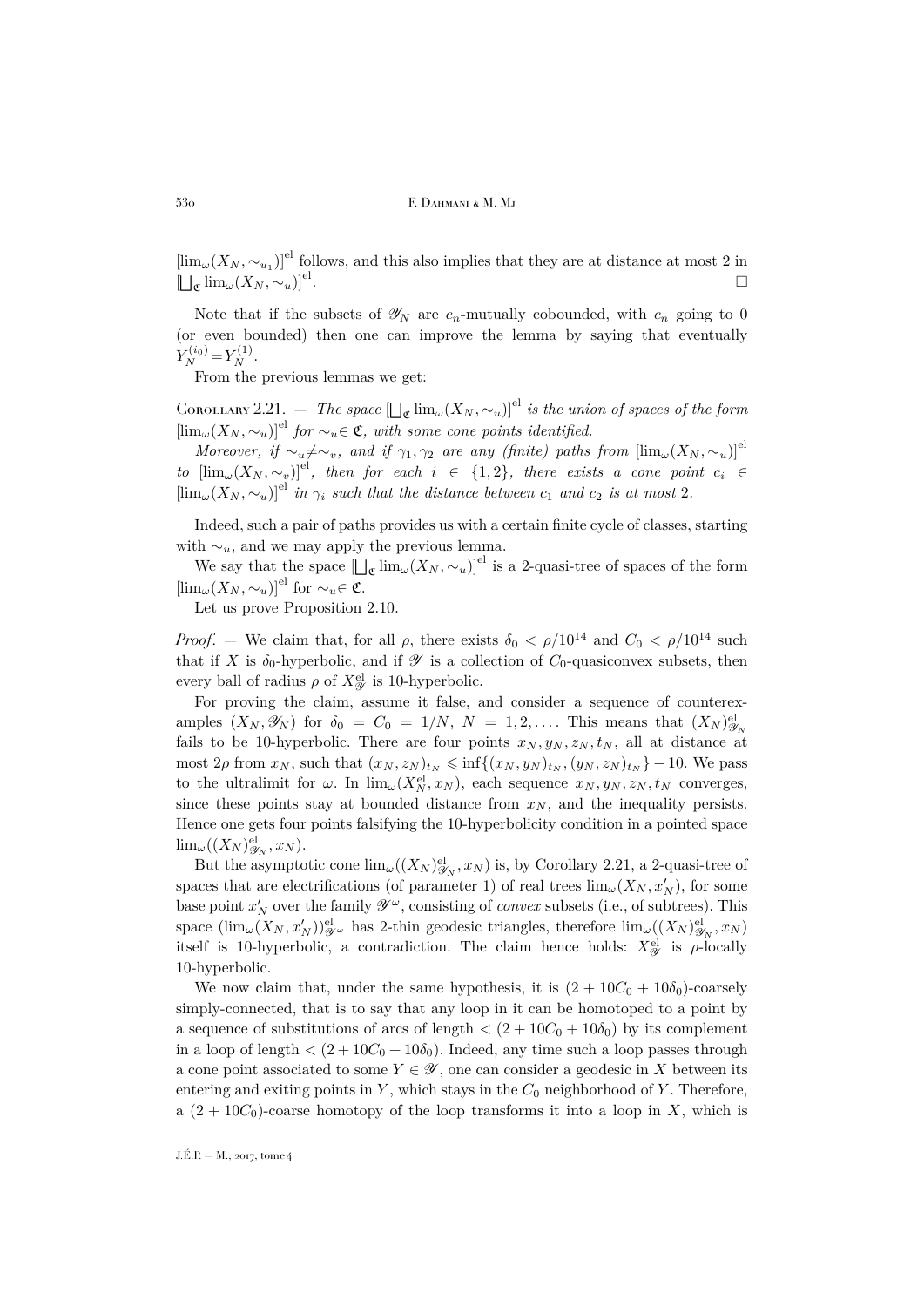$[\lim_\omega(X_N,\sim_{u_1})]^{\mathrm{el}}$ follows, and this also implies that they are at distance at most 2 in $[\bigsqcup_{\mathfrak{C}} \lim_\omega(X_N,\sim_u)]^{\mathrm{el}}$. □

Note that if the subsets of $\mathscr{Y}_N$ are $c_n$-mutually cobounded, with $c_n$ going to 0 (or even bounded) then one can improve the lemma by saying that eventually $Y_N^{(i_0)} = Y_N^{(1)}$.

From the previous lemmas we get:

Corollary 2.21. — *The space $[\bigsqcup_{\mathfrak{C}} \lim_\omega(X_N,\sim_u)]^{\mathrm{el}}$ is the union of spaces of the form $[\lim_\omega(X_N,\sim_u)]^{\mathrm{el}}$ for $\sim_u \in \mathfrak{C}$, with some cone points identified.*

*Moreover, if $\sim_u \neq \sim_v$, and if $\gamma_1,\gamma_2$ are any (finite) paths from $[\lim_\omega(X_N,\sim_u)]^{\mathrm{el}}$ to $[\lim_\omega(X_N,\sim_v)]^{\mathrm{el}}$, then for each $i \in \{1,2\}$, there exists a cone point $c_i \in [\lim_\omega(X_N,\sim_u)]^{\mathrm{el}}$ in $\gamma_i$ such that the distance between $c_1$ and $c_2$ is at most 2.*

Indeed, such a pair of paths provides us with a certain finite cycle of classes, starting with $\sim_u$, and we may apply the previous lemma.

We say that the space $[\bigsqcup_{\mathfrak{C}} \lim_\omega(X_N,\sim_u)]^{\mathrm{el}}$ is a 2-quasi-tree of spaces of the form $[\lim_\omega(X_N,\sim_u)]^{\mathrm{el}}$ for $\sim_u \in \mathfrak{C}$.

Let us prove Proposition 2.10.

*Proof*. — We claim that, for all $\rho$, there exists $\delta_0 < \rho/10^{14}$ and $C_0 < \rho/10^{14}$ such that if $X$ is $\delta_0$-hyperbolic, and if $\mathscr{Y}$ is a collection of $C_0$-quasiconvex subsets, then every ball of radius $\rho$ of $X^{\mathrm{el}}_{\mathscr{Y}}$ is 10-hyperbolic.

For proving the claim, assume it false, and consider a sequence of counterexamples $(X_N,\mathscr{Y}_N)$ for $\delta_0 = C_0 = 1/N$, $N = 1,2,\ldots$. This means that $(X_N)^{\mathrm{el}}_{\mathscr{Y}_N}$ fails to be 10-hyperbolic. There are four points $x_N, y_N, z_N, t_N$, all at distance at most $2\rho$ from $x_N$, such that $(x_N,z_N)_{t_N} \leqslant \inf\{(x_N,y_N)_{t_N}, (y_N,z_N)_{t_N}\} - 10$. We pass to the ultralimit for $\omega$. In $\lim_\omega(X_N^{\mathrm{el}}, x_N)$, each sequence $x_N, y_N, z_N, t_N$ converges, since these points stay at bounded distance from $x_N$, and the inequality persists. Hence one gets four points falsifying the 10-hyperbolicity condition in a pointed space $\lim_\omega((X_N)^{\mathrm{el}}_{\mathscr{Y}_N}, x_N)$.

But the asymptotic cone $\lim_\omega((X_N)^{\mathrm{el}}_{\mathscr{Y}_N}, x_N)$ is, by Corollary 2.21, a 2-quasi-tree of spaces that are electrifications (of parameter 1) of real trees $\lim_\omega(X_N, x'_N)$, for some base point $x'_N$ over the family $\mathscr{Y}^\omega$, consisting of *convex* subsets (i.e., of subtrees). This space $(\lim_\omega(X_N, x'_N))^{\mathrm{el}}_{\mathscr{Y}^\omega}$ has 2-thin geodesic triangles, therefore $\lim_\omega((X_N)^{\mathrm{el}}_{\mathscr{Y}_N}, x_N)$ itself is 10-hyperbolic, a contradiction. The claim hence holds: $X^{\mathrm{el}}_{\mathscr{Y}}$ is $\rho$-locally 10-hyperbolic.

We now claim that, under the same hypothesis, it is $(2+10C_0+10\delta_0)$-coarsely simply-connected, that is to say that any loop in it can be homotoped to a point by a sequence of substitutions of arcs of length $< (2+10C_0+10\delta_0)$ by its complement in a loop of length $< (2+10C_0+10\delta_0)$. Indeed, any time such a loop passes through a cone point associated to some $Y \in \mathscr{Y}$, one can consider a geodesic in $X$ between its entering and exiting points in $Y$, which stays in the $C_0$ neighborhood of $Y$. Therefore, a $(2+10C_0)$-coarse homotopy of the loop transforms it into a loop in $X$, which is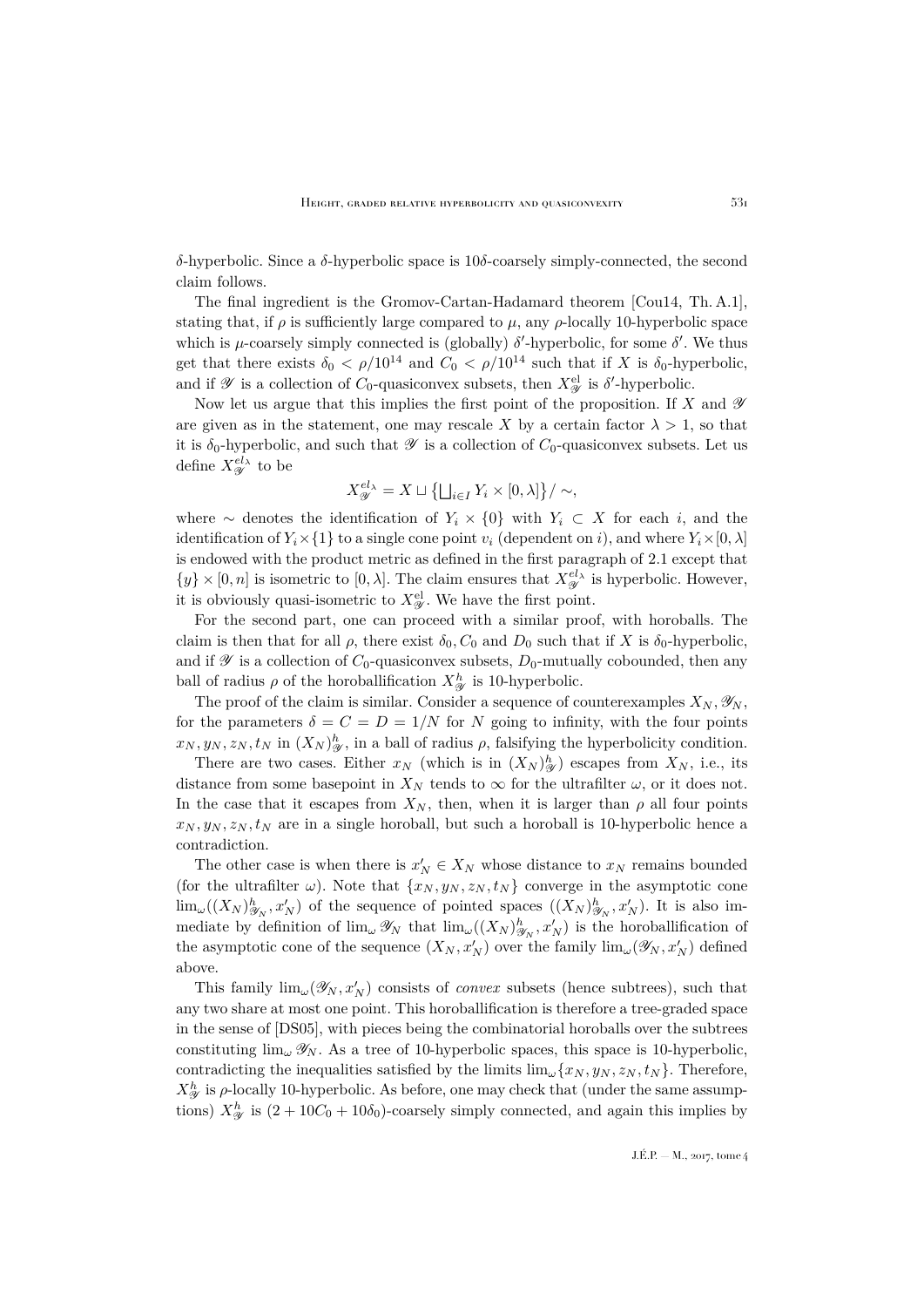$\delta$-hyperbolic. Since a $\delta$-hyperbolic space is $10\delta$-coarsely simply-connected, the second claim follows.

The final ingredient is the Gromov-Cartan-Hadamard theorem [Cou14, Th. A.1], stating that, if $\rho$ is sufficiently large compared to $\mu$, any $\rho$-locally 10-hyperbolic space which is $\mu$-coarsely simply connected is (globally) $\delta'$-hyperbolic, for some $\delta'$. We thus get that there exists $\delta_0 < \rho/10^{14}$ and $C_0 < \rho/10^{14}$ such that if $X$ is $\delta_0$-hyperbolic, and if $\mathscr{Y}$ is a collection of $C_0$-quasiconvex subsets, then $X^{\mathrm{el}}_{\mathscr{Y}}$ is $\delta'$-hyperbolic.

Now let us argue that this implies the first point of the proposition. If $X$ and $\mathscr{Y}$ are given as in the statement, one may rescale $X$ by a certain factor $\lambda > 1$, so that it is $\delta_0$-hyperbolic, and such that $\mathscr{Y}$ is a collection of $C_0$-quasiconvex subsets. Let us define $X^{el_\lambda}_{\mathscr{Y}}$ to be

$$X^{el_\lambda}_{\mathscr{Y}} = X \sqcup \big\{\textstyle\bigsqcup_{i\in I} Y_i \times [0,\lambda]\big\}/\sim,$$

where $\sim$ denotes the identification of $Y_i \times \{0\}$ with $Y_i \subset X$ for each $i$, and the identification of $Y_i \times \{1\}$ to a single cone point $v_i$ (dependent on $i$), and where $Y_i \times [0,\lambda]$ is endowed with the product metric as defined in the first paragraph of 2.1 except that $\{y\} \times [0,n]$ is isometric to $[0,\lambda)$. The claim ensures that $X^{el_\lambda}_{\mathscr{Y}}$ is hyperbolic. However, it is obviously quasi-isometric to $X^{\mathrm{el}}_{\mathscr{Y}}$. We have the first point.

For the second part, one can proceed with a similar proof, with horoballs. The claim is then that for all $\rho$, there exist $\delta_0, C_0$ and $D_0$ such that if $X$ is $\delta_0$-hyperbolic, and if $\mathscr{Y}$ is a collection of $C_0$-quasiconvex subsets, $D_0$-mutually cobounded, then any ball of radius $\rho$ of the horoballification $X^h_{\mathscr{Y}}$ is 10-hyperbolic.

The proof of the claim is similar. Consider a sequence of counterexamples $X_N, \mathscr{Y}_N$, for the parameters $\delta = C = D = 1/N$ for $N$ going to infinity, with the four points $x_N, y_N, z_N, t_N$ in $(X_N)^h_{\mathscr{Y}}$, in a ball of radius $\rho$, falsifying the hyperbolicity condition.

There are two cases. Either $x_N$ (which is in $(X_N)^h_{\mathscr{Y}}$) escapes from $X_N$, i.e., its distance from some basepoint in $X_N$ tends to $\infty$ for the ultrafilter $\omega$, or it does not. In the case that it escapes from $X_N$, then, when it is larger than $\rho$ all four points $x_N, y_N, z_N, t_N$ are in a single horoball, but such a horoball is 10-hyperbolic hence a contradiction.

The other case is when there is $x'_N \in X_N$ whose distance to $x_N$ remains bounded (for the ultrafilter $\omega$). Note that $\{x_N, y_N, z_N, t_N\}$ converge in the asymptotic cone $\lim_\omega((X_N)^h_{\mathscr{Y}_N}, x'_N)$ of the sequence of pointed spaces $((X_N)^h_{\mathscr{Y}_N}, x'_N)$. It is also immediate by definition of $\lim_\omega \mathscr{Y}_N$ that $\lim_\omega((X_N)^h_{\mathscr{Y}_N}, x'_N)$ is the horoballification of the asymptotic cone of the sequence $(X_N, x'_N)$ over the family $\lim_\omega(\mathscr{Y}_N, x'_N)$ defined above.

This family $\lim_\omega(\mathscr{Y}_N, x'_N)$ consists of *convex* subsets (hence subtrees), such that any two share at most one point. This horoballification is therefore a tree-graded space in the sense of [DS05], with pieces being the combinatorial horoballs over the subtrees constituting $\lim_\omega \mathscr{Y}_N$. As a tree of 10-hyperbolic spaces, this space is 10-hyperbolic, contradicting the inequalities satisfied by the limits $\lim_\omega\{x_N, y_N, z_N, t_N\}$. Therefore, $X^h_{\mathscr{Y}}$ is $\rho$-locally 10-hyperbolic. As before, one may check that (under the same assumptions) $X^h_{\mathscr{Y}}$ is $(2 + 10C_0 + 10\delta_0)$-coarsely simply connected, and again this implies by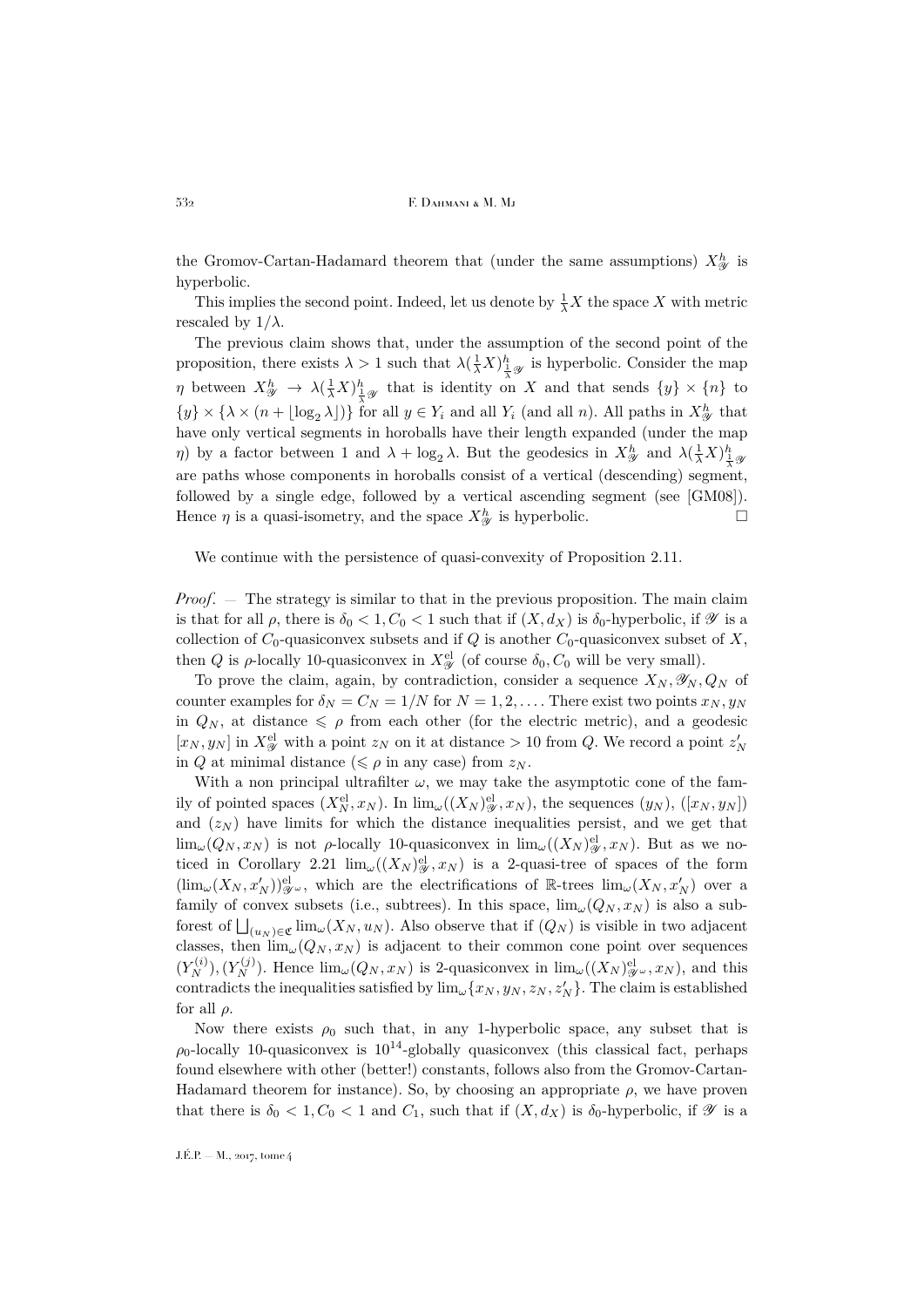the Gromov-Cartan-Hadamard theorem that (under the same assumptions) $X^h_{\mathscr{Y}}$ is hyperbolic.

This implies the second point. Indeed, let us denote by $\frac{1}{\lambda}X$ the space $X$ with metric rescaled by $1/\lambda$.

The previous claim shows that, under the assumption of the second point of the proposition, there exists $\lambda > 1$ such that $\lambda(\frac{1}{\lambda}X)^h_{\frac{1}{\lambda}\mathscr{Y}}$ is hyperbolic. Consider the map $\eta$ between $X^h_{\mathscr{Y}} \to \lambda(\frac{1}{\lambda}X)^h_{\frac{1}{\lambda}\mathscr{Y}}$ that is identity on $X$ and that sends $\{y\} \times \{n\}$ to $\{y\} \times \{\lambda \times (n + \lfloor \log_2 \lambda \rfloor)\}$ for all $y \in Y_i$ and all $Y_i$ (and all $n$). All paths in $X^h_{\mathscr{Y}}$ that have only vertical segments in horoballs have their length expanded (under the map $\eta$) by a factor between 1 and $\lambda + \log_2 \lambda$. But the geodesics in $X^h_{\mathscr{Y}}$ and $\lambda(\frac{1}{\lambda}X)^h_{\frac{1}{\lambda}\mathscr{Y}}$ are paths whose components in horoballs consist of a vertical (descending) segment, followed by a single edge, followed by a vertical ascending segment (see [GM08]). Hence $\eta$ is a quasi-isometry, and the space $X^h_{\mathscr{Y}}$ is hyperbolic. □

We continue with the persistence of quasi-convexity of Proposition 2.11.

*Proof*. — The strategy is similar to that in the previous proposition. The main claim is that for all $\rho$, there is $\delta_0 < 1, C_0 < 1$ such that if $(X, d_X)$ is $\delta_0$-hyperbolic, if $\mathscr{Y}$ is a collection of $C_0$-quasiconvex subsets and if $Q$ is another $C_0$-quasiconvex subset of $X$, then $Q$ is $\rho$-locally 10-quasiconvex in $X^{\mathrm{el}}_{\mathscr{Y}}$ (of course $\delta_0, C_0$ will be very small).

To prove the claim, again, by contradiction, consider a sequence $X_N, \mathscr{Y}_N, Q_N$ of counter examples for $\delta_N = C_N = 1/N$ for $N = 1, 2, \dots$. There exist two points $x_N, y_N$ in $Q_N$, at distance $\leqslant \rho$ from each other (for the electric metric), and a geodesic $[x_N, y_N]$ in $X^{\mathrm{el}}_{\mathscr{Y}}$ with a point $z_N$ on it at distance $> 10$ from $Q$. We record a point $z'_N$ in $Q$ at minimal distance ($\leqslant \rho$ in any case) from $z_N$.

With a non principal ultrafilter $\omega$, we may take the asymptotic cone of the family of pointed spaces $(X^{\mathrm{el}}_N, x_N)$. In $\lim_\omega((X_N)^{\mathrm{el}}_{\mathscr{Y}}, x_N)$, the sequences $(y_N)$, $([x_N, y_N])$ and $(z_N)$ have limits for which the distance inequalities persist, and we get that $\lim_\omega(Q_N, x_N)$ is not $\rho$-locally 10-quasiconvex in $\lim_\omega((X_N)^{\mathrm{el}}_{\mathscr{Y}}, x_N)$. But as we noticed in Corollary 2.21 $\lim_\omega((X_N)^{\mathrm{el}}_{\mathscr{Y}}, x_N)$ is a 2-quasi-tree of spaces of the form $(\lim_\omega(X_N, x'_N))^{\mathrm{el}}_{\mathscr{Y}^\omega}$, which are the electrifications of $\mathbb{R}$-trees $\lim_\omega(X_N, x'_N)$ over a family of convex subsets (i.e., subtrees). In this space, $\lim_\omega(Q_N, x_N)$ is also a subforest of $\bigsqcup_{(u_N)\in\mathfrak{C}} \lim_\omega(X_N, u_N)$. Also observe that if $(Q_N)$ is visible in two adjacent classes, then $\lim_\omega(Q_N, x_N)$ is adjacent to their common cone point over sequences $(Y^{(i)}_N), (Y^{(j)}_N)$. Hence $\lim_\omega(Q_N, x_N)$ is 2-quasiconvex in $\lim_\omega((X_N)^{\mathrm{el}}_{\mathscr{Y}^\omega}, x_N)$, and this contradicts the inequalities satisfied by $\lim_\omega\{x_N, y_N, z_N, z'_N\}$. The claim is established for all $\rho$.

Now there exists $\rho_0$ such that, in any 1-hyperbolic space, any subset that is $\rho_0$-locally 10-quasiconvex is $10^{14}$-globally quasiconvex (this classical fact, perhaps found elsewhere with other (better!) constants, follows also from the Gromov-Cartan-Hadamard theorem for instance). So, by choosing an appropriate $\rho$, we have proven that there is $\delta_0 < 1, C_0 < 1$ and $C_1$, such that if $(X, d_X)$ is $\delta_0$-hyperbolic, if $\mathscr{Y}$ is a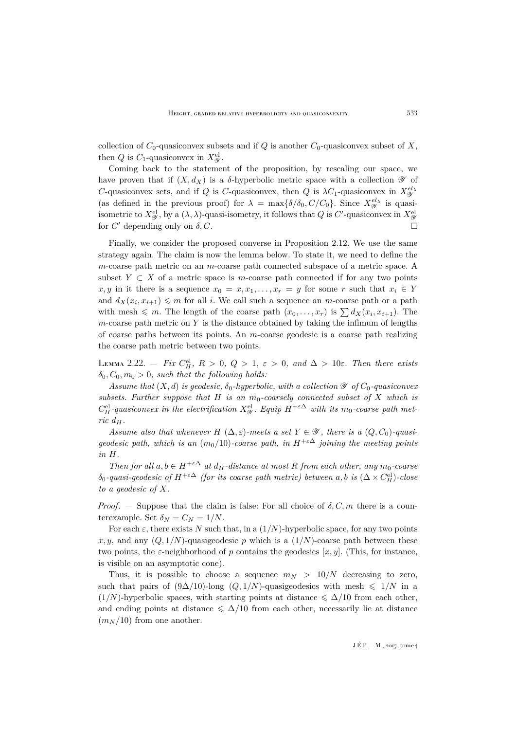collection of $C_0$-quasiconvex subsets and if $Q$ is another $C_0$-quasiconvex subset of $X$, then $Q$ is $C_1$-quasiconvex in $X^{\mathrm{el}}_{\mathscr{Y}}$.

Coming back to the statement of the proposition, by rescaling our space, we have proven that if $(X, d_X)$ is a $\delta$-hyperbolic metric space with a collection $\mathscr{Y}$ of $C$-quasiconvex sets, and if $Q$ is $C$-quasiconvex, then $Q$ is $\lambda C_1$-quasiconvex in $X^{el_\lambda}_{\mathscr{Y}}$ (as defined in the previous proof) for $\lambda = \max\{\delta/\delta_0, C/C_0\}$. Since $X^{el_\lambda}_{\mathscr{Y}}$ is quasi-isometric to $X^{\mathrm{el}}_{\mathscr{Y}}$, by a $(\lambda, \lambda)$-quasi-isometry, it follows that $Q$ is $C'$-quasiconvex in $X^{\mathrm{el}}_{\mathscr{Y}}$ for $C'$ depending only on $\delta, C$. $\square$

Finally, we consider the proposed converse in Proposition 2.12. We use the same strategy again. The claim is now the lemma below. To state it, we need to define the $m$-coarse path metric on an $m$-coarse path connected subspace of a metric space. A subset $Y \subset X$ of a metric space is $m$-coarse path connected if for any two points $x, y$ in it there is a sequence $x_0 = x, x_1, \ldots, x_r = y$ for some $r$ such that $x_i \in Y$ and $d_X(x_i, x_{i+1}) \leqslant m$ for all $i$. We call such a sequence an $m$-coarse path or a path with mesh $\leqslant m$. The length of the coarse path $(x_0, \ldots, x_r)$ is $\sum d_X(x_i, x_{i+1})$. The $m$-coarse path metric on $Y$ is the distance obtained by taking the infimum of lengths of coarse paths between its points. An $m$-coarse geodesic is a coarse path realizing the coarse path metric between two points.

Lemma 2.22. — *Fix $C^{\mathrm{el}}_H$, $R > 0$, $Q > 1$, $\varepsilon > 0$, and $\Delta > 10\varepsilon$. Then there exists $\delta_0, C_0, m_0 > 0$, such that the following holds:*

*Assume that $(X, d)$ is geodesic, $\delta_0$-hyperbolic, with a collection $\mathscr{Y}$ of $C_0$-quasiconvex subsets. Further suppose that $H$ is an $m_0$-coarsely connected subset of $X$ which is $C^{\mathrm{el}}_H$-quasiconvex in the electrification $X^{\mathrm{el}}_{\mathscr{Y}}$. Equip $H^{+\varepsilon\Delta}$ with its $m_0$-coarse path metric $d_H$.*

*Assume also that whenever $H$ $(\Delta, \varepsilon)$-meets a set $Y \in \mathscr{Y}$, there is a $(Q, C_0)$-quasi-geodesic path, which is an $(m_0/10)$-coarse path, in $H^{+\varepsilon\Delta}$ joining the meeting points in $H$.*

*Then for all $a, b \in H^{+\varepsilon\Delta}$ at $d_H$-distance at most $R$ from each other, any $m_0$-coarse $\delta_0$-quasi-geodesic of $H^{+\varepsilon\Delta}$ (for its coarse path metric) between $a, b$ is $(\Delta \times C^{\mathrm{el}}_H)$-close to a geodesic of $X$.*

*Proof*. — Suppose that the claim is false: For all choice of $\delta, C, m$ there is a counterexample. Set $\delta_N = C_N = 1/N$.

For each $\varepsilon$, there exists $N$ such that, in a $(1/N)$-hyperbolic space, for any two points $x, y$, and any $(Q, 1/N)$-quasigeodesic $p$ which is a $(1/N)$-coarse path between these two points, the $\varepsilon$-neighborhood of $p$ contains the geodesics $[x, y]$. (This, for instance, is visible on an asymptotic cone).

Thus, it is possible to choose a sequence $m_N > 10/N$ decreasing to zero, such that pairs of $(9\Delta/10)$-long $(Q, 1/N)$-quasigeodesics with mesh $\leqslant 1/N$ in a $(1/N)$-hyperbolic spaces, with starting points at distance $\leqslant \Delta/10$ from each other, and ending points at distance $\leqslant \Delta/10$ from each other, necessarily lie at distance $(m_N/10)$ from one another.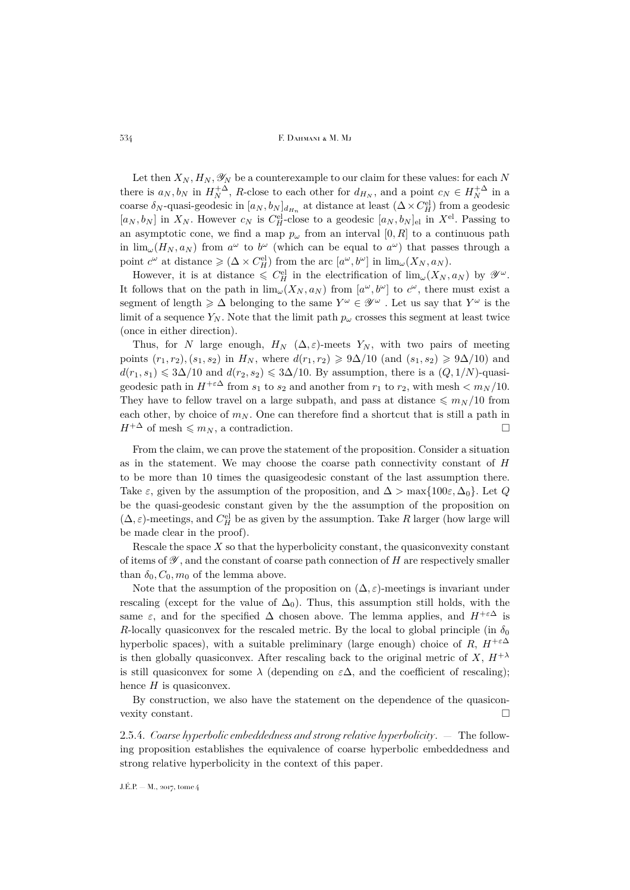Let then $X_N, H_N, \mathscr{Y}_N$ be a counterexample to our claim for these values: for each $N$ there is $a_N, b_N$ in $H_N^{+\Delta}$, $R$-close to each other for $d_{H_N}$, and a point $c_N \in H_N^{+\Delta}$ in a coarse $\delta_N$-quasi-geodesic in $[a_N, b_N]_{d_{H_n}}$ at distance at least $(\Delta \times C_H^{\mathrm{el}})$ from a geodesic $[a_N, b_N]$ in $X_N$. However $c_N$ is $C_H^{\mathrm{el}}$-close to a geodesic $[a_N, b_N]_{\mathrm{el}}$ in $X^{\mathrm{el}}$. Passing to an asymptotic cone, we find a map $p_\omega$ from an interval $[0, R]$ to a continuous path in $\lim_\omega(H_N, a_N)$ from $a^\omega$ to $b^\omega$ (which can be equal to $a^\omega$) that passes through a point $c^\omega$ at distance $\geqslant (\Delta \times C_H^{\mathrm{el}})$ from the arc $[a^\omega, b^\omega]$ in $\lim_\omega(X_N, a_N)$.

However, it is at distance $\leqslant C_H^{\mathrm{el}}$ in the electrification of $\lim_\omega(X_N, a_N)$ by $\mathscr{Y}^\omega$. It follows that on the path in $\lim_\omega(X_N, a_N)$ from $[a^\omega, b^\omega]$ to $c^\omega$, there must exist a segment of length $\geqslant \Delta$ belonging to the same $Y^\omega \in \mathscr{Y}^\omega$ . Let us say that $Y^\omega$ is the limit of a sequence $Y_N$. Note that the limit path $p_\omega$ crosses this segment at least twice (once in either direction).

Thus, for $N$ large enough, $H_N$ $(\Delta, \varepsilon)$-meets $Y_N$, with two pairs of meeting points $(r_1, r_2), (s_1, s_2)$ in $H_N$, where $d(r_1, r_2) \geqslant 9\Delta/10$ (and $(s_1, s_2) \geqslant 9\Delta/10$) and $d(r_1, s_1) \leqslant 3\Delta/10$ and $d(r_2, s_2) \leqslant 3\Delta/10$. By assumption, there is a $(Q, 1/N)$-quasi-geodesic path in $H^{+\varepsilon\Delta}$ from $s_1$ to $s_2$ and another from $r_1$ to $r_2$, with mesh $< m_N/10$. They have to fellow travel on a large subpath, and pass at distance $\leqslant m_N/10$ from each other, by choice of $m_N$. One can therefore find a shortcut that is still a path in $H^{+\Delta}$ of mesh $\leqslant m_N$, a contradiction. $\square$

From the claim, we can prove the statement of the proposition. Consider a situation as in the statement. We may choose the coarse path connectivity constant of $H$ to be more than 10 times the quasigeodesic constant of the last assumption there. Take $\varepsilon$, given by the assumption of the proposition, and $\Delta > \max\{100\varepsilon, \Delta_0\}$. Let $Q$ be the quasi-geodesic constant given by the the assumption of the proposition on $(\Delta, \varepsilon)$-meetings, and $C_H^{\mathrm{el}}$ be as given by the assumption. Take $R$ larger (how large will be made clear in the proof).

Rescale the space $X$ so that the hyperbolicity constant, the quasiconvexity constant of items of $\mathscr{Y}$, and the constant of coarse path connection of $H$ are respectively smaller than $\delta_0, C_0, m_0$ of the lemma above.

Note that the assumption of the proposition on $(\Delta, \varepsilon)$-meetings is invariant under rescaling (except for the value of $\Delta_0$). Thus, this assumption still holds, with the same $\varepsilon$, and for the specified $\Delta$ chosen above. The lemma applies, and $H^{+\varepsilon\Delta}$ is $R$-locally quasiconvex for the rescaled metric. By the local to global principle (in $\delta_0$ hyperbolic spaces), with a suitable preliminary (large enough) choice of $R$, $H^{+\varepsilon\Delta}$ is then globally quasiconvex. After rescaling back to the original metric of $X$, $H^{+\lambda}$ is still quasiconvex for some $\lambda$ (depending on $\varepsilon\Delta$, and the coefficient of rescaling); hence $H$ is quasiconvex.

By construction, we also have the statement on the dependence of the quasiconvexity constant. $\square$

2.5.4. *Coarse hyperbolic embeddedness and strong relative hyperbolicity*. — The following proposition establishes the equivalence of coarse hyperbolic embeddedness and strong relative hyperbolicity in the context of this paper.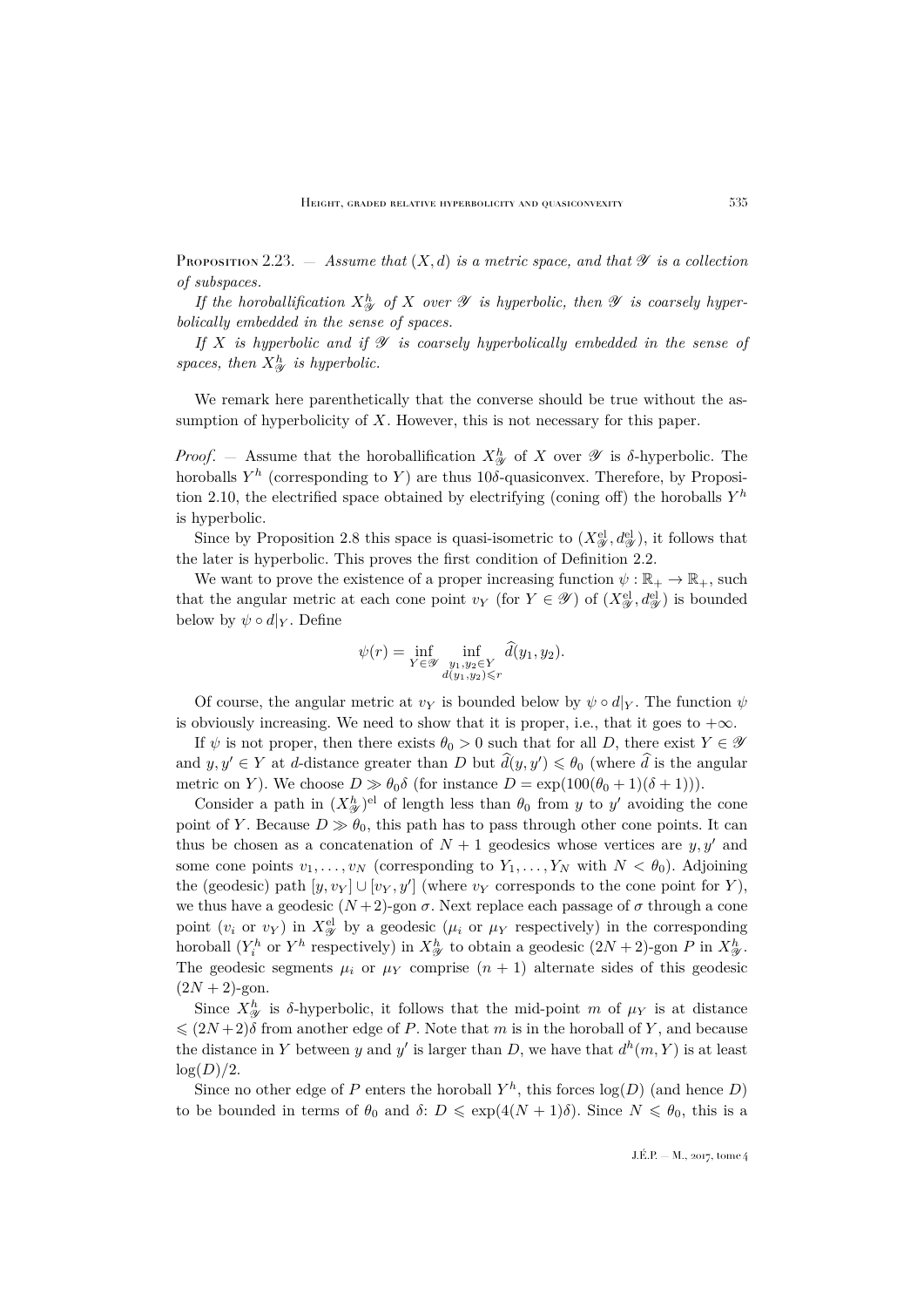**Proposition 2.23.** — *Assume that $(X,d)$ is a metric space, and that $\mathscr{Y}$ is a collection of subspaces.*

*If the horoballification $X^h_{\mathscr{Y}}$ of $X$ over $\mathscr{Y}$ is hyperbolic, then $\mathscr{Y}$ is coarsely hyperbolically embedded in the sense of spaces.*

*If $X$ is hyperbolic and if $\mathscr{Y}$ is coarsely hyperbolically embedded in the sense of spaces, then $X^h_{\mathscr{Y}}$ is hyperbolic.*

We remark here parenthetically that the converse should be true without the assumption of hyperbolicity of $X$. However, this is not necessary for this paper.

*Proof.* — Assume that the horoballification $X^h_{\mathscr{Y}}$ of $X$ over $\mathscr{Y}$ is $\delta$-hyperbolic. The horoballs $Y^h$ (corresponding to $Y$) are thus $10\delta$-quasiconvex. Therefore, by Proposition 2.10, the electrified space obtained by electrifying (coning off) the horoballs $Y^h$ is hyperbolic.

Since by Proposition 2.8 this space is quasi-isometric to $(X^{\mathrm{el}}_{\mathscr{Y}}, d^{\mathrm{el}}_{\mathscr{Y}})$, it follows that the later is hyperbolic. This proves the first condition of Definition 2.2.

We want to prove the existence of a proper increasing function $\psi : \mathbb{R}_+ \to \mathbb{R}_+$, such that the angular metric at each cone point $v_Y$ (for $Y \in \mathscr{Y}$) of $(X^{\mathrm{el}}_{\mathscr{Y}}, d^{\mathrm{el}}_{\mathscr{Y}})$ is bounded below by $\psi \circ d|_Y$. Define

$$\psi(r) = \inf_{Y\in\mathscr{Y}} \inf_{\substack{y_1,y_2\in Y\\ d(y_1,y_2)\leqslant r}} \widehat{d}(y_1,y_2).$$

Of course, the angular metric at $v_Y$ is bounded below by $\psi \circ d|_Y$. The function $\psi$ is obviously increasing. We need to show that it is proper, i.e., that it goes to $+\infty$.

If $\psi$ is not proper, then there exists $\theta_0 > 0$ such that for all $D$, there exist $Y \in \mathscr{Y}$ and $y, y' \in Y$ at $d$-distance greater than $D$ but $\widehat{d}(y,y') \leqslant \theta_0$ (where $\widehat{d}$ is the angular metric on $Y$). We choose $D \gg \theta_0 \delta$ (for instance $D = \exp(100(\theta_0+1)(\delta+1))$).

Consider a path in $(X^h_{\mathscr{Y}})^{\mathrm{el}}$ of length less than $\theta_0$ from $y$ to $y'$ avoiding the cone point of $Y$. Because $D \gg \theta_0$, this path has to pass through other cone points. It can thus be chosen as a concatenation of $N+1$ geodesics whose vertices are $y, y'$ and some cone points $v_1, \dots, v_N$ (corresponding to $Y_1, \dots, Y_N$ with $N < \theta_0$). Adjoining the (geodesic) path $[y, v_Y] \cup [v_Y, y']$ (where $v_Y$ corresponds to the cone point for $Y$), we thus have a geodesic $(N+2)$-gon $\sigma$. Next replace each passage of $\sigma$ through a cone point ($v_i$ or $v_Y$) in $X^{\mathrm{el}}_{\mathscr{Y}}$ by a geodesic ($\mu_i$ or $\mu_Y$ respectively) in the corresponding horoball ($Y_i^h$ or $Y^h$ respectively) in $X^h_{\mathscr{Y}}$ to obtain a geodesic $(2N+2)$-gon $P$ in $X^h_{\mathscr{Y}}$. The geodesic segments $\mu_i$ or $\mu_Y$ comprise $(n+1)$ alternate sides of this geodesic $(2N+2)$-gon.

Since $X^h_{\mathscr{Y}}$ is $\delta$-hyperbolic, it follows that the mid-point $m$ of $\mu_Y$ is at distance $\leqslant (2N+2)\delta$ from another edge of $P$. Note that $m$ is in the horoball of $Y$, and because the distance in $Y$ between $y$ and $y'$ is larger than $D$, we have that $d^h(m, Y)$ is at least $\log(D)/2$.

Since no other edge of $P$ enters the horoball $Y^h$, this forces $\log(D)$ (and hence $D$) to be bounded in terms of $\theta_0$ and $\delta$: $D \leqslant \exp(4(N+1)\delta)$. Since $N \leqslant \theta_0$, this is a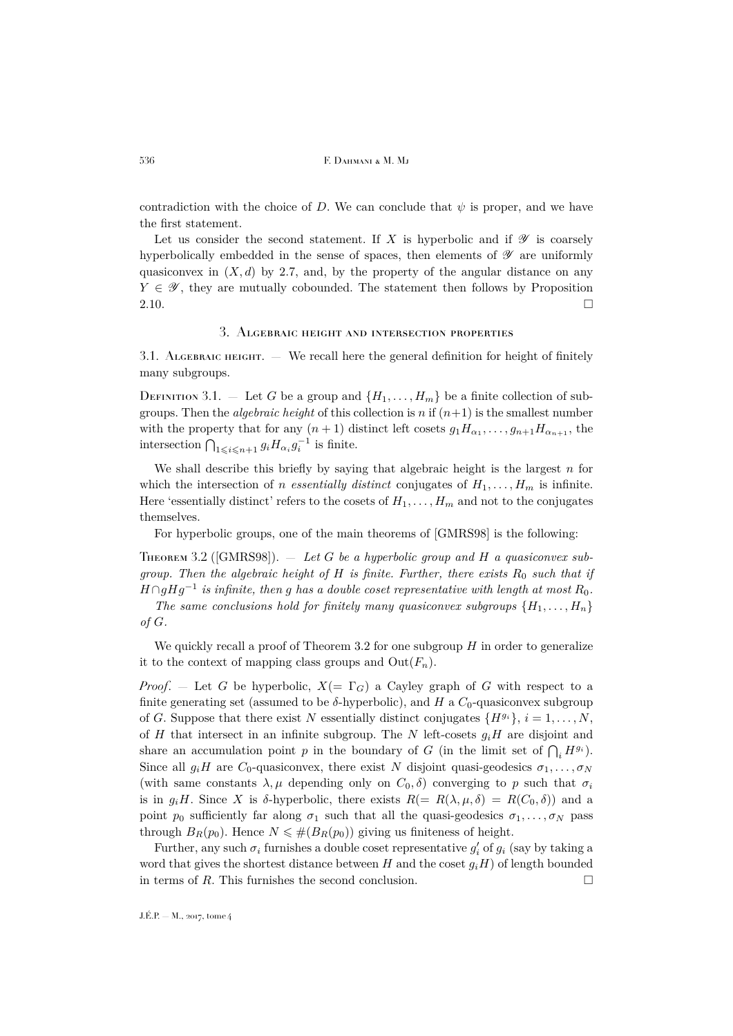contradiction with the choice of $D$. We can conclude that $\psi$ is proper, and we have the first statement.

Let us consider the second statement. If $X$ is hyperbolic and if $\mathscr{Y}$ is coarsely hyperbolically embedded in the sense of spaces, then elements of $\mathscr{Y}$ are uniformly quasiconvex in $(X, d)$ by 2.7, and, by the property of the angular distance on any $Y \in \mathscr{Y}$, they are mutually cobounded. The statement then follows by Proposition 2.10. $\square$

## 3. Algebraic height and intersection properties

### 3.1. Algebraic height.

— We recall here the general definition for height of finitely many subgroups.

**Definition 3.1.** — Let $G$ be a group and $\{H_1, \ldots, H_m\}$ be a finite collection of subgroups. Then the *algebraic height* of this collection is $n$ if $(n+1)$ is the smallest number with the property that for any $(n+1)$ distinct left cosets $g_1 H_{\alpha_1}, \ldots, g_{n+1} H_{\alpha_{n+1}}$, the intersection $\bigcap_{1 \leqslant i \leqslant n+1} g_i H_{\alpha_i} g_i^{-1}$ is finite.

We shall describe this briefly by saying that algebraic height is the largest $n$ for which the intersection of $n$ *essentially distinct* conjugates of $H_1, \ldots, H_m$ is infinite. Here 'essentially distinct' refers to the cosets of $H_1, \ldots, H_m$ and not to the conjugates themselves.

For hyperbolic groups, one of the main theorems of [GMRS98] is the following:

**Theorem 3.2** ([GMRS98]). — *Let $G$ be a hyperbolic group and $H$ a quasiconvex subgroup. Then the algebraic height of $H$ is finite. Further, there exists $R_0$ such that if $H \cap gHg^{-1}$ is infinite, then $g$ has a double coset representative with length at most $R_0$.*

*The same conclusions hold for finitely many quasiconvex subgroups $\{H_1, \ldots, H_n\}$ of $G$.*

We quickly recall a proof of Theorem 3.2 for one subgroup $H$ in order to generalize it to the context of mapping class groups and $\mathrm{Out}(F_n)$.

*Proof*. — Let $G$ be hyperbolic, $X (= \Gamma_G)$ a Cayley graph of $G$ with respect to a finite generating set (assumed to be $\delta$-hyperbolic), and $H$ a $C_0$-quasiconvex subgroup of $G$. Suppose that there exist $N$ essentially distinct conjugates $\{H^{g_i}\}$, $i = 1, \ldots, N$, of $H$ that intersect in an infinite subgroup. The $N$ left-cosets $g_i H$ are disjoint and share an accumulation point $p$ in the boundary of $G$ (in the limit set of $\bigcap_i H^{g_i}$). Since all $g_i H$ are $C_0$-quasiconvex, there exist $N$ disjoint quasi-geodesics $\sigma_1, \ldots, \sigma_N$ (with same constants $\lambda, \mu$ depending only on $C_0, \delta$) converging to $p$ such that $\sigma_i$ is in $g_i H$. Since $X$ is $\delta$-hyperbolic, there exists $R (= R(\lambda, \mu, \delta) = R(C_0, \delta))$ and a point $p_0$ sufficiently far along $\sigma_1$ such that all the quasi-geodesics $\sigma_1, \ldots, \sigma_N$ pass through $B_R(p_0)$. Hence $N \leqslant \#(B_R(p_0))$ giving us finiteness of height.

Further, any such $\sigma_i$ furnishes a double coset representative $g'_i$ of $g_i$ (say by taking a word that gives the shortest distance between $H$ and the coset $g_i H$) of length bounded in terms of $R$. This furnishes the second conclusion. $\square$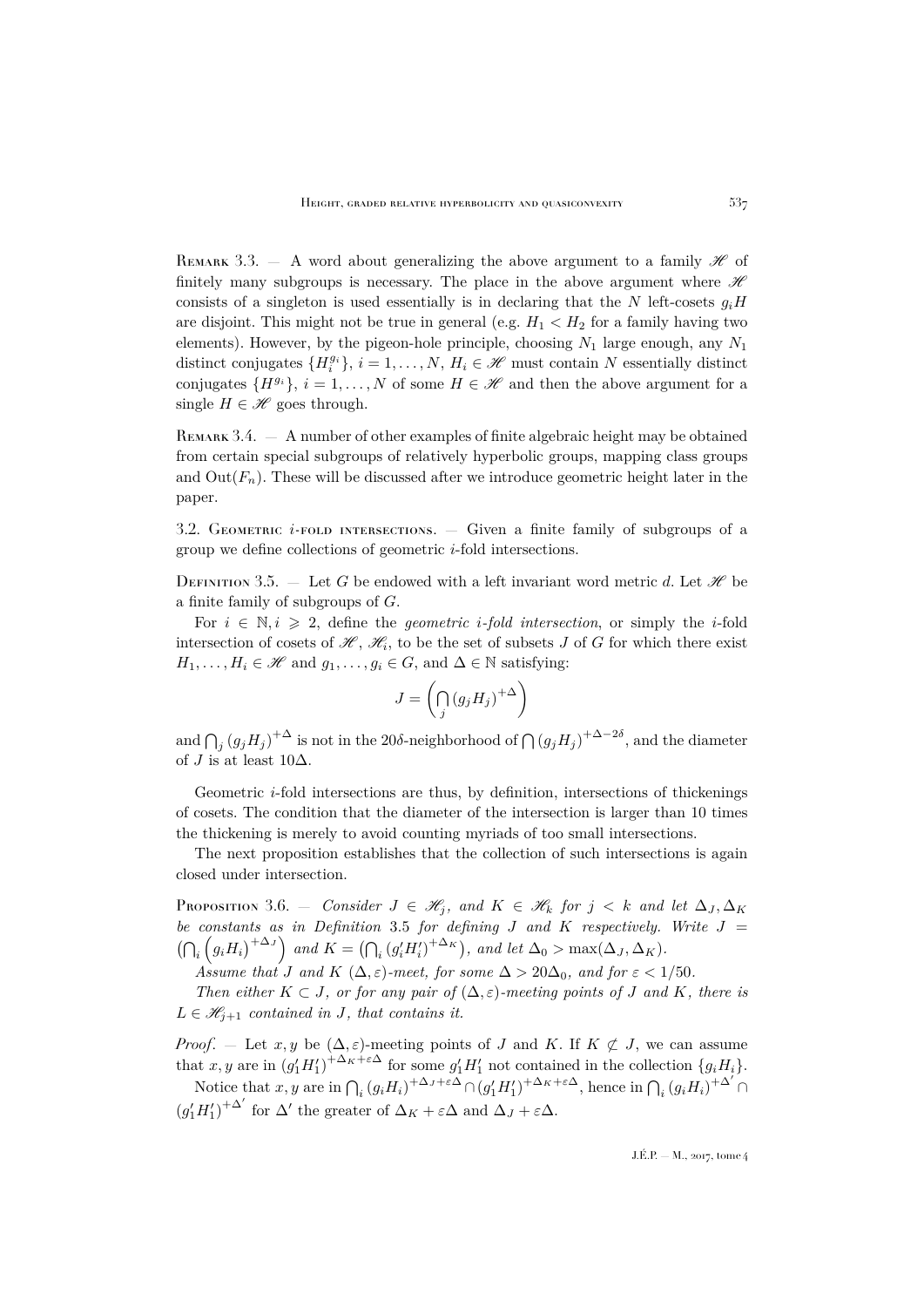Remark 3.3. — A word about generalizing the above argument to a family $\mathscr{H}$ of finitely many subgroups is necessary. The place in the above argument where $\mathscr{H}$ consists of a singleton is used essentially is in declaring that the $N$ left-cosets $g_iH$ are disjoint. This might not be true in general (e.g. $H_1 < H_2$ for a family having two elements). However, by the pigeon-hole principle, choosing $N_1$ large enough, any $N_1$ distinct conjugates $\{H_i^{g_i}\}$, $i = 1, \dots, N$, $H_i \in \mathscr{H}$ must contain $N$ essentially distinct conjugates $\{H^{g_i}\}$, $i = 1, \dots, N$ of some $H \in \mathscr{H}$ and then the above argument for a single $H \in \mathscr{H}$ goes through.

Remark 3.4. — A number of other examples of finite algebraic height may be obtained from certain special subgroups of relatively hyperbolic groups, mapping class groups and $\mathrm{Out}(F_n)$. These will be discussed after we introduce geometric height later in the paper.

## 3.2. Geometric $i$-fold intersections.

— Given a finite family of subgroups of a group we define collections of geometric $i$-fold intersections.

Definition 3.5. — Let $G$ be endowed with a left invariant word metric $d$. Let $\mathscr{H}$ be a finite family of subgroups of $G$.

For $i \in \mathbb{N}, i \geqslant 2$, define the *geometric $i$-fold intersection*, or simply the $i$-fold intersection of cosets of $\mathscr{H}$, $\mathscr{H}_i$, to be the set of subsets $J$ of $G$ for which there exist $H_1, \dots, H_i \in \mathscr{H}$ and $g_1, \dots, g_i \in G$, and $\Delta \in \mathbb{N}$ satisfying:

$$J = \left( \bigcap_j (g_j H_j)^{+\Delta} \right)$$

and $\bigcap_j (g_jH_j)^{+\Delta}$ is not in the $20\delta$-neighborhood of $\bigcap (g_jH_j)^{+\Delta-2\delta}$, and the diameter of $J$ is at least $10\Delta$.

Geometric $i$-fold intersections are thus, by definition, intersections of thickenings of cosets. The condition that the diameter of the intersection is larger than 10 times the thickening is merely to avoid counting myriads of too small intersections.

The next proposition establishes that the collection of such intersections is again closed under intersection.

Proposition 3.6. — *Consider $J \in \mathscr{H}_j$, and $K \in \mathscr{H}_k$ for $j < k$ and let $\Delta_J, \Delta_K$ be constants as in Definition 3.5 for defining $J$ and $K$ respectively. Write $J = \left(\bigcap_i \left(g_iH_i\right)^{+\Delta_J}\right)$ and $K = \left(\bigcap_i (g'_iH'_i)^{+\Delta_K}\right)$, and let $\Delta_0 > \max(\Delta_J, \Delta_K)$.*

*Assume that $J$ and $K$ $(\Delta, \varepsilon)$-meet, for some $\Delta > 20\Delta_0$, and for $\varepsilon < 1/50$.*

*Then either $K \subset J$, or for any pair of $(\Delta, \varepsilon)$-meeting points of $J$ and $K$, there is $L \in \mathscr{H}_{j+1}$ contained in $J$, that contains it.*

*Proof*. — Let $x, y$ be $(\Delta, \varepsilon)$-meeting points of $J$ and $K$. If $K \not\subset J$, we can assume that $x, y$ are in $(g'_1H'_1)^{+\Delta_K+\varepsilon\Delta}$ for some $g'_1H'_1$ not contained in the collection $\{g_iH_i\}$.

Notice that $x, y$ are in $\bigcap_i (g_iH_i)^{+\Delta_J+\varepsilon\Delta} \cap (g'_1H'_1)^{+\Delta_K+\varepsilon\Delta}$, hence in $\bigcap_i (g_iH_i)^{+\Delta'} \cap (g'_1H'_1)^{+\Delta'}$ for $\Delta'$ the greater of $\Delta_K + \varepsilon\Delta$ and $\Delta_J + \varepsilon\Delta$.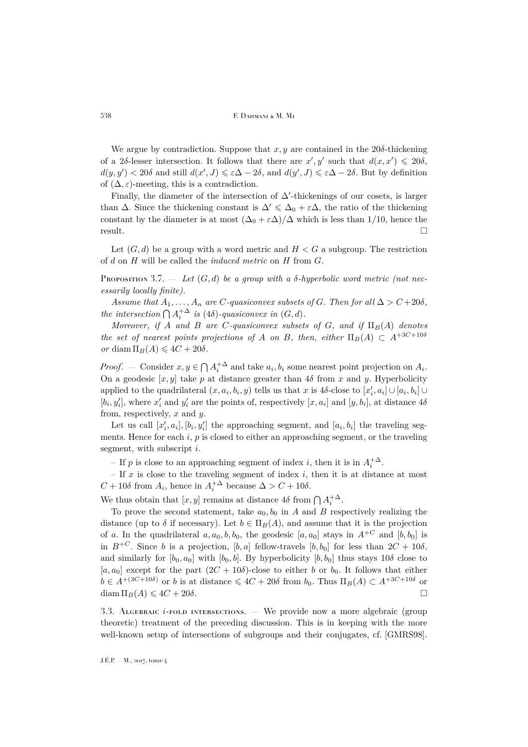We argue by contradiction. Suppose that $x, y$ are contained in the $20\delta$-thickening of a $2\delta$-lesser intersection. It follows that there are $x', y'$ such that $d(x, x') \leqslant 20\delta$, $d(y, y') < 20\delta$ and still $d(x', J) \leqslant \varepsilon\Delta - 2\delta$, and $d(y', J) \leqslant \varepsilon\Delta - 2\delta$. But by definition of $(\Delta, \varepsilon)$-meeting, this is a contradiction.

Finally, the diameter of the intersection of $\Delta'$-thickenings of our cosets, is larger than $\Delta$. Since the thickening constant is $\Delta' \leqslant \Delta_0 + \varepsilon\Delta$, the ratio of the thickening constant by the diameter is at most $(\Delta_0 + \varepsilon\Delta)/\Delta$ which is less than $1/10$, hence the result. □

Let $(G, d)$ be a group with a word metric and $H < G$ a subgroup. The restriction of $d$ on $H$ will be called the *induced metric* on $H$ from $G$.

Proposition 3.7. — *Let $(G, d)$ be a group with a $\delta$-hyperbolic word metric (not necessarily locally finite).*

*Assume that $A_1, \ldots, A_n$ are $C$-quasiconvex subsets of $G$. Then for all $\Delta > C + 20\delta$, the intersection $\bigcap A_i^{+\Delta}$ is $(4\delta)$-quasiconvex in $(G, d)$.*

*Moreover, if $A$ and $B$ are $C$-quasiconvex subsets of $G$, and if $\Pi_B(A)$ denotes the set of nearest points projections of $A$ on $B$, then, either $\Pi_B(A) \subset A^{+3C+10\delta}$ or $\operatorname{diam} \Pi_B(A) \leqslant 4C + 20\delta$.*

*Proof.* — Consider $x, y \in \bigcap A_i^{+\Delta}$ and take $a_i, b_i$ some nearest point projection on $A_i$. On a geodesic $[x, y]$ take $p$ at distance greater than $4\delta$ from $x$ and $y$. Hyperbolicity applied to the quadrilateral $(x, a_i, b_i, y)$ tells us that $x$ is $4\delta$-close to $[x'_i, a_i] \cup [a_i, b_i] \cup [b_i, y'_i]$, where $x'_i$ and $y'_i$ are the points of, respectively $[x, a_i]$ and $[y, b_i]$, at distance $4\delta$ from, respectively, $x$ and $y$.

Let us call $[x'_i, a_i], [b_i, y'_i]$ the approaching segment, and $[a_i, b_i]$ the traveling segments. Hence for each $i$, $p$ is closed to either an approaching segment, or the traveling segment, with subscript $i$.

– If $p$ is close to an approaching segment of index $i$, then it is in $A_i^{+\Delta}$.

– If $x$ is close to the traveling segment of index $i$, then it is at distance at most $C + 10\delta$ from $A_i$, hence in $A_i^{+\Delta}$ because $\Delta > C + 10\delta$.

We thus obtain that $[x, y]$ remains at distance $4\delta$ from $\bigcap A_i^{+\Delta}$.

To prove the second statement, take $a_0, b_0$ in $A$ and $B$ respectively realizing the distance (up to $\delta$ if necessary). Let $b \in \Pi_B(A)$, and assume that it is the projection of $a$. In the quadrilateral $a, a_0, b, b_0$, the geodesic $[a, a_0]$ stays in $A^{+C}$ and $[b, b_0]$ is in $B^{+C}$. Since $b$ is a projection, $[b, a]$ fellow-travels $[b, b_0]$ for less than $2C + 10\delta$, and similarly for $[b_0, a_0]$ with $[b_0, b]$. By hyperbolicity $[b, b_0]$ thus stays $10\delta$ close to $[a, a_0]$ except for the part $(2C + 10\delta)$-close to either $b$ or $b_0$. It follows that either $b \in A^{+(3C+10\delta)}$ or $b$ is at distance $\leqslant 4C + 20\delta$ from $b_0$. Thus $\Pi_B(A) \subset A^{+3C+10\delta}$ or $\operatorname{diam} \Pi_B(A) \leqslant 4C + 20\delta$. □

## 3.3. Algebraic $i$-fold intersections.

— We provide now a more algebraic (group theoretic) treatment of the preceding discussion. This is in keeping with the more well-known setup of intersections of subgroups and their conjugates, cf. [GMRS98].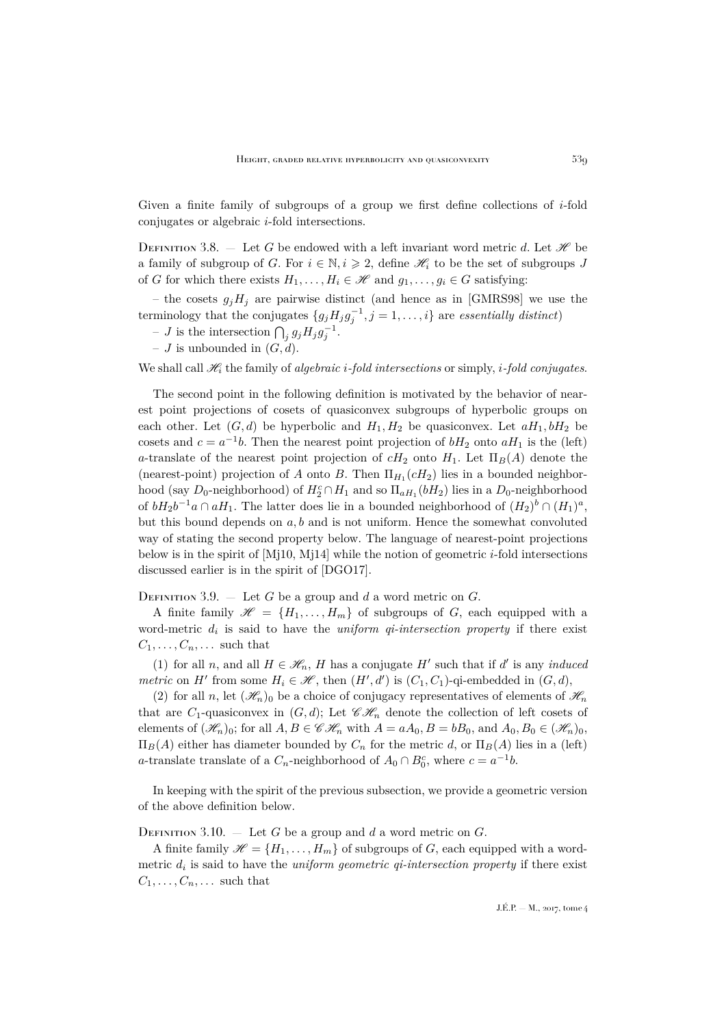Given a finite family of subgroups of a group we first define collections of $i$-fold conjugates or algebraic $i$-fold intersections.

Definition 3.8. — Let $G$ be endowed with a left invariant word metric $d$. Let $\mathscr{H}$ be a family of subgroup of $G$. For $i \in \mathbb{N}, i \geqslant 2$, define $\mathscr{H}_i$ to be the set of subgroups $J$ of $G$ for which there exists $H_1, \ldots, H_i \in \mathscr{H}$ and $g_1, \ldots, g_i \in G$ satisfying:

– the cosets $g_j H_j$ are pairwise distinct (and hence as in [GMRS98] we use the terminology that the conjugates $\{g_j H_j g_j^{-1}, j = 1, \ldots, i\}$ are *essentially distinct*)

– $J$ is the intersection $\bigcap_j g_j H_j g_j^{-1}$.

– $J$ is unbounded in $(G, d)$.

We shall call $\mathscr{H}_i$ the family of *algebraic $i$-fold intersections* or simply, *$i$-fold conjugates*.

The second point in the following definition is motivated by the behavior of nearest point projections of cosets of quasiconvex subgroups of hyperbolic groups on each other. Let $(G, d)$ be hyperbolic and $H_1, H_2$ be quasiconvex. Let $aH_1, bH_2$ be cosets and $c = a^{-1}b$. Then the nearest point projection of $bH_2$ onto $aH_1$ is the (left) $a$-translate of the nearest point projection of $cH_2$ onto $H_1$. Let $\Pi_B(A)$ denote the (nearest-point) projection of $A$ onto $B$. Then $\Pi_{H_1}(cH_2)$ lies in a bounded neighborhood (say $D_0$-neighborhood) of $H_2^c \cap H_1$ and so $\Pi_{aH_1}(bH_2)$ lies in a $D_0$-neighborhood of $bH_2 b^{-1} a \cap aH_1$. The latter does lie in a bounded neighborhood of $(H_2)^b \cap (H_1)^a$, but this bound depends on $a, b$ and is not uniform. Hence the somewhat convoluted way of stating the second property below. The language of nearest-point projections below is in the spirit of [Mj10, Mj14] while the notion of geometric $i$-fold intersections discussed earlier is in the spirit of [DGO17].

Definition 3.9. — Let $G$ be a group and $d$ a word metric on $G$.

A finite family $\mathscr{H} = \{H_1, \ldots, H_m\}$ of subgroups of $G$, each equipped with a word-metric $d_i$ is said to have the *uniform qi-intersection property* if there exist $C_1, \ldots, C_n, \ldots$ such that

(1) for all $n$, and all $H \in \mathscr{H}_n$, $H$ has a conjugate $H'$ such that if $d'$ is any *induced metric* on $H'$ from some $H_i \in \mathscr{H}$, then $(H', d')$ is $(C_1, C_1)$-qi-embedded in $(G, d)$,

(2) for all $n$, let $(\mathscr{H}_n)_0$ be a choice of conjugacy representatives of elements of $\mathscr{H}_n$ that are $C_1$-quasiconvex in $(G, d)$; Let $\mathscr{C}\mathscr{H}_n$ denote the collection of left cosets of elements of $(\mathscr{H}_n)_0$; for all $A, B \in \mathscr{C}\mathscr{H}_n$ with $A = aA_0, B = bB_0$, and $A_0, B_0 \in (\mathscr{H}_n)_0$, $\Pi_B(A)$ either has diameter bounded by $C_n$ for the metric $d$, or $\Pi_B(A)$ lies in a (left) $a$-translate translate of a $C_n$-neighborhood of $A_0 \cap B_0^c$, where $c = a^{-1}b$.

In keeping with the spirit of the previous subsection, we provide a geometric version of the above definition below.

Definition 3.10. — Let $G$ be a group and $d$ a word metric on $G$.

A finite family $\mathscr{H} = \{H_1, \ldots, H_m\}$ of subgroups of $G$, each equipped with a word-metric $d_i$ is said to have the *uniform geometric qi-intersection property* if there exist $C_1, \ldots, C_n, \ldots$ such that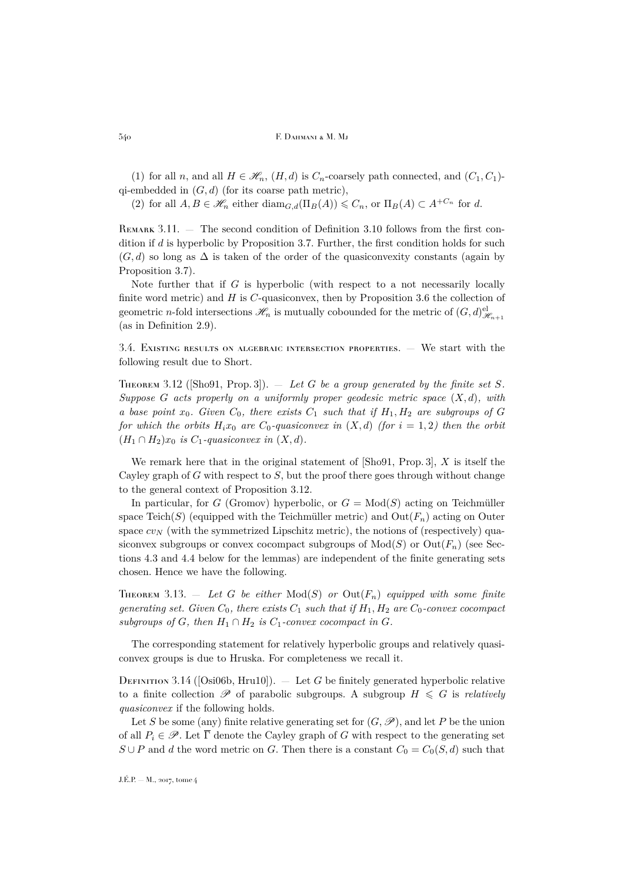(1) for all $n$, and all $H \in \mathscr{H}_n$, $(H,d)$ is $C_n$-coarsely path connected, and $(C_1, C_1)$-qi-embedded in $(G,d)$ (for its coarse path metric),

(2) for all $A, B \in \mathscr{H}_n$ either $\operatorname{diam}_{G,d}(\Pi_B(A)) \leqslant C_n$, or $\Pi_B(A) \subset A^{+C_n}$ for $d$.

Remark 3.11. — The second condition of Definition 3.10 follows from the first condition if $d$ is hyperbolic by Proposition 3.7. Further, the first condition holds for such $(G,d)$ so long as $\Delta$ is taken of the order of the quasiconvexity constants (again by Proposition 3.7).

Note further that if $G$ is hyperbolic (with respect to a not necessarily locally finite word metric) and $H$ is $C$-quasiconvex, then by Proposition 3.6 the collection of geometric $n$-fold intersections $\mathscr{H}_n$ is mutually cobounded for the metric of $(G,d)^{\mathrm{el}}_{\mathscr{H}_{n+1}}$ (as in Definition 2.9).

### 3.4. Existing results on algebraic intersection properties.

We start with the following result due to Short.

Theorem 3.12 ([Sho91, Prop. 3]). — *Let $G$ be a group generated by the finite set $S$. Suppose $G$ acts properly on a uniformly proper geodesic metric space $(X,d)$, with a base point $x_0$. Given $C_0$, there exists $C_1$ such that if $H_1, H_2$ are subgroups of $G$ for which the orbits $H_i x_0$ are $C_0$-quasiconvex in $(X,d)$ (for $i = 1,2$) then the orbit $(H_1 \cap H_2)x_0$ is $C_1$-quasiconvex in $(X,d)$.*

We remark here that in the original statement of [Sho91, Prop. 3], $X$ is itself the Cayley graph of $G$ with respect to $S$, but the proof there goes through without change to the general context of Proposition 3.12.

In particular, for $G$ (Gromov) hyperbolic, or $G = \mathrm{Mod}(S)$ acting on Teichmüller space $\mathrm{Teich}(S)$ (equipped with the Teichmüller metric) and $\mathrm{Out}(F_n)$ acting on Outer space $cv_N$ (with the symmetrized Lipschitz metric), the notions of (respectively) quasiconvex subgroups or convex cocompact subgroups of $\mathrm{Mod}(S)$ or $\mathrm{Out}(F_n)$ (see Sections 4.3 and 4.4 below for the lemmas) are independent of the finite generating sets chosen. Hence we have the following.

Theorem 3.13. — *Let $G$ be either $\mathrm{Mod}(S)$ or $\mathrm{Out}(F_n)$ equipped with some finite generating set. Given $C_0$, there exists $C_1$ such that if $H_1, H_2$ are $C_0$-convex cocompact subgroups of $G$, then $H_1 \cap H_2$ is $C_1$-convex cocompact in $G$.*

The corresponding statement for relatively hyperbolic groups and relatively quasiconvex groups is due to Hruska. For completeness we recall it.

Definition 3.14 ([Osi06b, Hru10]). — Let $G$ be finitely generated hyperbolic relative to a finite collection $\mathscr{P}$ of parabolic subgroups. A subgroup $H \leqslant G$ is *relatively quasiconvex* if the following holds.

Let $S$ be some (any) finite relative generating set for $(G, \mathscr{P})$, and let $P$ be the union of all $P_i \in \mathscr{P}$. Let $\overline{\Gamma}$ denote the Cayley graph of $G$ with respect to the generating set $S \cup P$ and $d$ the word metric on $G$. Then there is a constant $C_0 = C_0(S,d)$ such that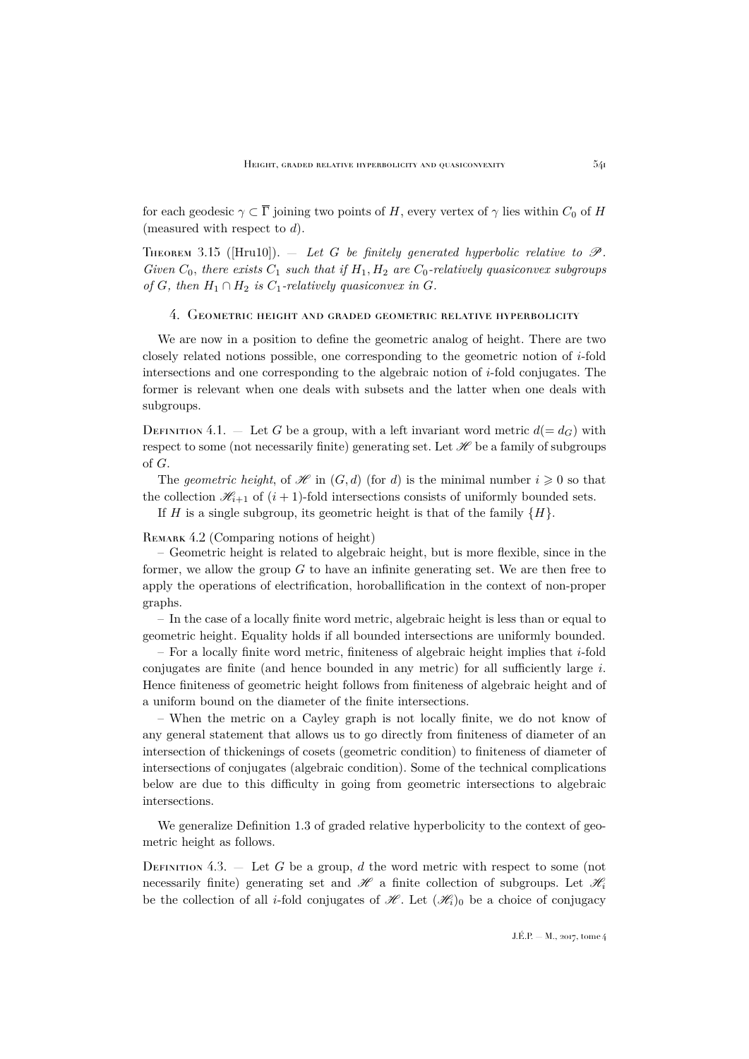for each geodesic $\gamma \subset \overline{\Gamma}$ joining two points of $H$, every vertex of $\gamma$ lies within $C_0$ of $H$ (measured with respect to $d$).

Theorem 3.15 ([Hru10]). — *Let $G$ be finitely generated hyperbolic relative to $\mathscr{P}$. Given $C_0$, there exists $C_1$ such that if $H_1, H_2$ are $C_0$-relatively quasiconvex subgroups of $G$, then $H_1 \cap H_2$ is $C_1$-relatively quasiconvex in $G$.*

## 4. Geometric height and graded geometric relative hyperbolicity

We are now in a position to define the geometric analog of height. There are two closely related notions possible, one corresponding to the geometric notion of $i$-fold intersections and one corresponding to the algebraic notion of $i$-fold conjugates. The former is relevant when one deals with subsets and the latter when one deals with subgroups.

Definition 4.1. — Let $G$ be a group, with a left invariant word metric $d(= d_G)$ with respect to some (not necessarily finite) generating set. Let $\mathscr{H}$ be a family of subgroups of $G$.

The *geometric height*, of $\mathscr{H}$ in $(G, d)$ (for $d$) is the minimal number $i \geqslant 0$ so that the collection $\mathscr{H}_{i+1}$ of $(i+1)$-fold intersections consists of uniformly bounded sets.

If $H$ is a single subgroup, its geometric height is that of the family $\{H\}$.

Remark 4.2 (Comparing notions of height)

– Geometric height is related to algebraic height, but is more flexible, since in the former, we allow the group $G$ to have an infinite generating set. We are then free to apply the operations of electrification, horoballification in the context of non-proper graphs.

– In the case of a locally finite word metric, algebraic height is less than or equal to geometric height. Equality holds if all bounded intersections are uniformly bounded.

– For a locally finite word metric, finiteness of algebraic height implies that $i$-fold conjugates are finite (and hence bounded in any metric) for all sufficiently large $i$. Hence finiteness of geometric height follows from finiteness of algebraic height and of a uniform bound on the diameter of the finite intersections.

– When the metric on a Cayley graph is not locally finite, we do not know of any general statement that allows us to go directly from finiteness of diameter of an intersection of thickenings of cosets (geometric condition) to finiteness of diameter of intersections of conjugates (algebraic condition). Some of the technical complications below are due to this difficulty in going from geometric intersections to algebraic intersections.

We generalize Definition 1.3 of graded relative hyperbolicity to the context of geometric height as follows.

Definition 4.3. — Let $G$ be a group, $d$ the word metric with respect to some (not necessarily finite) generating set and $\mathscr{H}$ a finite collection of subgroups. Let $\mathscr{H}_i$ be the collection of all $i$-fold conjugates of $\mathscr{H}$. Let $(\mathscr{H}_i)_0$ be a choice of conjugacy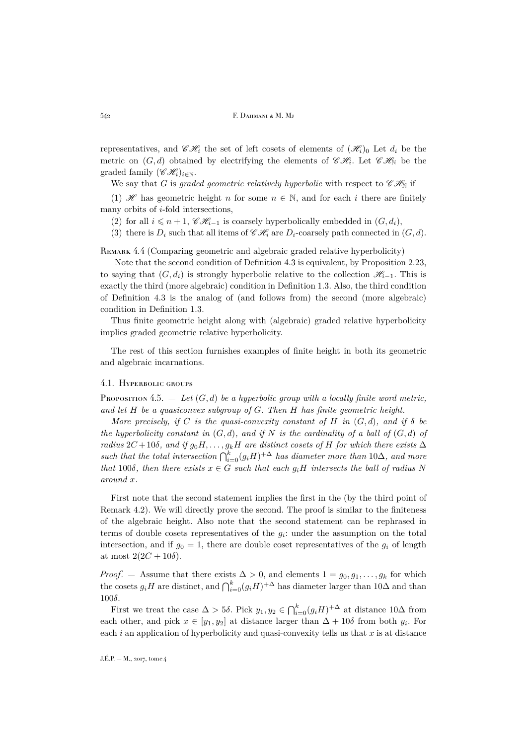representatives, and $\mathscr{C}\mathscr{H}_i$ the set of left cosets of elements of $(\mathscr{H}_i)_0$ Let $d_i$ be the metric on $(G,d)$ obtained by electrifying the elements of $\mathscr{C}\mathscr{H}_i$. Let $\mathscr{C}\mathscr{H}_{\mathbb{N}}$ be the graded family $(\mathscr{C}\mathscr{H}_i)_{i\in\mathbb{N}}$.

We say that $G$ is *graded geometric relatively hyperbolic* with respect to $\mathscr{C}\mathscr{H}_{\mathbb{N}}$ if

(1) $\mathscr{H}$ has geometric height $n$ for some $n \in \mathbb{N}$, and for each $i$ there are finitely many orbits of $i$-fold intersections,

(2) for all $i \leqslant n+1$, $\mathscr{C}\mathscr{H}_{i-1}$ is coarsely hyperbolically embedded in $(G, d_i)$,

(3) there is $D_i$ such that all items of $\mathscr{C}\mathscr{H}_i$ are $D_i$-coarsely path connected in $(G,d)$.

Remark 4.4 (Comparing geometric and algebraic graded relative hyperbolicity)

Note that the second condition of Definition 4.3 is equivalent, by Proposition 2.23, to saying that $(G, d_i)$ is strongly hyperbolic relative to the collection $\mathscr{H}_{i-1}$. This is exactly the third (more algebraic) condition in Definition 1.3. Also, the third condition of Definition 4.3 is the analog of (and follows from) the second (more algebraic) condition in Definition 1.3.

Thus finite geometric height along with (algebraic) graded relative hyperbolicity implies graded geometric relative hyperbolicity.

The rest of this section furnishes examples of finite height in both its geometric and algebraic incarnations.

### 4.1. Hyperbolic groups

Proposition 4.5. — *Let $(G,d)$ be a hyperbolic group with a locally finite word metric, and let $H$ be a quasiconvex subgroup of $G$. Then $H$ has finite geometric height.*

*More precisely, if $C$ is the quasi-convexity constant of $H$ in $(G,d)$, and if $\delta$ be the hyperbolicity constant in $(G,d)$, and if $N$ is the cardinality of a ball of $(G,d)$ of radius $2C+10\delta$, and if $g_0H,\dots,g_kH$ are distinct cosets of $H$ for which there exists $\Delta$ such that the total intersection $\bigcap_{i=0}^k (g_iH)^{+\Delta}$ has diameter more than $10\Delta$, and more that $100\delta$, then there exists $x\in G$ such that each $g_iH$ intersects the ball of radius $N$ around $x$.*

First note that the second statement implies the first in the (by the third point of Remark 4.2). We will directly prove the second. The proof is similar to the finiteness of the algebraic height. Also note that the second statement can be rephrased in terms of double cosets representatives of the $g_i$: under the assumption on the total intersection, and if $g_0 = 1$, there are double coset representatives of the $g_i$ of length at most $2(2C+10\delta)$.

*Proof*. — Assume that there exists $\Delta > 0$, and elements $1 = g_0, g_1, \dots, g_k$ for which the cosets $g_iH$ are distinct, and $\bigcap_{i=0}^k (g_iH)^{+\Delta}$ has diameter larger than $10\Delta$ and than $100\delta$.

First we treat the case $\Delta > 5\delta$. Pick $y_1, y_2 \in \bigcap_{i=0}^k (g_iH)^{+\Delta}$ at distance $10\Delta$ from each other, and pick $x \in [y_1, y_2]$ at distance larger than $\Delta + 10\delta$ from both $y_i$. For each $i$ an application of hyperbolicity and quasi-convexity tells us that $x$ is at distance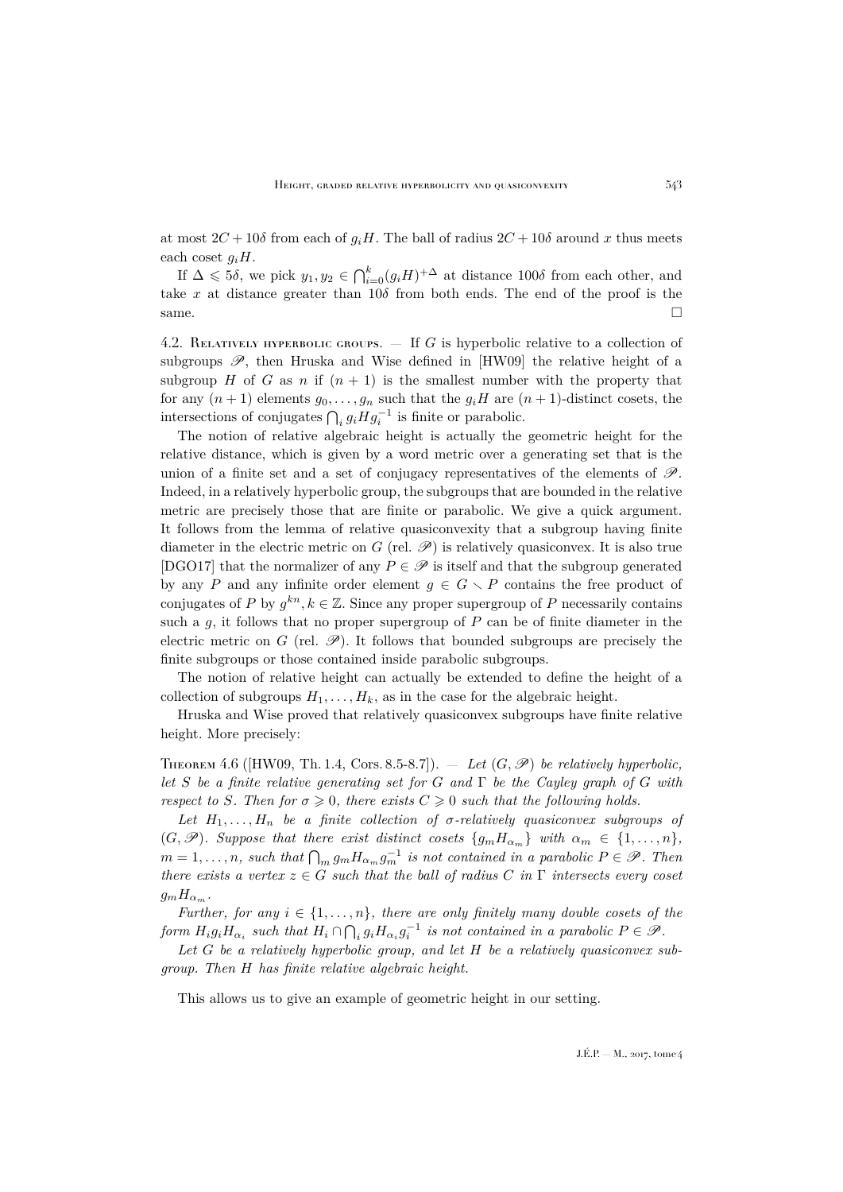at most $2C+10\delta$ from each of $g_iH$. The ball of radius $2C+10\delta$ around $x$ thus meets each coset $g_iH$.

If $\Delta \leqslant 5\delta$, we pick $y_1, y_2 \in \bigcap_{i=0}^{k} (g_iH)^{+\Delta}$ at distance $100\delta$ from each other, and take $x$ at distance greater than $10\delta$ from both ends. The end of the proof is the same. $\square$

4.2. Relatively hyperbolic groups. — If $G$ is hyperbolic relative to a collection of subgroups $\mathscr{P}$, then Hruska and Wise defined in [HW09] the relative height of a subgroup $H$ of $G$ as $n$ if $(n+1)$ is the smallest number with the property that for any $(n+1)$ elements $g_0, \ldots, g_n$ such that the $g_iH$ are $(n+1)$-distinct cosets, the intersections of conjugates $\bigcap_i g_iHg_i^{-1}$ is finite or parabolic.

The notion of relative algebraic height is actually the geometric height for the relative distance, which is given by a word metric over a generating set that is the union of a finite set and a set of conjugacy representatives of the elements of $\mathscr{P}$. Indeed, in a relatively hyperbolic group, the subgroups that are bounded in the relative metric are precisely those that are finite or parabolic. We give a quick argument. It follows from the lemma of relative quasiconvexity that a subgroup having finite diameter in the electric metric on $G$ (rel. $\mathscr{P}$) is relatively quasiconvex. It is also true [DGO17] that the normalizer of any $P \in \mathscr{P}$ is itself and that the subgroup generated by any $P$ and any infinite order element $g \in G \smallsetminus P$ contains the free product of conjugates of $P$ by $g^{kn}, k \in \mathbb{Z}$. Since any proper supergroup of $P$ necessarily contains such a $g$, it follows that no proper supergroup of $P$ can be of finite diameter in the electric metric on $G$ (rel. $\mathscr{P}$). It follows that bounded subgroups are precisely the finite subgroups or those contained inside parabolic subgroups.

The notion of relative height can actually be extended to define the height of a collection of subgroups $H_1, \ldots, H_k$, as in the case for the algebraic height.

Hruska and Wise proved that relatively quasiconvex subgroups have finite relative height. More precisely:

Theorem 4.6 ([HW09, Th. 1.4, Cors. 8.5-8.7]). — *Let $(G, \mathscr{P})$ be relatively hyperbolic, let $S$ be a finite relative generating set for $G$ and $\Gamma$ be the Cayley graph of $G$ with respect to $S$. Then for $\sigma \geqslant 0$, there exists $C \geqslant 0$ such that the following holds.*

*Let $H_1, \ldots, H_n$ be a finite collection of $\sigma$-relatively quasiconvex subgroups of $(G, \mathscr{P})$. Suppose that there exist distinct cosets $\{g_mH_{\alpha_m}\}$ with $\alpha_m \in \{1, \ldots, n\}$, $m = 1, \ldots, n$, such that $\bigcap_m g_mH_{\alpha_m}g_m^{-1}$ is not contained in a parabolic $P \in \mathscr{P}$. Then there exists a vertex $z \in G$ such that the ball of radius $C$ in $\Gamma$ intersects every coset $g_mH_{\alpha_m}$.*

*Further, for any $i \in \{1, \ldots, n\}$, there are only finitely many double cosets of the form $H_ig_iH_{\alpha_i}$ such that $H_i \cap \bigcap_i g_iH_{\alpha_i}g_i^{-1}$ is not contained in a parabolic $P \in \mathscr{P}$.*

*Let $G$ be a relatively hyperbolic group, and let $H$ be a relatively quasiconvex subgroup. Then $H$ has finite relative algebraic height.*

This allows us to give an example of geometric height in our setting.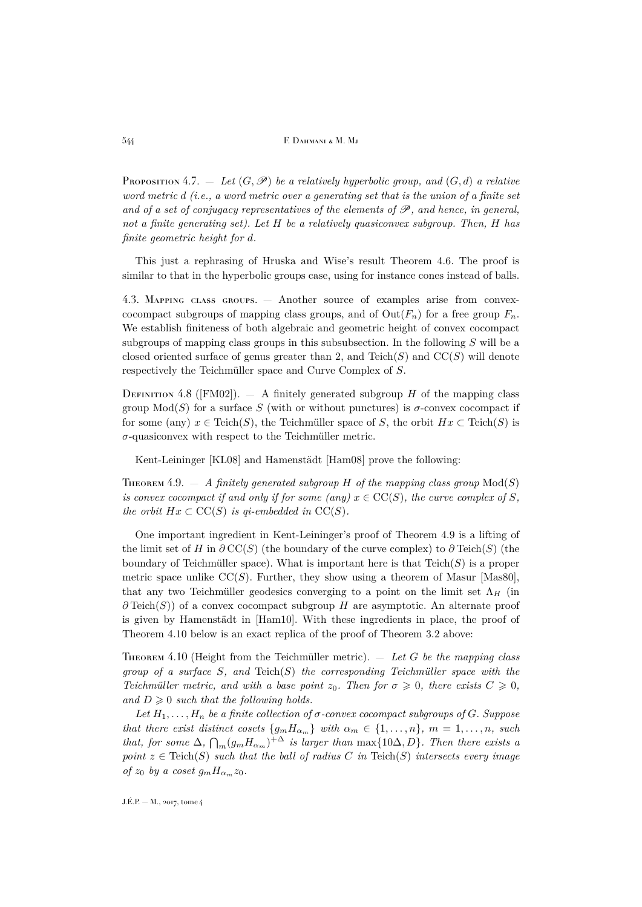**Proposition 4.7.** — *Let $(G, \mathscr{P})$ be a relatively hyperbolic group, and $(G, d)$ a relative word metric $d$ (i.e., a word metric over a generating set that is the union of a finite set and of a set of conjugacy representatives of the elements of $\mathscr{P}$, and hence, in general, not a finite generating set). Let $H$ be a relatively quasiconvex subgroup. Then, $H$ has finite geometric height for $d$.*

This just a rephrasing of Hruska and Wise's result Theorem 4.6. The proof is similar to that in the hyperbolic groups case, using for instance cones instead of balls.

### 4.3. Mapping class groups.

— Another source of examples arise from convex-cocompact subgroups of mapping class groups, and of $\mathrm{Out}(F_n)$ for a free group $F_n$. We establish finiteness of both algebraic and geometric height of convex cocompact subgroups of mapping class groups in this subsubsection. In the following $S$ will be a closed oriented surface of genus greater than 2, and $\mathrm{Teich}(S)$ and $\mathrm{CC}(S)$ will denote respectively the Teichmüller space and Curve Complex of $S$.

**Definition 4.8** ([FM02]). — A finitely generated subgroup $H$ of the mapping class group $\mathrm{Mod}(S)$ for a surface $S$ (with or without punctures) is $\sigma$-convex cocompact if for some (any) $x \in \mathrm{Teich}(S)$, the Teichmüller space of $S$, the orbit $Hx \subset \mathrm{Teich}(S)$ is $\sigma$-quasiconvex with respect to the Teichmüller metric.

Kent-Leininger [KL08] and Hamenstädt [Ham08] prove the following:

**Theorem 4.9.** — *A finitely generated subgroup $H$ of the mapping class group $\mathrm{Mod}(S)$ is convex cocompact if and only if for some (any) $x \in \mathrm{CC}(S)$, the curve complex of $S$, the orbit $Hx \subset \mathrm{CC}(S)$ is qi-embedded in $\mathrm{CC}(S)$.*

One important ingredient in Kent-Leininger's proof of Theorem 4.9 is a lifting of the limit set of $H$ in $\partial\,\mathrm{CC}(S)$ (the boundary of the curve complex) to $\partial\,\mathrm{Teich}(S)$ (the boundary of Teichmüller space). What is important here is that $\mathrm{Teich}(S)$ is a proper metric space unlike $\mathrm{CC}(S)$. Further, they show using a theorem of Masur [Mas80], that any two Teichmüller geodesics converging to a point on the limit set $\Lambda_H$ (in $\partial\,\mathrm{Teich}(S)$) of a convex cocompact subgroup $H$ are asymptotic. An alternate proof is given by Hamenstädt in [Ham10]. With these ingredients in place, the proof of Theorem 4.10 below is an exact replica of the proof of Theorem 3.2 above:

**Theorem 4.10** (Height from the Teichmüller metric). — *Let $G$ be the mapping class group of a surface $S$, and $\mathrm{Teich}(S)$ the corresponding Teichmüller space with the Teichmüller metric, and with a base point $z_0$. Then for $\sigma \geqslant 0$, there exists $C \geqslant 0$, and $D \geqslant 0$ such that the following holds.*

*Let $H_1, \ldots, H_n$ be a finite collection of $\sigma$-convex cocompact subgroups of $G$. Suppose that there exist distinct cosets $\{g_m H_{\alpha_m}\}$ with $\alpha_m \in \{1, \ldots, n\}$, $m = 1, \ldots, n$, such that, for some $\Delta$, $\bigcap_m (g_m H_{\alpha_m})^{+\Delta}$ is larger than $\max\{10\Delta, D\}$. Then there exists a point $z \in \mathrm{Teich}(S)$ such that the ball of radius $C$ in $\mathrm{Teich}(S)$ intersects every image of $z_0$ by a coset $g_m H_{\alpha_m} z_0$.*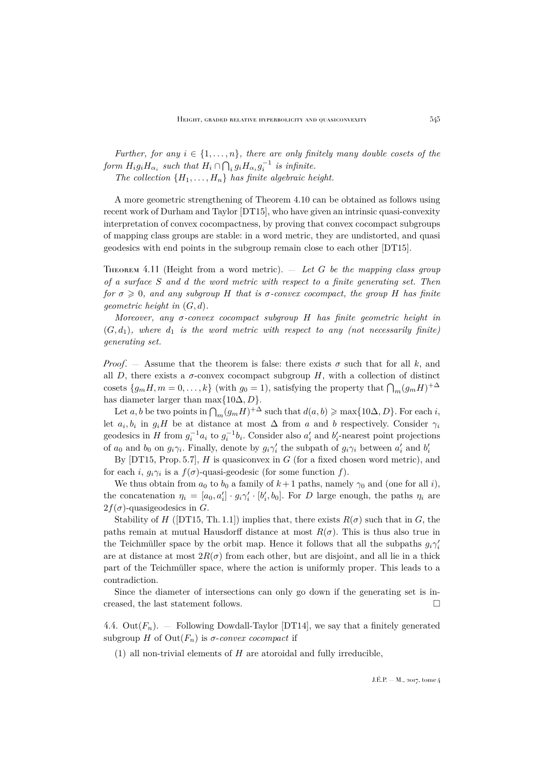*Further, for any $i \in \{1, \dots, n\}$, there are only finitely many double cosets of the form $H_i g_i H_{\alpha_i}$ such that $H_i \cap \bigcap_i g_i H_{\alpha_i} g_i^{-1}$ is infinite.*

*The collection $\{H_1, \dots, H_n\}$ has finite algebraic height.*

A more geometric strengthening of Theorem 4.10 can be obtained as follows using recent work of Durham and Taylor [DT15], who have given an intrinsic quasi-convexity interpretation of convex cocompactness, by proving that convex cocompact subgroups of mapping class groups are stable: in a word metric, they are undistorted, and quasi geodesics with end points in the subgroup remain close to each other [DT15].

Theorem 4.11 (Height from a word metric). — *Let $G$ be the mapping class group of a surface $S$ and $d$ the word metric with respect to a finite generating set. Then for $\sigma \geqslant 0$, and any subgroup $H$ that is $\sigma$-convex cocompact, the group $H$ has finite geometric height in $(G, d)$.*

*Moreover, any $\sigma$-convex cocompact subgroup $H$ has finite geometric height in $(G, d_1)$, where $d_1$ is the word metric with respect to any (not necessarily finite) generating set.*

*Proof*. — Assume that the theorem is false: there exists $\sigma$ such that for all $k$, and all $D$, there exists a $\sigma$-convex cocompact subgroup $H$, with a collection of distinct cosets $\{g_m H, m = 0, \dots, k\}$ (with $g_0 = 1$), satisfying the property that $\bigcap_m (g_m H)^{+\Delta}$ has diameter larger than $\max\{10\Delta, D\}$.

Let $a, b$ be two points in $\bigcap_m (g_m H)^{+\Delta}$ such that $d(a, b) \geqslant \max\{10\Delta, D\}$. For each $i$, let $a_i, b_i$ in $g_i H$ be at distance at most $\Delta$ from $a$ and $b$ respectively. Consider $\gamma_i$ geodesics in $H$ from $g_i^{-1} a_i$ to $g_i^{-1} b_i$. Consider also $a'_i$ and $b'_i$-nearest point projections of $a_0$ and $b_0$ on $g_i \gamma_i$. Finally, denote by $g_i \gamma'_i$ the subpath of $g_i \gamma_i$ between $a'_i$ and $b'_i$

By [DT15, Prop. 5.7], $H$ is quasiconvex in $G$ (for a fixed chosen word metric), and for each $i$, $g_i \gamma_i$ is a $f(\sigma)$-quasi-geodesic (for some function $f$).

We thus obtain from $a_0$ to $b_0$ a family of $k+1$ paths, namely $\gamma_0$ and (one for all $i$), the concatenation $\eta_i = [a_0, a'_i] \cdot g_i \gamma'_i \cdot [b'_i, b_0]$. For $D$ large enough, the paths $\eta_i$ are $2f(\sigma)$-quasigeodesics in $G$.

Stability of $H$ ([DT15, Th. 1.1]) implies that, there exists $R(\sigma)$ such that in $G$, the paths remain at mutual Hausdorff distance at most $R(\sigma)$. This is thus also true in the Teichmüller space by the orbit map. Hence it follows that all the subpaths $g_i \gamma'_i$ are at distance at most $2R(\sigma)$ from each other, but are disjoint, and all lie in a thick part of the Teichmüller space, where the action is uniformly proper. This leads to a contradiction.

Since the diameter of intersections can only go down if the generating set is increased, the last statement follows. □

4.4. $\mathrm{Out}(F_n)$. — Following Dowdall-Taylor [DT14], we say that a finitely generated subgroup $H$ of $\mathrm{Out}(F_n)$ is *$\sigma$-convex cocompact* if

(1) all non-trivial elements of $H$ are atoroidal and fully irreducible,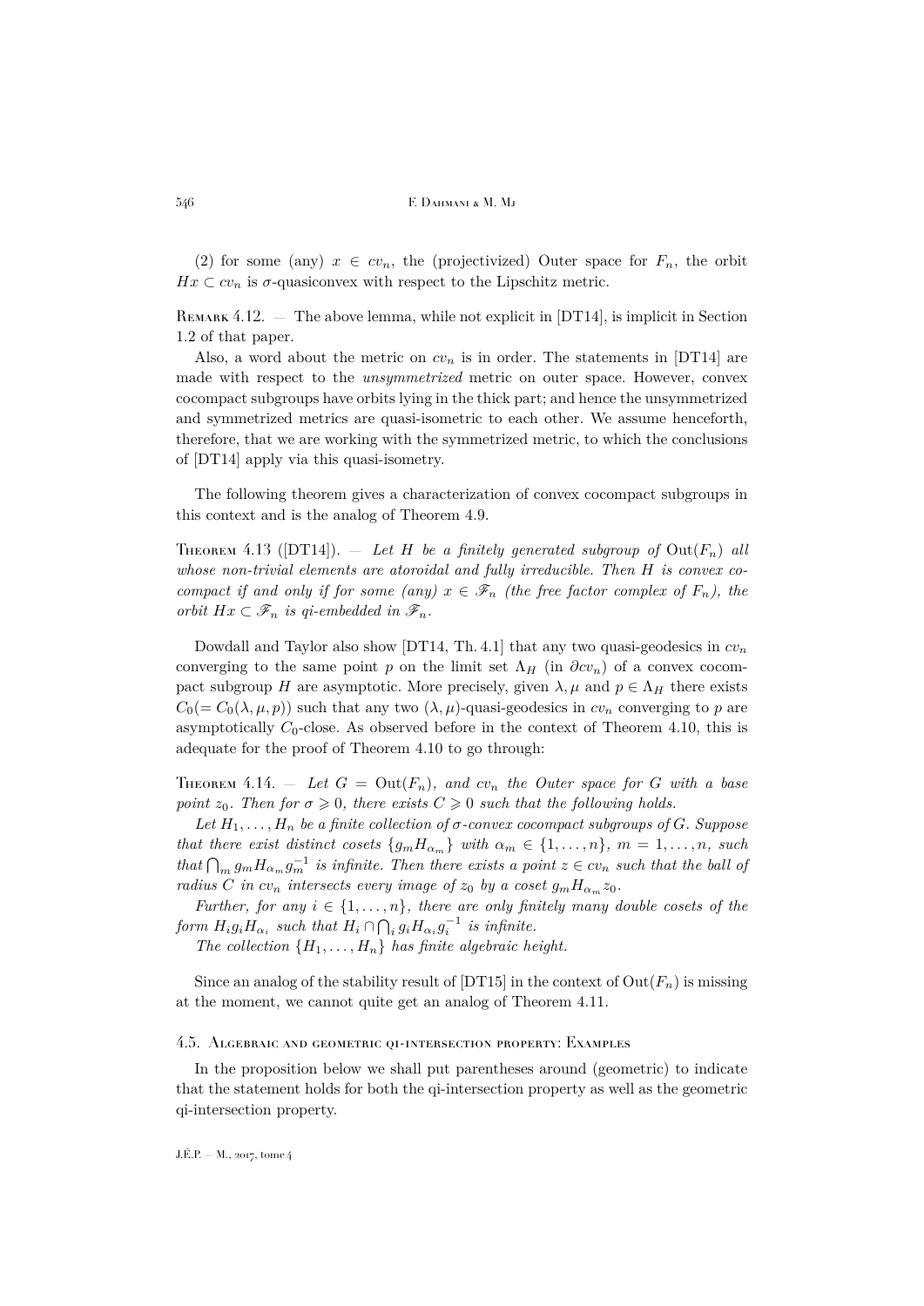(2) for some (any) $x \in cv_n$, the (projectivized) Outer space for $F_n$, the orbit $Hx \subset cv_n$ is $\sigma$-quasiconvex with respect to the Lipschitz metric.

Remark 4.12. — The above lemma, while not explicit in [DT14], is implicit in Section 1.2 of that paper.

Also, a word about the metric on $cv_n$ is in order. The statements in [DT14] are made with respect to the *unsymmetrized* metric on outer space. However, convex cocompact subgroups have orbits lying in the thick part; and hence the unsymmetrized and symmetrized metrics are quasi-isometric to each other. We assume henceforth, therefore, that we are working with the symmetrized metric, to which the conclusions of [DT14] apply via this quasi-isometry.

The following theorem gives a characterization of convex cocompact subgroups in this context and is the analog of Theorem 4.9.

Theorem 4.13 ([DT14]). — *Let $H$ be a finitely generated subgroup of $\mathrm{Out}(F_n)$ all whose non-trivial elements are atoroidal and fully irreducible. Then $H$ is convex cocompact if and only if for some (any) $x \in \mathscr{F}_n$ (the free factor complex of $F_n$), the orbit $Hx \subset \mathscr{F}_n$ is qi-embedded in $\mathscr{F}_n$.*

Dowdall and Taylor also show [DT14, Th. 4.1] that any two quasi-geodesics in $cv_n$ converging to the same point $p$ on the limit set $\Lambda_H$ (in $\partial cv_n$) of a convex cocompact subgroup $H$ are asymptotic. More precisely, given $\lambda, \mu$ and $p \in \Lambda_H$ there exists $C_0 (= C_0(\lambda, \mu, p))$ such that any two $(\lambda, \mu)$-quasi-geodesics in $cv_n$ converging to $p$ are asymptotically $C_0$-close. As observed before in the context of Theorem 4.10, this is adequate for the proof of Theorem 4.10 to go through:

Theorem 4.14. — *Let $G = \mathrm{Out}(F_n)$, and $cv_n$ the Outer space for $G$ with a base point $z_0$. Then for $\sigma \geqslant 0$, there exists $C \geqslant 0$ such that the following holds.*

*Let $H_1, \ldots, H_n$ be a finite collection of $\sigma$-convex cocompact subgroups of $G$. Suppose that there exist distinct cosets $\{g_m H_{\alpha_m}\}$ with $\alpha_m \in \{1, \ldots, n\}$, $m = 1, \ldots, n$, such that $\bigcap_m g_m H_{\alpha_m} g_m^{-1}$ is infinite. Then there exists a point $z \in cv_n$ such that the ball of radius $C$ in $cv_n$ intersects every image of $z_0$ by a coset $g_m H_{\alpha_m} z_0$.*

*Further, for any $i \in \{1, \ldots, n\}$, there are only finitely many double cosets of the form $H_i g_i H_{\alpha_i}$ such that $H_i \cap \bigcap_i g_i H_{\alpha_i} g_i^{-1}$ is infinite.*

*The collection $\{H_1, \ldots, H_n\}$ has finite algebraic height.*

Since an analog of the stability result of [DT15] in the context of $\mathrm{Out}(F_n)$ is missing at the moment, we cannot quite get an analog of Theorem 4.11.

### 4.5. Algebraic and geometric qi-intersection property: Examples

In the proposition below we shall put parentheses around (geometric) to indicate that the statement holds for both the qi-intersection property as well as the geometric qi-intersection property.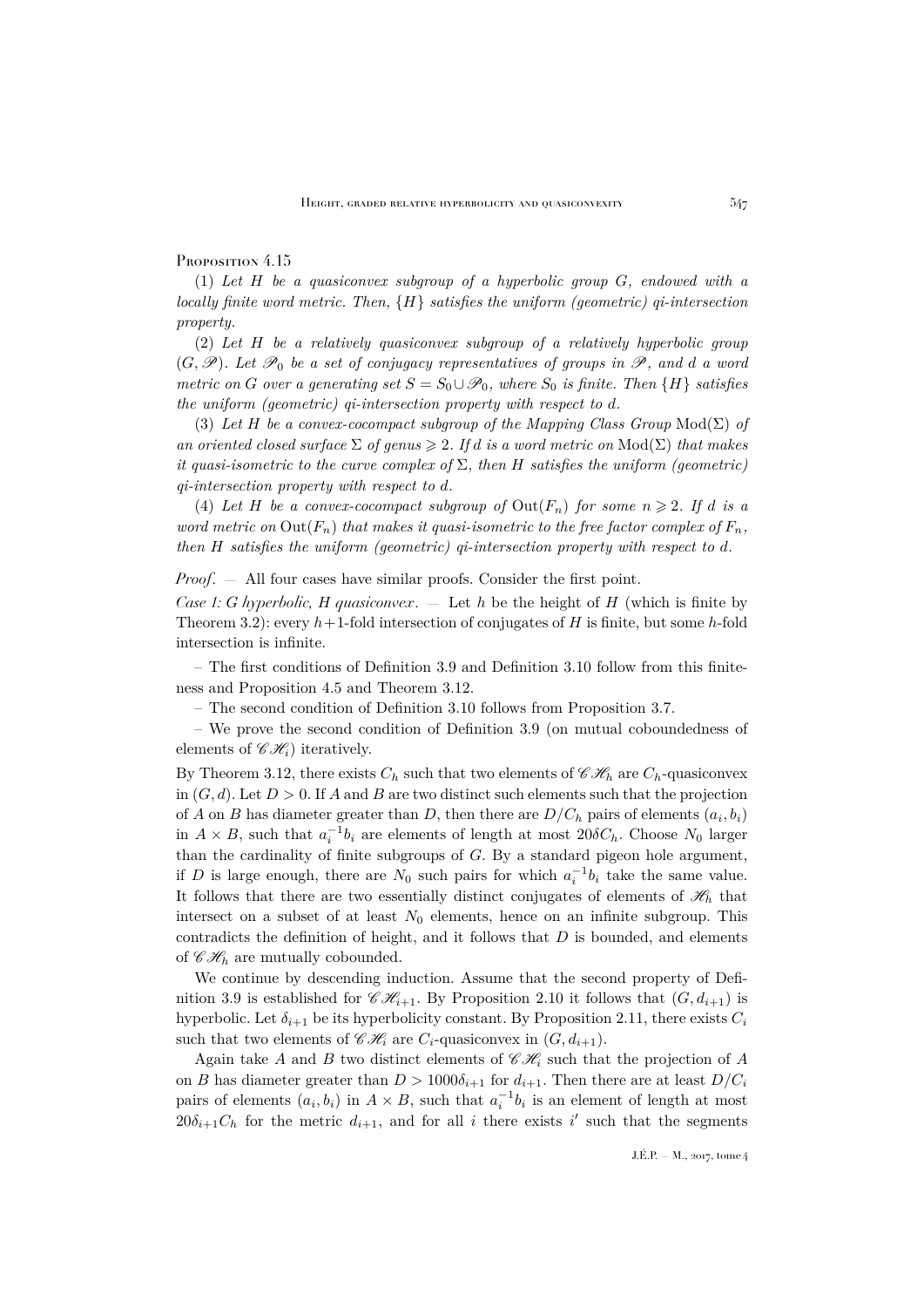Proposition 4.15

(1) *Let $H$ be a quasiconvex subgroup of a hyperbolic group $G$, endowed with a locally finite word metric. Then, $\{H\}$ satisfies the uniform (geometric) qi-intersection property.*

(2) *Let $H$ be a relatively quasiconvex subgroup of a relatively hyperbolic group $(G, \mathscr{P})$. Let $\mathscr{P}_0$ be a set of conjugacy representatives of groups in $\mathscr{P}$, and $d$ a word metric on $G$ over a generating set $S = S_0 \cup \mathscr{P}_0$, where $S_0$ is finite. Then $\{H\}$ satisfies the uniform (geometric) qi-intersection property with respect to $d$.*

(3) *Let $H$ be a convex-cocompact subgroup of the Mapping Class Group $\mathrm{Mod}(\Sigma)$ of an oriented closed surface $\Sigma$ of genus $\geqslant 2$. If $d$ is a word metric on $\mathrm{Mod}(\Sigma)$ that makes it quasi-isometric to the curve complex of $\Sigma$, then $H$ satisfies the uniform (geometric) qi-intersection property with respect to $d$.*

(4) *Let $H$ be a convex-cocompact subgroup of $\mathrm{Out}(F_n)$ for some $n \geqslant 2$. If $d$ is a word metric on $\mathrm{Out}(F_n)$ that makes it quasi-isometric to the free factor complex of $F_n$, then $H$ satisfies the uniform (geometric) qi-intersection property with respect to $d$.*

*Proof*. — All four cases have similar proofs. Consider the first point.

*Case 1: $G$ hyperbolic, $H$ quasiconvex*. — Let $h$ be the height of $H$ (which is finite by Theorem 3.2): every $h+1$-fold intersection of conjugates of $H$ is finite, but some $h$-fold intersection is infinite.

– The first conditions of Definition 3.9 and Definition 3.10 follow from this finiteness and Proposition 4.5 and Theorem 3.12.

– The second condition of Definition 3.10 follows from Proposition 3.7.

– We prove the second condition of Definition 3.9 (on mutual coboundedness of elements of $\mathscr{C}\mathscr{H}_i$) iteratively.

By Theorem 3.12, there exists $C_h$ such that two elements of $\mathscr{C}\mathscr{H}_h$ are $C_h$-quasiconvex in $(G, d)$. Let $D > 0$. If $A$ and $B$ are two distinct such elements such that the projection of $A$ on $B$ has diameter greater than $D$, then there are $D/C_h$ pairs of elements $(a_i, b_i)$ in $A \times B$, such that $a_i^{-1}b_i$ are elements of length at most $20\delta C_h$. Choose $N_0$ larger than the cardinality of finite subgroups of $G$. By a standard pigeon hole argument, if $D$ is large enough, there are $N_0$ such pairs for which $a_i^{-1}b_i$ take the same value. It follows that there are two essentially distinct conjugates of elements of $\mathscr{H}_h$ that intersect on a subset of at least $N_0$ elements, hence on an infinite subgroup. This contradicts the definition of height, and it follows that $D$ is bounded, and elements of $\mathscr{C}\mathscr{H}_h$ are mutually cobounded.

We continue by descending induction. Assume that the second property of Definition 3.9 is established for $\mathscr{C}\mathscr{H}_{i+1}$. By Proposition 2.10 it follows that $(G, d_{i+1})$ is hyperbolic. Let $\delta_{i+1}$ be its hyperbolicity constant. By Proposition 2.11, there exists $C_i$ such that two elements of $\mathscr{C}\mathscr{H}_i$ are $C_i$-quasiconvex in $(G, d_{i+1})$.

Again take $A$ and $B$ two distinct elements of $\mathscr{C}\mathscr{H}_i$ such that the projection of $A$ on $B$ has diameter greater than $D > 1000\delta_{i+1}$ for $d_{i+1}$. Then there are at least $D/C_i$ pairs of elements $(a_i, b_i)$ in $A \times B$, such that $a_i^{-1}b_i$ is an element of length at most $20\delta_{i+1}C_h$ for the metric $d_{i+1}$, and for all $i$ there exists $i'$ such that the segments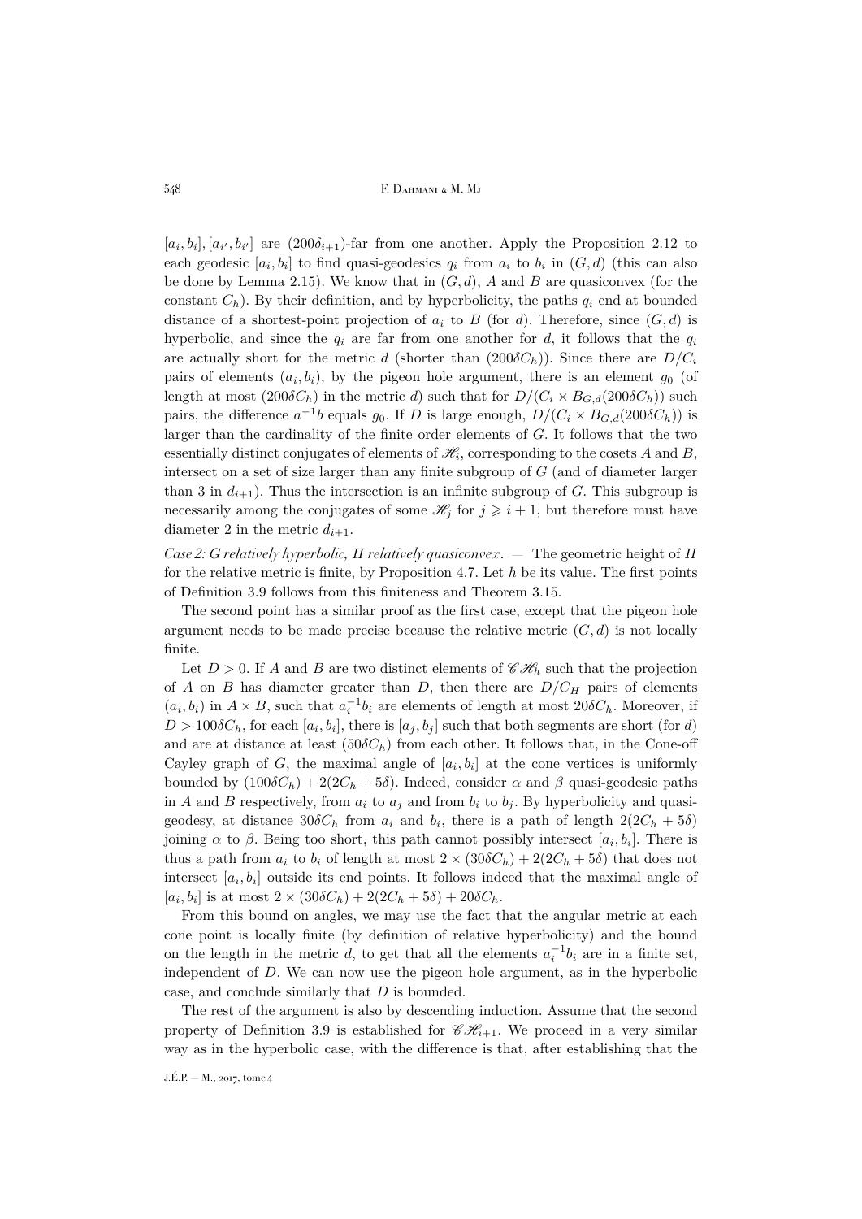$[a_i, b_i], [a_{i'}, b_{i'}]$ are $(200\delta_{i+1})$-far from one another. Apply the Proposition 2.12 to each geodesic $[a_i, b_i]$ to find quasi-geodesics $q_i$ from $a_i$ to $b_i$ in $(G, d)$ (this can also be done by Lemma 2.15). We know that in $(G, d)$, $A$ and $B$ are quasiconvex (for the constant $C_h$). By their definition, and by hyperbolicity, the paths $q_i$ end at bounded distance of a shortest-point projection of $a_i$ to $B$ (for $d$). Therefore, since $(G, d)$ is hyperbolic, and since the $q_i$ are far from one another for $d$, it follows that the $q_i$ are actually short for the metric $d$ (shorter than $(200\delta C_h)$). Since there are $D/C_i$ pairs of elements $(a_i, b_i)$, by the pigeon hole argument, there is an element $g_0$ (of length at most $(200\delta C_h)$ in the metric $d$) such that for $D/(C_i \times B_{G,d}(200\delta C_h))$ such pairs, the difference $a^{-1}b$ equals $g_0$. If $D$ is large enough, $D/(C_i \times B_{G,d}(200\delta C_h))$ is larger than the cardinality of the finite order elements of $G$. It follows that the two essentially distinct conjugates of elements of $\mathscr{H}_i$, corresponding to the cosets $A$ and $B$, intersect on a set of size larger than any finite subgroup of $G$ (and of diameter larger than 3 in $d_{i+1}$). Thus the intersection is an infinite subgroup of $G$. This subgroup is necessarily among the conjugates of some $\mathscr{H}_j$ for $j \geqslant i+1$, but therefore must have diameter 2 in the metric $d_{i+1}$.

*Case 2: G relatively hyperbolic, H relatively quasiconvex*. — The geometric height of $H$ for the relative metric is finite, by Proposition 4.7. Let $h$ be its value. The first points of Definition 3.9 follows from this finiteness and Theorem 3.15.

The second point has a similar proof as the first case, except that the pigeon hole argument needs to be made precise because the relative metric $(G, d)$ is not locally finite.

Let $D > 0$. If $A$ and $B$ are two distinct elements of $\mathscr{C}\mathscr{H}_h$ such that the projection of $A$ on $B$ has diameter greater than $D$, then there are $D/C_H$ pairs of elements $(a_i, b_i)$ in $A \times B$, such that $a_i^{-1}b_i$ are elements of length at most $20\delta C_h$. Moreover, if $D > 100\delta C_h$, for each $[a_i, b_i]$, there is $[a_j, b_j]$ such that both segments are short (for $d$) and are at distance at least $(50\delta C_h)$ from each other. It follows that, in the Cone-off Cayley graph of $G$, the maximal angle of $[a_i, b_i]$ at the cone vertices is uniformly bounded by $(100\delta C_h) + 2(2C_h + 5\delta)$. Indeed, consider $\alpha$ and $\beta$ quasi-geodesic paths in $A$ and $B$ respectively, from $a_i$ to $a_j$ and from $b_i$ to $b_j$. By hyperbolicity and quasi-geodesy, at distance $30\delta C_h$ from $a_i$ and $b_i$, there is a path of length $2(2C_h + 5\delta)$ joining $\alpha$ to $\beta$. Being too short, this path cannot possibly intersect $[a_i, b_i]$. There is thus a path from $a_i$ to $b_i$ of length at most $2 \times (30\delta C_h) + 2(2C_h + 5\delta)$ that does not intersect $[a_i, b_i]$ outside its end points. It follows indeed that the maximal angle of $[a_i, b_i]$ is at most $2 \times (30\delta C_h) + 2(2C_h + 5\delta) + 20\delta C_h$.

From this bound on angles, we may use the fact that the angular metric at each cone point is locally finite (by definition of relative hyperbolicity) and the bound on the length in the metric $d$, to get that all the elements $a_i^{-1}b_i$ are in a finite set, independent of $D$. We can now use the pigeon hole argument, as in the hyperbolic case, and conclude similarly that $D$ is bounded.

The rest of the argument is also by descending induction. Assume that the second property of Definition 3.9 is established for $\mathscr{C}\mathscr{H}_{i+1}$. We proceed in a very similar way as in the hyperbolic case, with the difference is that, after establishing that the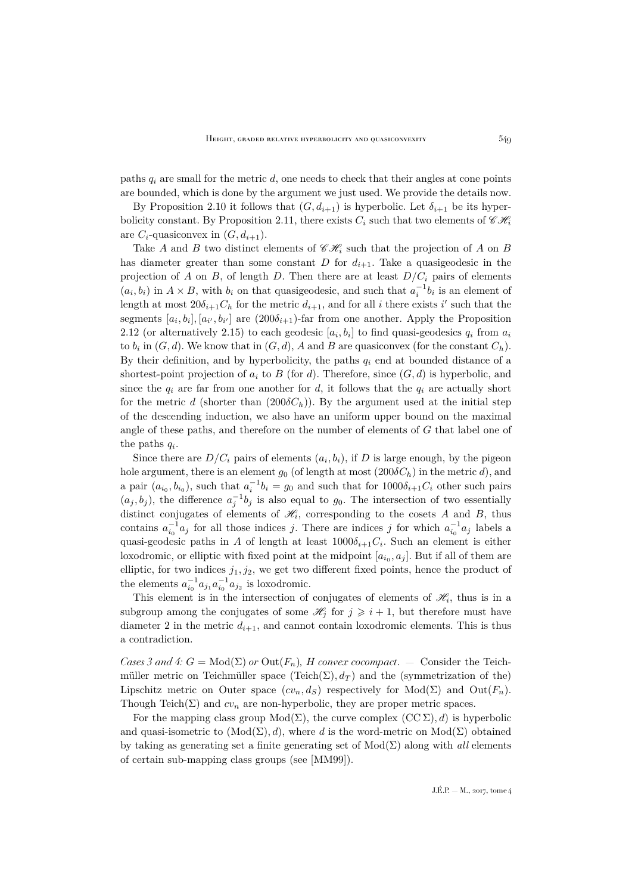paths $q_i$ are small for the metric $d$, one needs to check that their angles at cone points are bounded, which is done by the argument we just used. We provide the details now.

By Proposition 2.10 it follows that $(G, d_{i+1})$ is hyperbolic. Let $\delta_{i+1}$ be its hyperbolicity constant. By Proposition 2.11, there exists $C_i$ such that two elements of $\mathscr{C}\mathscr{H}_i$ are $C_i$-quasiconvex in $(G, d_{i+1})$.

Take $A$ and $B$ two distinct elements of $\mathscr{C}\mathscr{H}_i$ such that the projection of $A$ on $B$ has diameter greater than some constant $D$ for $d_{i+1}$. Take a quasigeodesic in the projection of $A$ on $B$, of length $D$. Then there are at least $D/C_i$ pairs of elements $(a_i, b_i)$ in $A \times B$, with $b_i$ on that quasigeodesic, and such that $a_i^{-1}b_i$ is an element of length at most $20\delta_{i+1}C_h$ for the metric $d_{i+1}$, and for all $i$ there exists $i'$ such that the segments $[a_i, b_i], [a_{i'}, b_{i'}]$ are $(200\delta_{i+1})$-far from one another. Apply the Proposition 2.12 (or alternatively 2.15) to each geodesic $[a_i, b_i]$ to find quasi-geodesics $q_i$ from $a_i$ to $b_i$ in $(G, d)$. We know that in $(G, d)$, $A$ and $B$ are quasiconvex (for the constant $C_h$). By their definition, and by hyperbolicity, the paths $q_i$ end at bounded distance of a shortest-point projection of $a_i$ to $B$ (for $d$). Therefore, since $(G, d)$ is hyperbolic, and since the $q_i$ are far from one another for $d$, it follows that the $q_i$ are actually short for the metric $d$ (shorter than $(200\delta C_h)$). By the argument used at the initial step of the descending induction, we also have an uniform upper bound on the maximal angle of these paths, and therefore on the number of elements of $G$ that label one of the paths $q_i$.

Since there are $D/C_i$ pairs of elements $(a_i, b_i)$, if $D$ is large enough, by the pigeon hole argument, there is an element $g_0$ (of length at most $(200\delta C_h)$ in the metric $d$), and a pair $(a_{i_0}, b_{i_0})$, such that $a_i^{-1}b_i = g_0$ and such that for $1000\delta_{i+1}C_i$ other such pairs $(a_j, b_j)$, the difference $a_j^{-1}b_j$ is also equal to $g_0$. The intersection of two essentially distinct conjugates of elements of $\mathscr{H}_i$, corresponding to the cosets $A$ and $B$, thus contains $a_{i_0}^{-1}a_j$ for all those indices $j$. There are indices $j$ for which $a_{i_0}^{-1}a_j$ labels a quasi-geodesic paths in $A$ of length at least $1000\delta_{i+1}C_i$. Such an element is either loxodromic, or elliptic with fixed point at the midpoint $[a_{i_0}, a_j]$. But if all of them are elliptic, for two indices $j_1, j_2$, we get two different fixed points, hence the product of the elements $a_{i_0}^{-1}a_{j_1}a_{i_0}^{-1}a_{j_2}$ is loxodromic.

This element is in the intersection of conjugates of elements of $\mathscr{H}_i$, thus is in a subgroup among the conjugates of some $\mathscr{H}_j$ for $j \geqslant i+1$, but therefore must have diameter 2 in the metric $d_{i+1}$, and cannot contain loxodromic elements. This is thus a contradiction.

*Cases 3 and 4: $G = \mathrm{Mod}(\Sigma)$ or $\mathrm{Out}(F_n)$, $H$ convex cocompact.* — Consider the Teichmüller metric on Teichmüller space $(\mathrm{Teich}(\Sigma), d_T)$ and the (symmetrization of the) Lipschitz metric on Outer space $(cv_n, d_S)$ respectively for $\mathrm{Mod}(\Sigma)$ and $\mathrm{Out}(F_n)$. Though $\mathrm{Teich}(\Sigma)$ and $cv_n$ are non-hyperbolic, they are proper metric spaces.

For the mapping class group $\mathrm{Mod}(\Sigma)$, the curve complex $(\mathrm{CC}\,\Sigma), d)$ is hyperbolic and quasi-isometric to $(\mathrm{Mod}(\Sigma), d)$, where $d$ is the word-metric on $\mathrm{Mod}(\Sigma)$ obtained by taking as generating set a finite generating set of $\mathrm{Mod}(\Sigma)$ along with *all* elements of certain sub-mapping class groups (see [MM99]).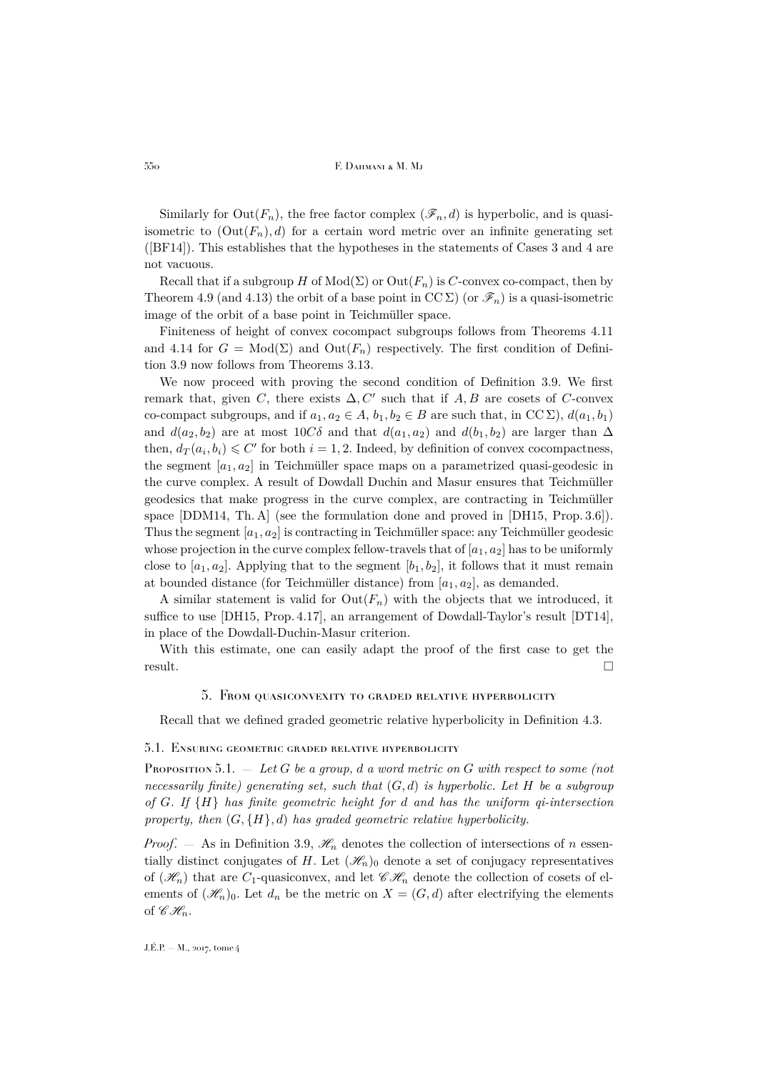Similarly for $\mathrm{Out}(F_n)$, the free factor complex $(\mathscr{F}_n, d)$ is hyperbolic, and is quasi-isometric to $(\mathrm{Out}(F_n), d)$ for a certain word metric over an infinite generating set ([BF14]). This establishes that the hypotheses in the statements of Cases 3 and 4 are not vacuous.

Recall that if a subgroup $H$ of $\mathrm{Mod}(\Sigma)$ or $\mathrm{Out}(F_n)$ is $C$-convex co-compact, then by Theorem 4.9 (and 4.13) the orbit of a base point in $\mathrm{CC}\,\Sigma$) (or $\mathscr{F}_n$) is a quasi-isometric image of the orbit of a base point in Teichmüller space.

Finiteness of height of convex cocompact subgroups follows from Theorems 4.11 and 4.14 for $G = \mathrm{Mod}(\Sigma)$ and $\mathrm{Out}(F_n)$ respectively. The first condition of Definition 3.9 now follows from Theorems 3.13.

We now proceed with proving the second condition of Definition 3.9. We first remark that, given $C$, there exists $\Delta, C'$ such that if $A, B$ are cosets of $C$-convex co-compact subgroups, and if $a_1, a_2 \in A$, $b_1, b_2 \in B$ are such that, in $\mathrm{CC}\,\Sigma$), $d(a_1, b_1)$ and $d(a_2, b_2)$ are at most $10C\delta$ and that $d(a_1, a_2)$ and $d(b_1, b_2)$ are larger than $\Delta$ then, $d_T(a_i, b_i) \leqslant C'$ for both $i = 1, 2$. Indeed, by definition of convex cocompactness, the segment $[a_1, a_2]$ in Teichmüller space maps on a parametrized quasi-geodesic in the curve complex. A result of Dowdall Duchin and Masur ensures that Teichmüller geodesics that make progress in the curve complex, are contracting in Teichmüller space [DDM14, Th. A] (see the formulation done and proved in [DH15, Prop. 3.6]). Thus the segment $[a_1, a_2]$ is contracting in Teichmüller space: any Teichmüller geodesic whose projection in the curve complex fellow-travels that of $[a_1, a_2]$ has to be uniformly close to $[a_1, a_2]$. Applying that to the segment $[b_1, b_2]$, it follows that it must remain at bounded distance (for Teichmüller distance) from $[a_1, a_2]$, as demanded.

A similar statement is valid for $\mathrm{Out}(F_n)$ with the objects that we introduced, it suffice to use [DH15, Prop. 4.17], an arrangement of Dowdall-Taylor's result [DT14], in place of the Dowdall-Duchin-Masur criterion.

With this estimate, one can easily adapt the proof of the first case to get the result. □

## 5. From quasiconvexity to graded relative hyperbolicity

Recall that we defined graded geometric relative hyperbolicity in Definition 4.3.

### 5.1. Ensuring geometric graded relative hyperbolicity

**Proposition 5.1.** — *Let $G$ be a group, $d$ a word metric on $G$ with respect to some (not necessarily finite) generating set, such that $(G, d)$ is hyperbolic. Let $H$ be a subgroup of $G$. If $\{H\}$ has finite geometric height for $d$ and has the uniform qi-intersection property, then $(G, \{H\}, d)$ has graded geometric relative hyperbolicity.*

*Proof.* — As in Definition 3.9, $\mathscr{H}_n$ denotes the collection of intersections of $n$ essentially distinct conjugates of $H$. Let $(\mathscr{H}_n)_0$ denote a set of conjugacy representatives of $(\mathscr{H}_n)$ that are $C_1$-quasiconvex, and let $\mathscr{C}\mathscr{H}_n$ denote the collection of cosets of elements of $(\mathscr{H}_n)_0$. Let $d_n$ be the metric on $X = (G, d)$ after electrifying the elements of $\mathscr{C}\mathscr{H}_n$.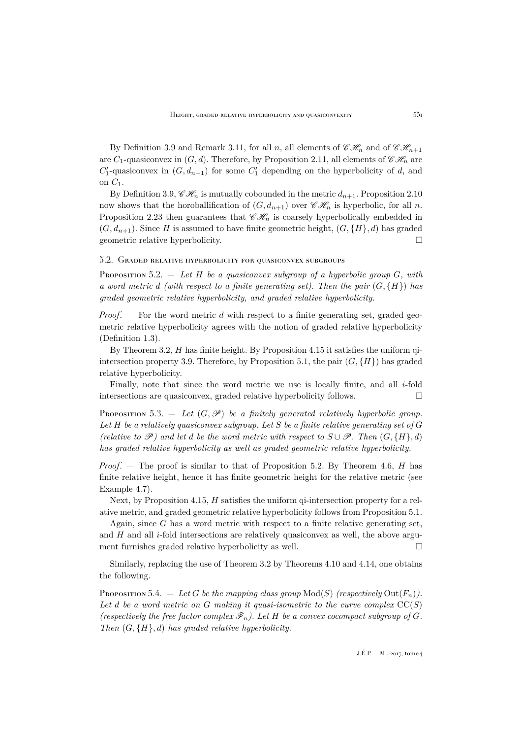By Definition 3.9 and Remark 3.11, for all $n$, all elements of $\mathscr{C}\mathscr{H}_n$ and of $\mathscr{C}\mathscr{H}_{n+1}$ are $C_1$-quasiconvex in $(G, d)$. Therefore, by Proposition 2.11, all elements of $\mathscr{C}\mathscr{H}_n$ are $C_1'$-quasiconvex in $(G, d_{n+1})$ for some $C_1'$ depending on the hyperbolicity of $d$, and on $C_1$.

By Definition 3.9, $\mathscr{C}\mathscr{H}_n$ is mutually cobounded in the metric $d_{n+1}$. Proposition 2.10 now shows that the horoballification of $(G, d_{n+1})$ over $\mathscr{C}\mathscr{H}_n$ is hyperbolic, for all $n$. Proposition 2.23 then guarantees that $\mathscr{C}\mathscr{H}_n$ is coarsely hyperbolically embedded in $(G, d_{n+1})$. Since $H$ is assumed to have finite geometric height, $(G, \{H\}, d)$ has graded geometric relative hyperbolicity. □

### 5.2. Graded relative hyperbolicity for quasiconvex subgroups

Proposition 5.2. — *Let $H$ be a quasiconvex subgroup of a hyperbolic group $G$, with a word metric $d$ (with respect to a finite generating set). Then the pair $(G, \{H\})$ has graded geometric relative hyperbolicity, and graded relative hyperbolicity.*

*Proof.* — For the word metric $d$ with respect to a finite generating set, graded geometric relative hyperbolicity agrees with the notion of graded relative hyperbolicity (Definition 1.3).

By Theorem 3.2, $H$ has finite height. By Proposition 4.15 it satisfies the uniform qi-intersection property 3.9. Therefore, by Proposition 5.1, the pair $(G, \{H\})$ has graded relative hyperbolicity.

Finally, note that since the word metric we use is locally finite, and all $i$-fold intersections are quasiconvex, graded relative hyperbolicity follows. □

Proposition 5.3. — *Let $(G, \mathscr{P})$ be a finitely generated relatively hyperbolic group. Let $H$ be a relatively quasiconvex subgroup. Let $S$ be a finite relative generating set of $G$ (relative to $\mathscr{P}$) and let $d$ be the word metric with respect to $S \cup \mathscr{P}$. Then $(G, \{H\}, d)$ has graded relative hyperbolicity as well as graded geometric relative hyperbolicity.*

*Proof.* — The proof is similar to that of Proposition 5.2. By Theorem 4.6, $H$ has finite relative height, hence it has finite geometric height for the relative metric (see Example 4.7).

Next, by Proposition 4.15, $H$ satisfies the uniform qi-intersection property for a relative metric, and graded geometric relative hyperbolicity follows from Proposition 5.1.

Again, since $G$ has a word metric with respect to a finite relative generating set, and $H$ and all $i$-fold intersections are relatively quasiconvex as well, the above argument furnishes graded relative hyperbolicity as well. □

Similarly, replacing the use of Theorem 3.2 by Theorems 4.10 and 4.14, one obtains the following.

Proposition 5.4. — *Let $G$ be the mapping class group $\mathrm{Mod}(S)$ (respectively $\mathrm{Out}(F_n)$). Let $d$ be a word metric on $G$ making it quasi-isometric to the curve complex $\mathrm{CC}(S)$ (respectively the free factor complex $\mathscr{F}_n$). Let $H$ be a convex cocompact subgroup of $G$. Then $(G, \{H\}, d)$ has graded relative hyperbolicity.*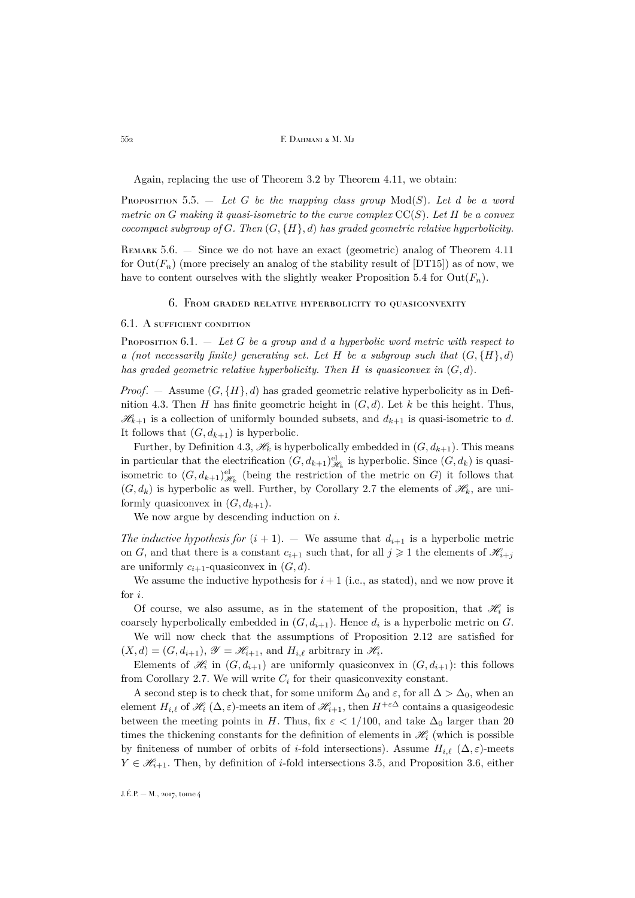Again, replacing the use of Theorem 3.2 by Theorem 4.11, we obtain:

Proposition 5.5. — *Let $G$ be the mapping class group $\mathrm{Mod}(S)$. Let $d$ be a word metric on $G$ making it quasi-isometric to the curve complex $\mathrm{CC}(S)$. Let $H$ be a convex cocompact subgroup of $G$. Then $(G, \{H\}, d)$ has graded geometric relative hyperbolicity.*

Remark 5.6. — Since we do not have an exact (geometric) analog of Theorem 4.11 for $\mathrm{Out}(F_n)$ (more precisely an analog of the stability result of [DT15]) as of now, we have to content ourselves with the slightly weaker Proposition 5.4 for $\mathrm{Out}(F_n)$.

## 6. From graded relative hyperbolicity to quasiconvexity

### 6.1. A sufficient condition

Proposition 6.1. — *Let $G$ be a group and $d$ a hyperbolic word metric with respect to a (not necessarily finite) generating set. Let $H$ be a subgroup such that $(G, \{H\}, d)$ has graded geometric relative hyperbolicity. Then $H$ is quasiconvex in $(G, d)$.*

*Proof*. — Assume $(G, \{H\}, d)$ has graded geometric relative hyperbolicity as in Definition 4.3. Then $H$ has finite geometric height in $(G, d)$. Let $k$ be this height. Thus, $\mathscr{H}_{k+1}$ is a collection of uniformly bounded subsets, and $d_{k+1}$ is quasi-isometric to $d$. It follows that $(G, d_{k+1})$ is hyperbolic.

Further, by Definition 4.3, $\mathscr{H}_k$ is hyperbolically embedded in $(G, d_{k+1})$. This means in particular that the electrification $(G, d_{k+1})^{\mathrm{el}}_{\mathscr{H}_k}$ is hyperbolic. Since $(G, d_k)$ is quasi-isometric to $(G, d_{k+1})^{\mathrm{el}}_{\mathscr{H}_k}$ (being the restriction of the metric on $G$) it follows that $(G, d_k)$ is hyperbolic as well. Further, by Corollary 2.7 the elements of $\mathscr{H}_k$, are uniformly quasiconvex in $(G, d_{k+1})$.

We now argue by descending induction on $i$.

*The inductive hypothesis for* $(i + 1)$. — We assume that $d_{i+1}$ is a hyperbolic metric on $G$, and that there is a constant $c_{i+1}$ such that, for all $j \geqslant 1$ the elements of $\mathscr{H}_{i+j}$ are uniformly $c_{i+1}$-quasiconvex in $(G, d)$.

We assume the inductive hypothesis for $i + 1$ (i.e., as stated), and we now prove it for $i$.

Of course, we also assume, as in the statement of the proposition, that $\mathscr{H}_i$ is coarsely hyperbolically embedded in $(G, d_{i+1})$. Hence $d_i$ is a hyperbolic metric on $G$.

We will now check that the assumptions of Proposition 2.12 are satisfied for $(X, d) = (G, d_{i+1})$, $\mathscr{Y} = \mathscr{H}_{i+1}$, and $H_{i,\ell}$ arbitrary in $\mathscr{H}_i$.

Elements of $\mathscr{H}_i$ in $(G, d_{i+1})$ are uniformly quasiconvex in $(G, d_{i+1})$: this follows from Corollary 2.7. We will write $C_i$ for their quasiconvexity constant.

A second step is to check that, for some uniform $\Delta_0$ and $\varepsilon$, for all $\Delta > \Delta_0$, when an element $H_{i,\ell}$ of $\mathscr{H}_i$ $(\Delta, \varepsilon)$-meets an item of $\mathscr{H}_{i+1}$, then $H^{+\varepsilon\Delta}$ contains a quasigeodesic between the meeting points in $H$. Thus, fix $\varepsilon < 1/100$, and take $\Delta_0$ larger than 20 times the thickening constants for the definition of elements in $\mathscr{H}_i$ (which is possible by finiteness of number of orbits of $i$-fold intersections). Assume $H_{i,\ell}$ $(\Delta, \varepsilon)$-meets $Y \in \mathscr{H}_{i+1}$. Then, by definition of $i$-fold intersections 3.5, and Proposition 3.6, either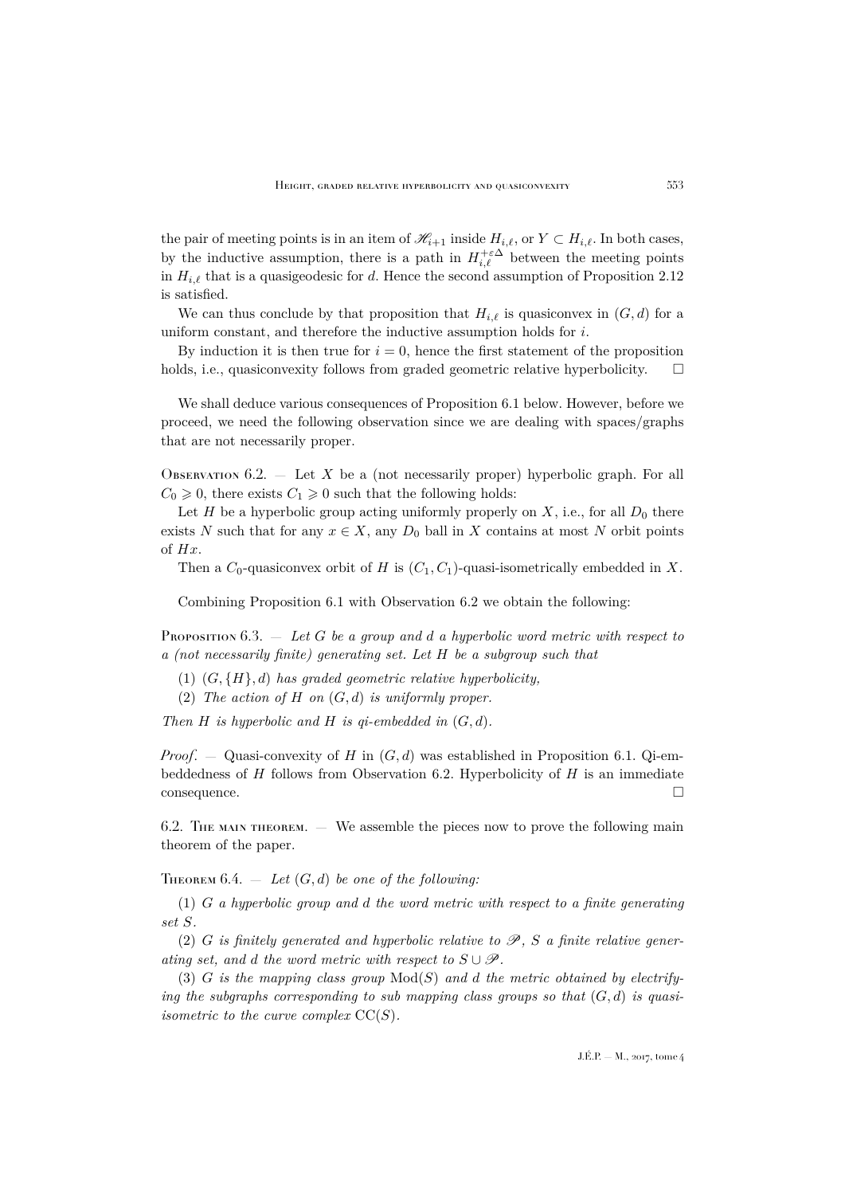the pair of meeting points is in an item of $\mathscr{H}_{i+1}$ inside $H_{i,\ell}$, or $Y \subset H_{i,\ell}$. In both cases, by the inductive assumption, there is a path in $H_{i,\ell}^{+\varepsilon\Delta}$ between the meeting points in $H_{i,\ell}$ that is a quasigeodesic for $d$. Hence the second assumption of Proposition 2.12 is satisfied.

We can thus conclude by that proposition that $H_{i,\ell}$ is quasiconvex in $(G, d)$ for a uniform constant, and therefore the inductive assumption holds for $i$.

By induction it is then true for $i = 0$, hence the first statement of the proposition holds, i.e., quasiconvexity follows from graded geometric relative hyperbolicity. $\square$

We shall deduce various consequences of Proposition 6.1 below. However, before we proceed, we need the following observation since we are dealing with spaces/graphs that are not necessarily proper.

Observation 6.2. — Let $X$ be a (not necessarily proper) hyperbolic graph. For all $C_0 \geqslant 0$, there exists $C_1 \geqslant 0$ such that the following holds:

Let $H$ be a hyperbolic group acting uniformly properly on $X$, i.e., for all $D_0$ there exists $N$ such that for any $x \in X$, any $D_0$ ball in $X$ contains at most $N$ orbit points of $Hx$.

Then a $C_0$-quasiconvex orbit of $H$ is $(C_1, C_1)$-quasi-isometrically embedded in $X$.

Combining Proposition 6.1 with Observation 6.2 we obtain the following:

Proposition 6.3. — *Let $G$ be a group and $d$ a hyperbolic word metric with respect to a (not necessarily finite) generating set. Let $H$ be a subgroup such that*

(1) *$(G, \{H\}, d)$ has graded geometric relative hyperbolicity,*

(2) *The action of $H$ on $(G, d)$ is uniformly proper.*

*Then $H$ is hyperbolic and $H$ is qi-embedded in $(G, d)$.*

*Proof*. — Quasi-convexity of $H$ in $(G, d)$ was established in Proposition 6.1. Qi-embeddedness of $H$ follows from Observation 6.2. Hyperbolicity of $H$ is an immediate consequence. $\square$

6.2. The main theorem. — We assemble the pieces now to prove the following main theorem of the paper.

Theorem 6.4. — *Let $(G, d)$ be one of the following:*

(1) *$G$ a hyperbolic group and $d$ the word metric with respect to a finite generating set $S$.*

(2) *$G$ is finitely generated and hyperbolic relative to $\mathscr{P}$, $S$ a finite relative generating set, and $d$ the word metric with respect to $S \cup \mathscr{P}$.*

(3) *$G$ is the mapping class group $\mathrm{Mod}(S)$ and $d$ the metric obtained by electrifying the subgraphs corresponding to sub mapping class groups so that $(G, d)$ is quasi-isometric to the curve complex $\mathrm{CC}(S)$.*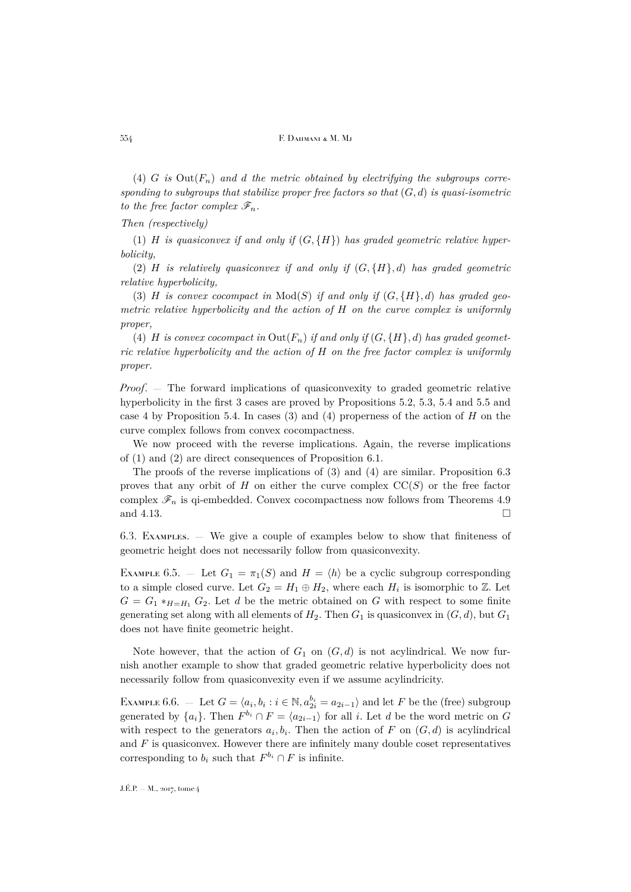(4) $G$ *is* $\mathrm{Out}(F_n)$ *and* $d$ *the metric obtained by electrifying the subgroups corresponding to subgroups that stabilize proper free factors so that* $(G,d)$ *is quasi-isometric to the free factor complex* $\mathscr{F}_n$.

*Then (respectively)*

(1) $H$ *is quasiconvex if and only if* $(G,\{H\})$ *has graded geometric relative hyperbolicity,*

(2) $H$ *is relatively quasiconvex if and only if* $(G,\{H\},d)$ *has graded geometric relative hyperbolicity,*

(3) $H$ *is convex cocompact in* $\mathrm{Mod}(S)$ *if and only if* $(G,\{H\},d)$ *has graded geometric relative hyperbolicity and the action of* $H$ *on the curve complex is uniformly proper,*

(4) $H$ *is convex cocompact in* $\mathrm{Out}(F_n)$ *if and only if* $(G,\{H\},d)$ *has graded geometric relative hyperbolicity and the action of* $H$ *on the free factor complex is uniformly proper.*

*Proof*. — The forward implications of quasiconvexity to graded geometric relative hyperbolicity in the first 3 cases are proved by Propositions 5.2, 5.3, 5.4 and 5.5 and case 4 by Proposition 5.4. In cases (3) and (4) properness of the action of $H$ on the curve complex follows from convex cocompactness.

We now proceed with the reverse implications. Again, the reverse implications of (1) and (2) are direct consequences of Proposition 6.1.

The proofs of the reverse implications of (3) and (4) are similar. Proposition 6.3 proves that any orbit of $H$ on either the curve complex $\mathrm{CC}(S)$ or the free factor complex $\mathscr{F}_n$ is qi-embedded. Convex cocompactness now follows from Theorems 4.9 and 4.13. □

6.3. Examples. — We give a couple of examples below to show that finiteness of geometric height does not necessarily follow from quasiconvexity.

Example 6.5. — Let $G_1 = \pi_1(S)$ and $H = \langle h \rangle$ be a cyclic subgroup corresponding to a simple closed curve. Let $G_2 = H_1 \oplus H_2$, where each $H_i$ is isomorphic to $\mathbb{Z}$. Let $G = G_1 *_{H=H_1} G_2$. Let $d$ be the metric obtained on $G$ with respect to some finite generating set along with all elements of $H_2$. Then $G_1$ is quasiconvex in $(G,d)$, but $G_1$ does not have finite geometric height.

Note however, that the action of $G_1$ on $(G,d)$ is not acylindrical. We now furnish another example to show that graded geometric relative hyperbolicity does not necessarily follow from quasiconvexity even if we assume acylindricity.

Example 6.6. — Let $G = \langle a_i, b_i : i \in \mathbb{N}, a_{2i}^{b_i} = a_{2i-1} \rangle$ and let $F$ be the (free) subgroup generated by $\{a_i\}$. Then $F^{b_i} \cap F = \langle a_{2i-1} \rangle$ for all $i$. Let $d$ be the word metric on $G$ with respect to the generators $a_i, b_i$. Then the action of $F$ on $(G,d)$ is acylindrical and $F$ is quasiconvex. However there are infinitely many double coset representatives corresponding to $b_i$ such that $F^{b_i} \cap F$ is infinite.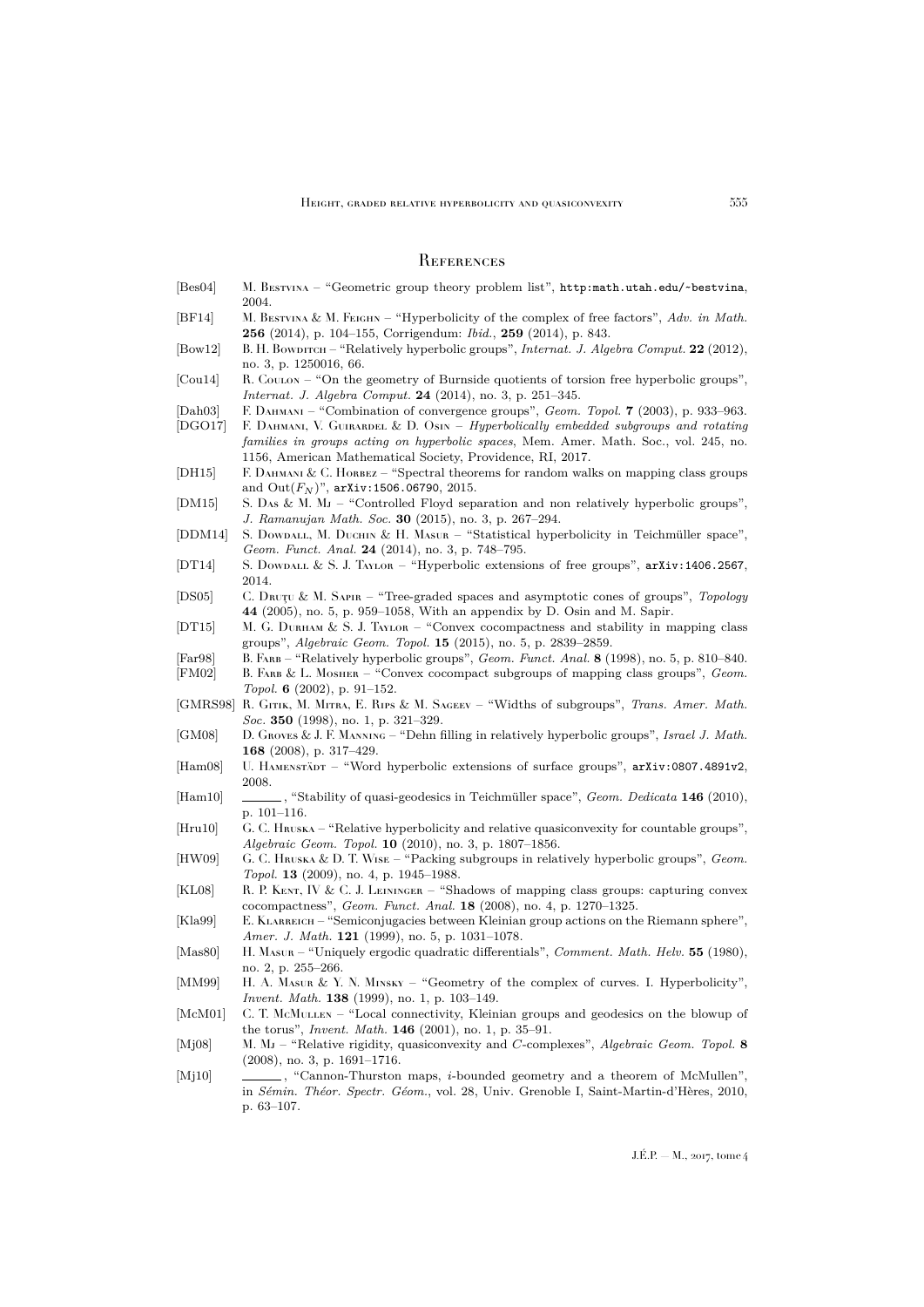## References

[Bes04] M. Bestvina – "Geometric group theory problem list", http:math.utah.edu/~bestvina, 2004.

[BF14] M. Bestvina & M. Feighn – "Hyperbolicity of the complex of free factors", *Adv. in Math.* **256** (2014), p. 104–155, Corrigendum: *Ibid.*, **259** (2014), p. 843.

[Bow12] B. H. Bowditch – "Relatively hyperbolic groups", *Internat. J. Algebra Comput.* **22** (2012), no. 3, p. 1250016, 66.

[Cou14] R. Coulon – "On the geometry of Burnside quotients of torsion free hyperbolic groups", *Internat. J. Algebra Comput.* **24** (2014), no. 3, p. 251–345.

[Dah03] F. Dahmani – "Combination of convergence groups", *Geom. Topol.* **7** (2003), p. 933–963.

[DGO17] F. Dahmani, V. Guirardel & D. Osin – *Hyperbolically embedded subgroups and rotating families in groups acting on hyperbolic spaces*, Mem. Amer. Math. Soc., vol. 245, no. 1156, American Mathematical Society, Providence, RI, 2017.

[DH15] F. Dahmani & C. Horbez – "Spectral theorems for random walks on mapping class groups and $\mathrm{Out}(F_N)$", arXiv:1506.06790, 2015.

[DM15] S. Das & M. Mj – "Controlled Floyd separation and non relatively hyperbolic groups", *J. Ramanujan Math. Soc.* **30** (2015), no. 3, p. 267–294.

[DDM14] S. Dowdall, M. Duchin & H. Masur – "Statistical hyperbolicity in Teichmüller space", *Geom. Funct. Anal.* **24** (2014), no. 3, p. 748–795.

[DT14] S. Dowdall & S. J. Taylor – "Hyperbolic extensions of free groups", arXiv:1406.2567, 2014.

[DS05] C. Druţu & M. Sapir – "Tree-graded spaces and asymptotic cones of groups", *Topology* **44** (2005), no. 5, p. 959–1058, With an appendix by D. Osin and M. Sapir.

[DT15] M. G. Durham & S. J. Taylor – "Convex cocompactness and stability in mapping class groups", *Algebraic Geom. Topol.* **15** (2015), no. 5, p. 2839–2859.

[Far98] B. Farb – "Relatively hyperbolic groups", *Geom. Funct. Anal.* **8** (1998), no. 5, p. 810–840.

[FM02] B. Farb & L. Mosher – "Convex cocompact subgroups of mapping class groups", *Geom. Topol.* **6** (2002), p. 91–152.

[GMRS98] R. Gitik, M. Mitra, E. Rips & M. Sageev – "Widths of subgroups", *Trans. Amer. Math. Soc.* **350** (1998), no. 1, p. 321–329.

[GM08] D. Groves & J. F. Manning – "Dehn filling in relatively hyperbolic groups", *Israel J. Math.* **168** (2008), p. 317–429.

[Ham08] U. Hamenstädt – "Word hyperbolic extensions of surface groups", arXiv:0807.4891v2, 2008.

[Ham10] ______, "Stability of quasi-geodesics in Teichmüller space", *Geom. Dedicata* **146** (2010), p. 101–116.

[Hru10] G. C. Hruska – "Relative hyperbolicity and relative quasiconvexity for countable groups", *Algebraic Geom. Topol.* **10** (2010), no. 3, p. 1807–1856.

[HW09] G. C. Hruska & D. T. Wise – "Packing subgroups in relatively hyperbolic groups", *Geom. Topol.* **13** (2009), no. 4, p. 1945–1988.

[KL08] R. P. Kent, IV & C. J. Leininger – "Shadows of mapping class groups: capturing convex cocompactness", *Geom. Funct. Anal.* **18** (2008), no. 4, p. 1270–1325.

[Kla99] E. Klarreich – "Semiconjugacies between Kleinian group actions on the Riemann sphere", *Amer. J. Math.* **121** (1999), no. 5, p. 1031–1078.

[Mas80] H. Masur – "Uniquely ergodic quadratic differentials", *Comment. Math. Helv.* **55** (1980), no. 2, p. 255–266.

[MM99] H. A. Masur & Y. N. Minsky – "Geometry of the complex of curves. I. Hyperbolicity", *Invent. Math.* **138** (1999), no. 1, p. 103–149.

[McM01] C. T. McMullen – "Local connectivity, Kleinian groups and geodesics on the blowup of the torus", *Invent. Math.* **146** (2001), no. 1, p. 35–91.

[Mj08] M. Mj – "Relative rigidity, quasiconvexity and $C$-complexes", *Algebraic Geom. Topol.* **8** (2008), no. 3, p. 1691–1716.

[Mj10] ______, "Cannon-Thurston maps, $i$-bounded geometry and a theorem of McMullen", in *Sémin. Théor. Spectr. Géom.*, vol. 28, Univ. Grenoble I, Saint-Martin-d'Hères, 2010, p. 63–107.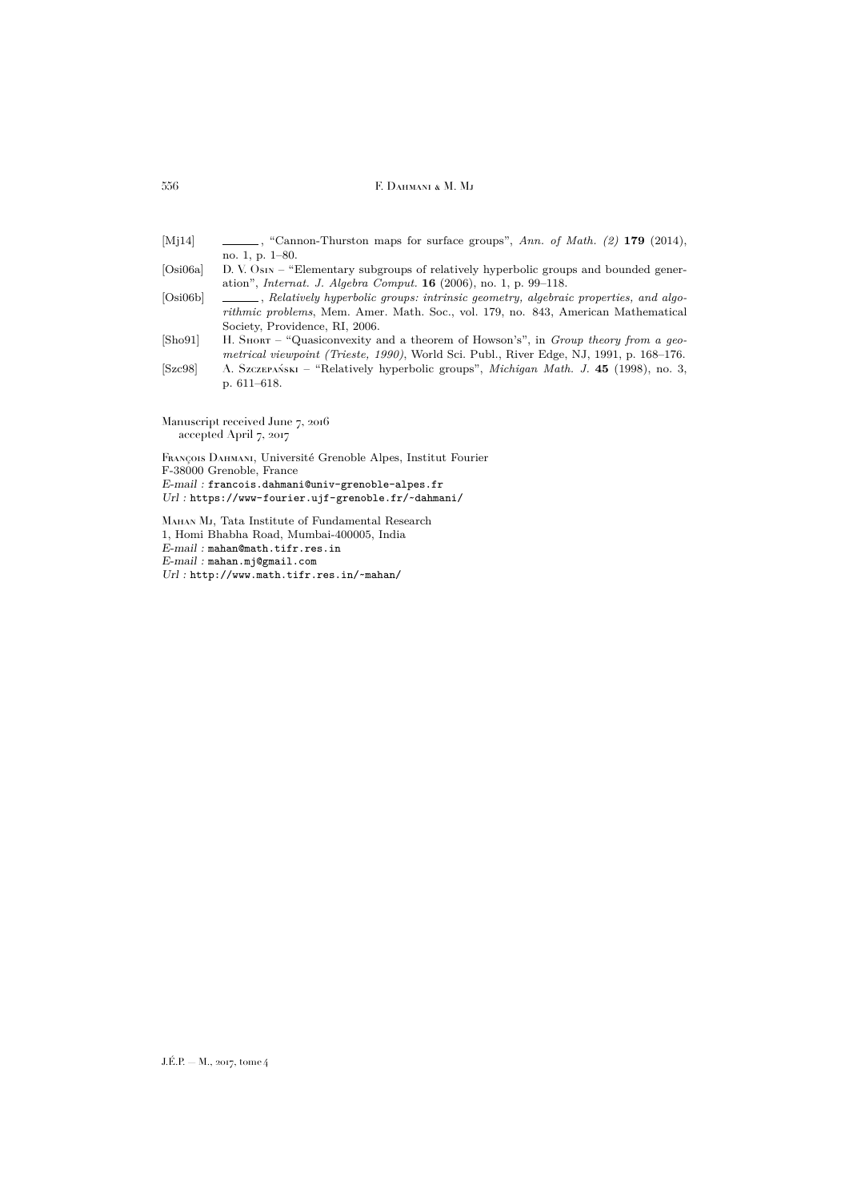[Mj14] ______, "Cannon-Thurston maps for surface groups", *Ann. of Math. (2)* **179** (2014), no. 1, p. 1–80.

[Osi06a] D. V. Osin – "Elementary subgroups of relatively hyperbolic groups and bounded generation", *Internat. J. Algebra Comput.* **16** (2006), no. 1, p. 99–118.

[Osi06b] ______, *Relatively hyperbolic groups: intrinsic geometry, algebraic properties, and algorithmic problems*, Mem. Amer. Math. Soc., vol. 179, no. 843, American Mathematical Society, Providence, RI, 2006.

[Sho91] H. Short – "Quasiconvexity and a theorem of Howson's", in *Group theory from a geometrical viewpoint (Trieste, 1990)*, World Sci. Publ., River Edge, NJ, 1991, p. 168–176.

[Szc98] A. Szczepański – "Relatively hyperbolic groups", *Michigan Math. J.* **45** (1998), no. 3, p. 611–618.

Manuscript received June 7, 2016
accepted April 7, 2017

François Dahmani, Université Grenoble Alpes, Institut Fourier
F-38000 Grenoble, France
*E-mail :* francois.dahmani@univ-grenoble-alpes.fr
*Url :* https://www-fourier.ujf-grenoble.fr/~dahmani/

Mahan Mj, Tata Institute of Fundamental Research
1, Homi Bhabha Road, Mumbai-400005, India
*E-mail :* mahan@math.tifr.res.in
*E-mail :* mahan.mj@gmail.com
*Url :* http://www.math.tifr.res.in/~mahan/